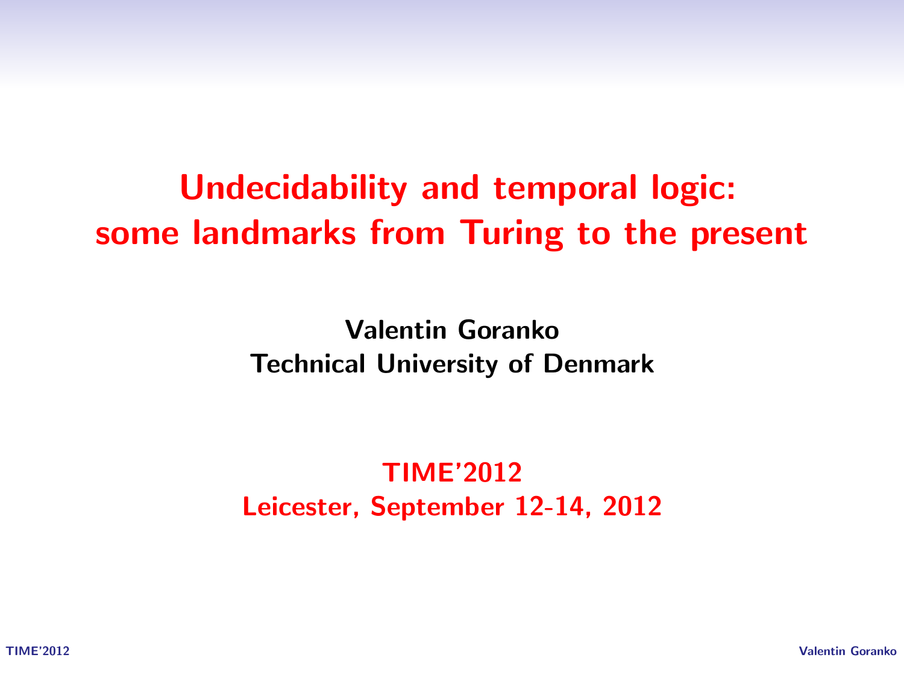# Undecidability and temporal logic: some landmarks from Turing to the present

**Valentin Goranko**
**Technical University of Denmark**

**TIME'2012**
**Leicester, September 12-14, 2012**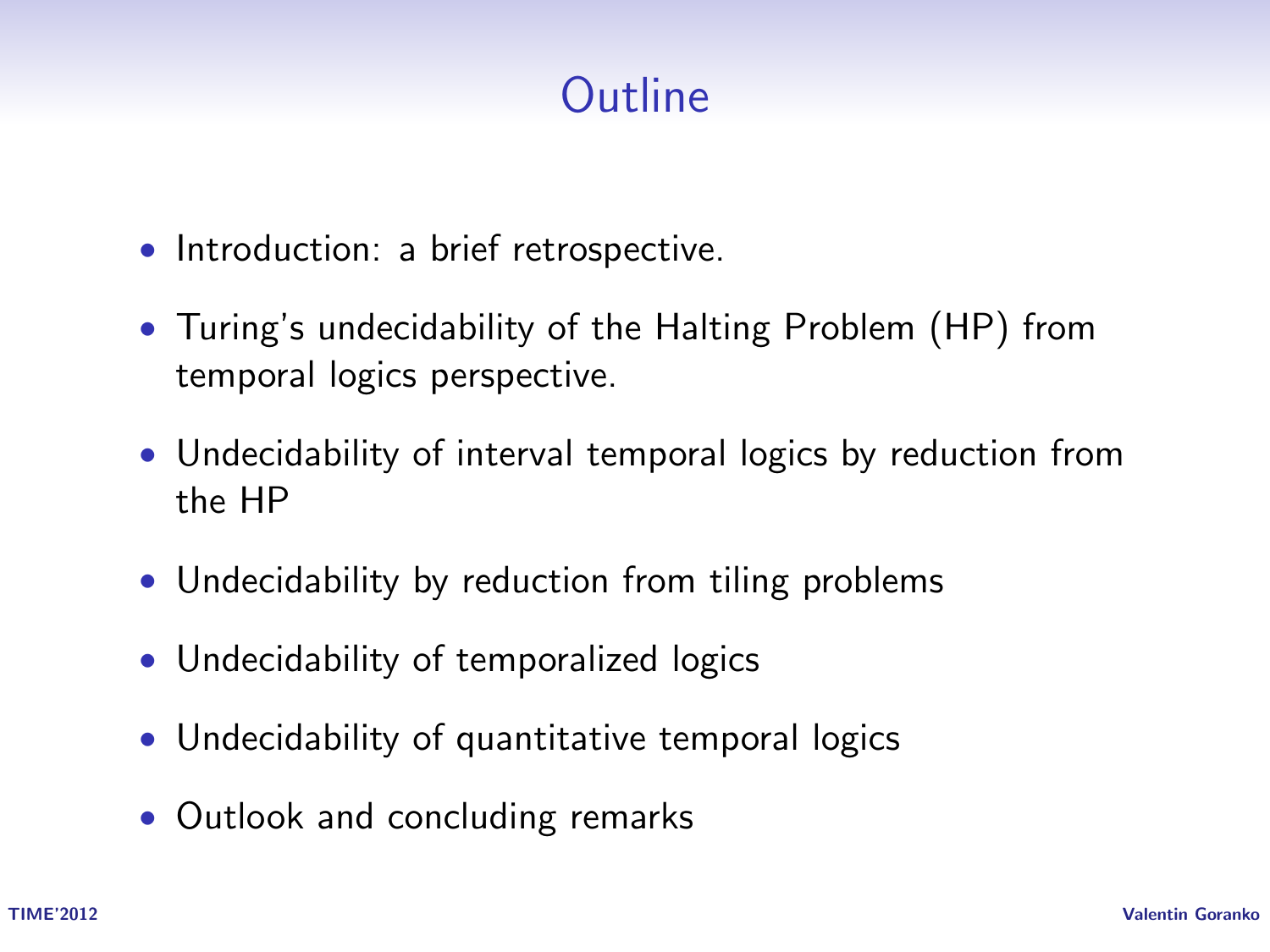# Outline

- Introduction: a brief retrospective.
- Turing's undecidability of the Halting Problem (HP) from temporal logics perspective.
- Undecidability of interval temporal logics by reduction from the HP
- Undecidability by reduction from tiling problems
- Undecidability of temporalized logics
- Undecidability of quantitative temporal logics
- Outlook and concluding remarks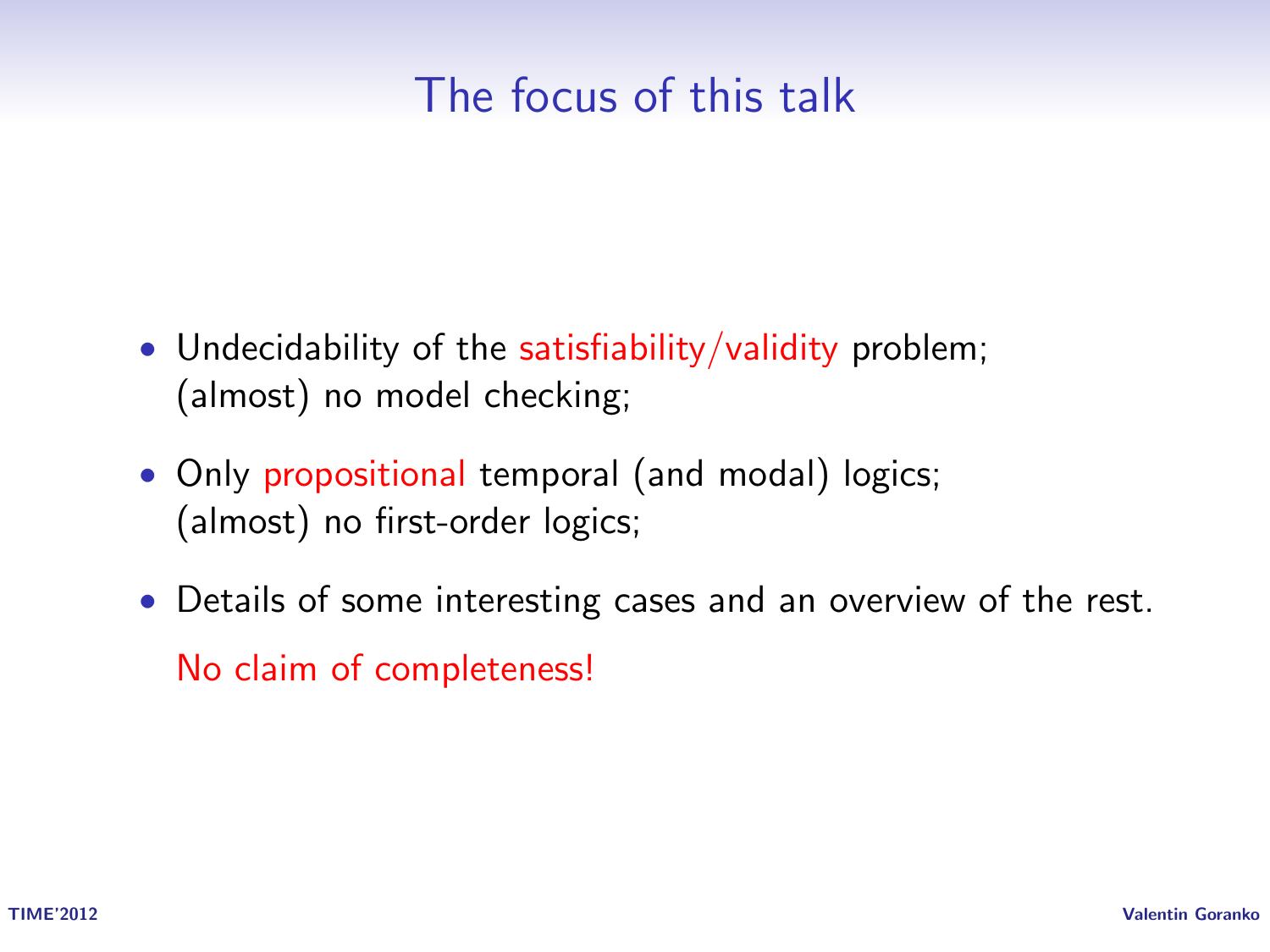# The focus of this talk

- Undecidability of the satisfiability/validity problem;
  (almost) no model checking;
- Only propositional temporal (and modal) logics;
  (almost) no first-order logics;
- Details of some interesting cases and an overview of the rest.

  No claim of completeness!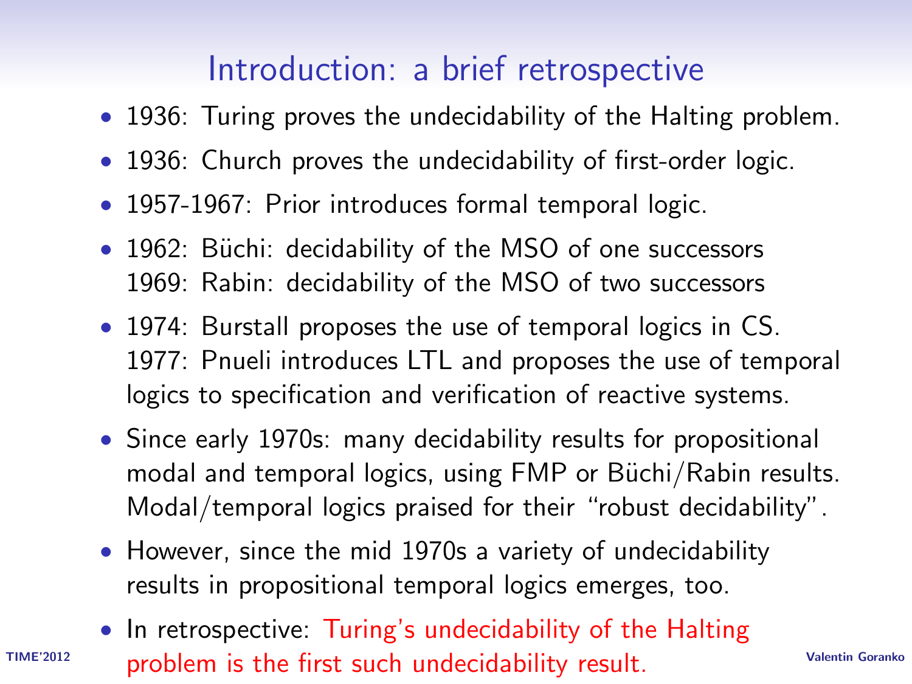# Introduction: a brief retrospective

- 1936: Turing proves the undecidability of the Halting problem.
- 1936: Church proves the undecidability of first-order logic.
- 1957-1967: Prior introduces formal temporal logic.
- 1962: Büchi: decidability of the MSO of one successors
  1969: Rabin: decidability of the MSO of two successors
- 1974: Burstall proposes the use of temporal logics in CS.
  1977: Pnueli introduces LTL and proposes the use of temporal logics to specification and verification of reactive systems.
- Since early 1970s: many decidability results for propositional modal and temporal logics, using FMP or Büchi/Rabin results. Modal/temporal logics praised for their "robust decidability".
- However, since the mid 1970s a variety of undecidability results in propositional temporal logics emerges, too.
- In retrospective: Turing's undecidability of the Halting problem is the first such undecidability result.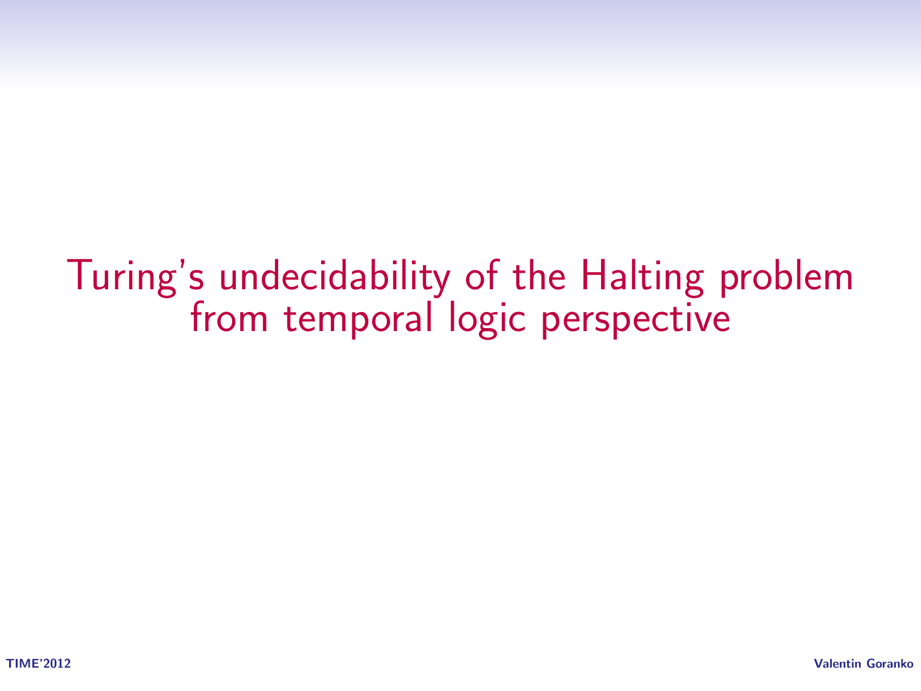# Turing's undecidability of the Halting problem from temporal logic perspective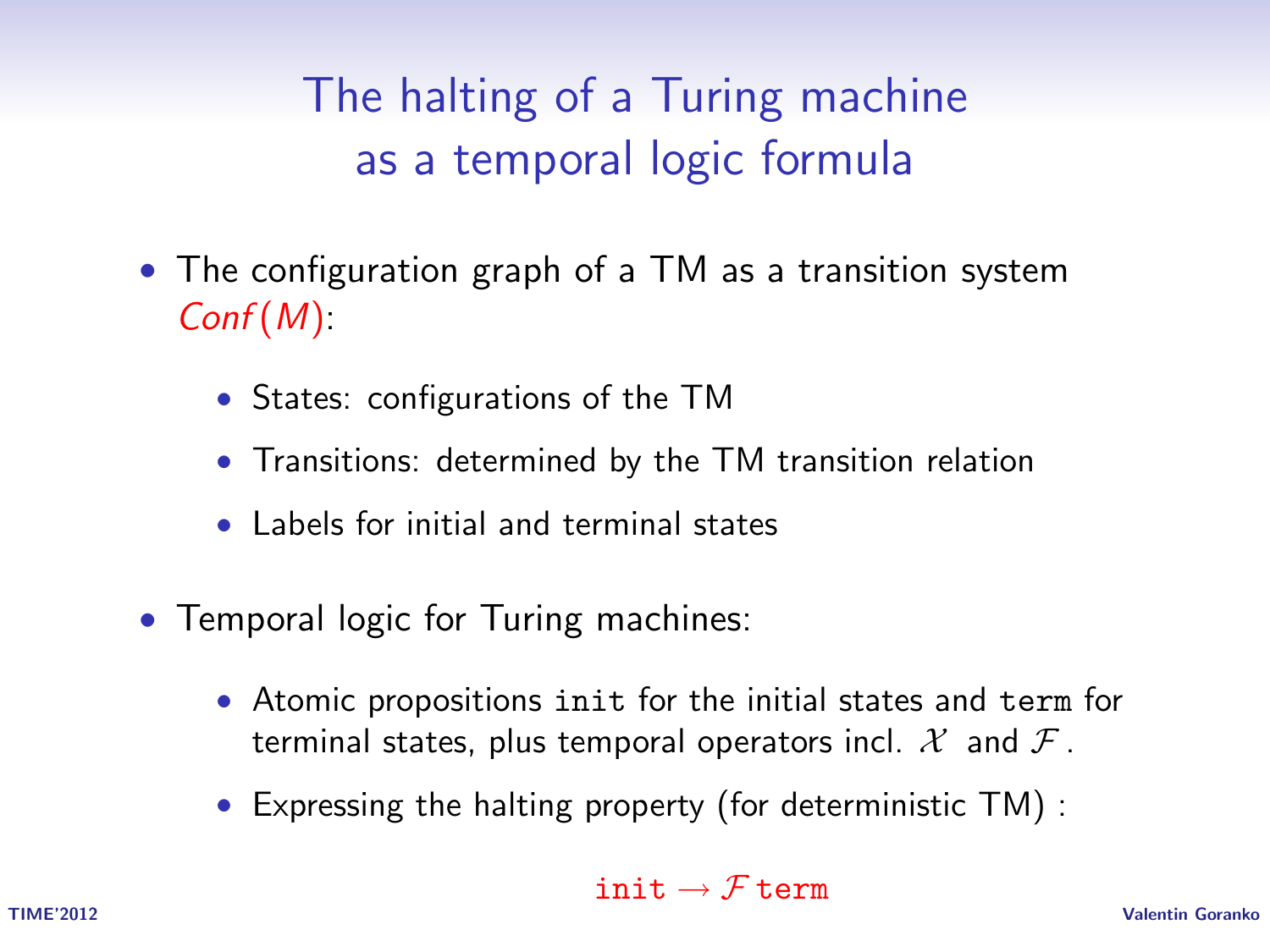# The halting of a Turing machine as a temporal logic formula

- The configuration graph of a TM as a transition system *Conf*(*M*):
  - States: configurations of the TM
  - Transitions: determined by the TM transition relation
  - Labels for initial and terminal states
- Temporal logic for Turing machines:
  - Atomic propositions `init` for the initial states and `term` for terminal states, plus temporal operators incl. $\mathcal{X}$ and $\mathcal{F}$.
  - Expressing the halting property (for deterministic TM) :

$$\texttt{init} \rightarrow \mathcal{F}\,\texttt{term}$$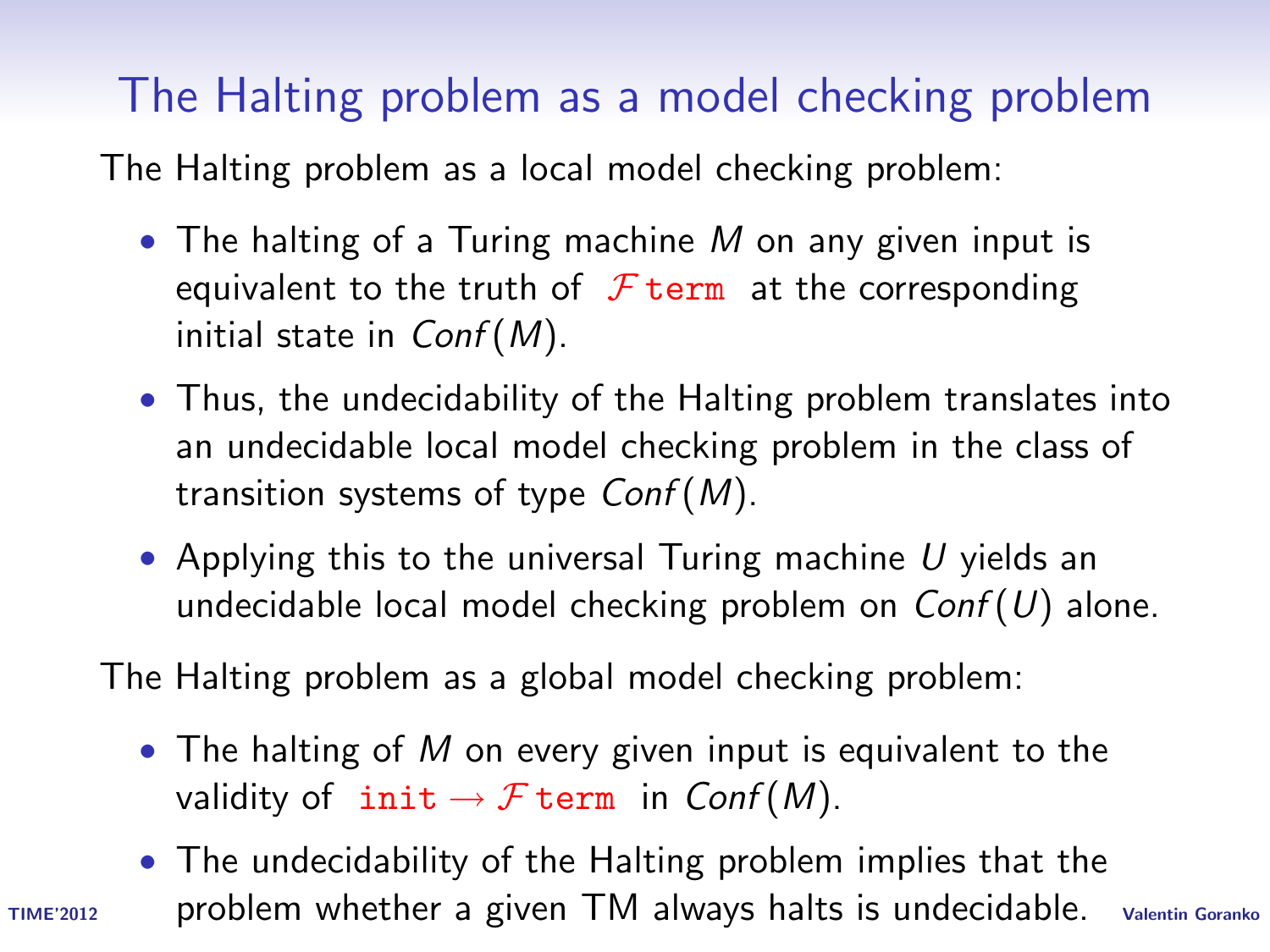# The Halting problem as a model checking problem

The Halting problem as a local model checking problem:

- The halting of a Turing machine $M$ on any given input is equivalent to the truth of $\mathcal{F}\,\texttt{term}$ at the corresponding initial state in $Conf(M)$.
- Thus, the undecidability of the Halting problem translates into an undecidable local model checking problem in the class of transition systems of type $Conf(M)$.
- Applying this to the universal Turing machine $U$ yields an undecidable local model checking problem on $Conf(U)$ alone.

The Halting problem as a global model checking problem:

- The halting of $M$ on every given input is equivalent to the validity of $\texttt{init} \to \mathcal{F}\,\texttt{term}$ in $Conf(M)$.
- The undecidability of the Halting problem implies that the problem whether a given TM always halts is undecidable.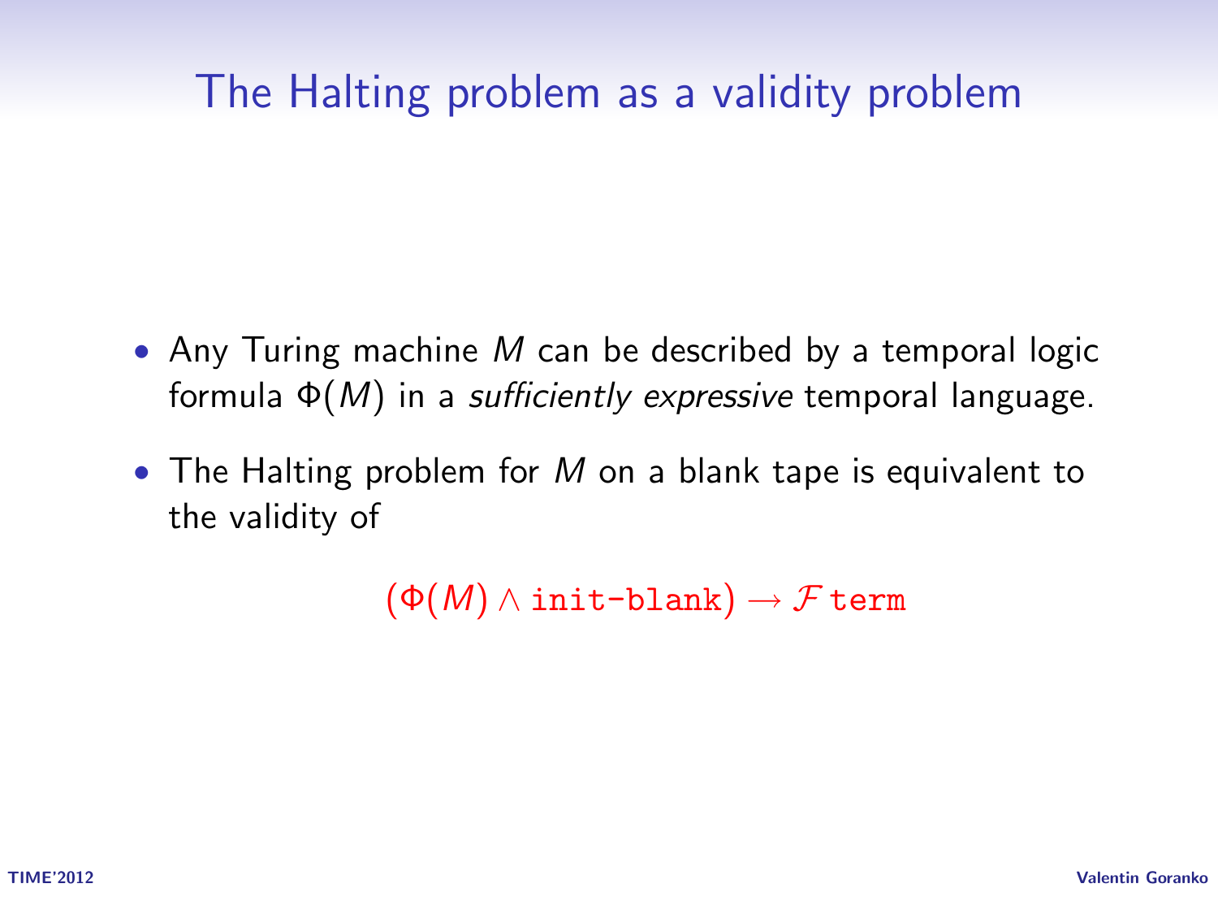# The Halting problem as a validity problem

- Any Turing machine $M$ can be described by a temporal logic formula $\Phi(M)$ in a *sufficiently expressive* temporal language.
- The Halting problem for $M$ on a blank tape is equivalent to the validity of

$$(\Phi(M) \wedge \texttt{init-blank}) \rightarrow \mathcal{F}\,\texttt{term}$$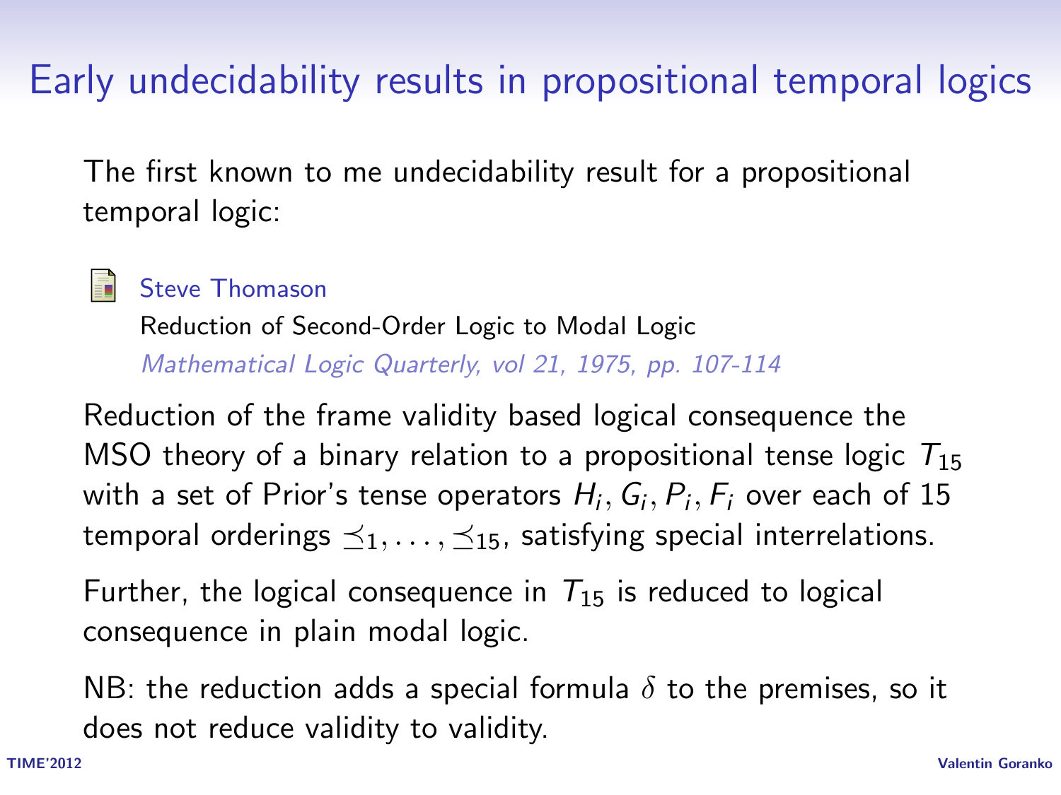# Early undecidability results in propositional temporal logics

The first known to me undecidability result for a propositional temporal logic:

Steve Thomason
Reduction of Second-Order Logic to Modal Logic
*Mathematical Logic Quarterly, vol 21, 1975, pp. 107-114*

Reduction of the frame validity based logical consequence the MSO theory of a binary relation to a propositional tense logic $T_{15}$ with a set of Prior's tense operators $H_i, G_i, P_i, F_i$ over each of 15 temporal orderings $\preceq_1, \ldots, \preceq_{15}$, satisfying special interrelations.

Further, the logical consequence in $T_{15}$ is reduced to logical consequence in plain modal logic.

NB: the reduction adds a special formula $\delta$ to the premises, so it does not reduce validity to validity.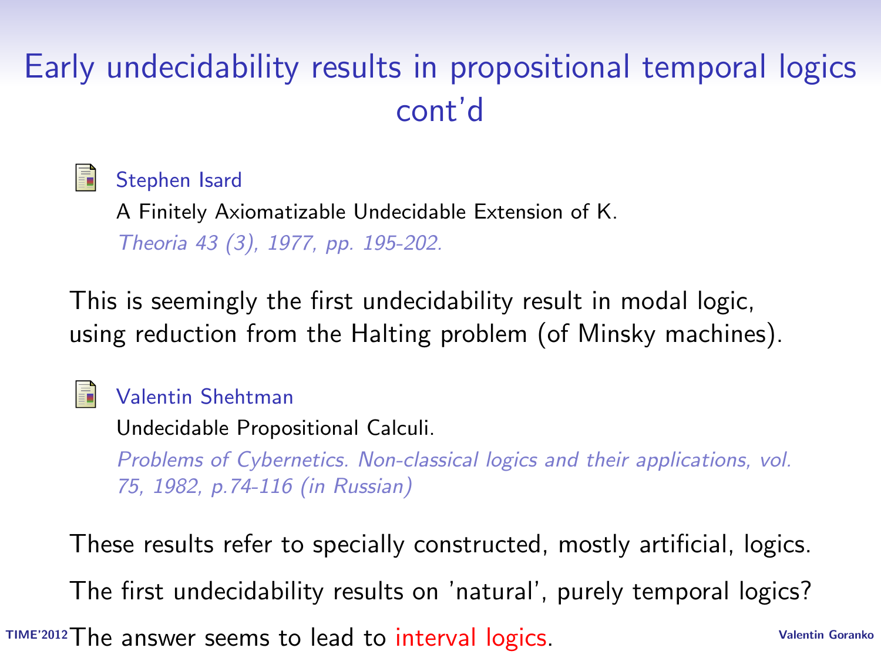# Early undecidability results in propositional temporal logics cont'd

Stephen Isard
A Finitely Axiomatizable Undecidable Extension of K.
*Theoria 43 (3), 1977, pp. 195-202.*

This is seemingly the first undecidability result in modal logic, using reduction from the Halting problem (of Minsky machines).

Valentin Shehtman
Undecidable Propositional Calculi.
*Problems of Cybernetics. Non-classical logics and their applications, vol. 75, 1982, p.74-116 (in Russian)*

These results refer to specially constructed, mostly artificial, logics.

The first undecidability results on 'natural', purely temporal logics?

The answer seems to lead to interval logics.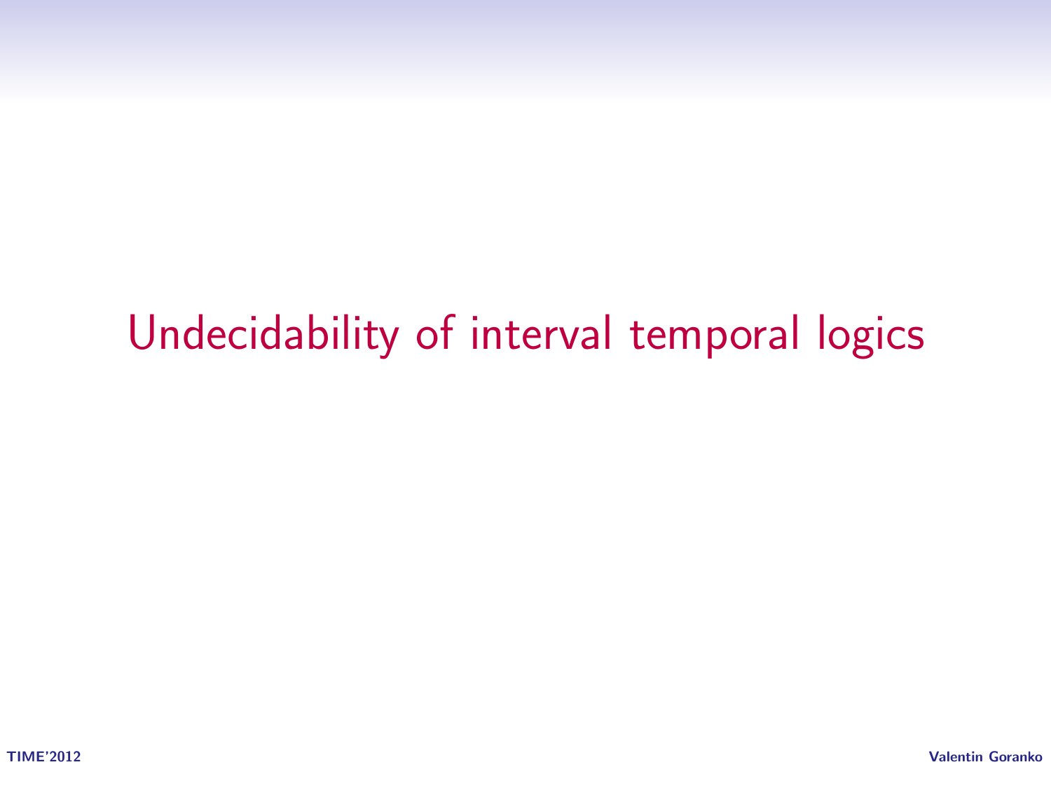# Undecidability of interval temporal logics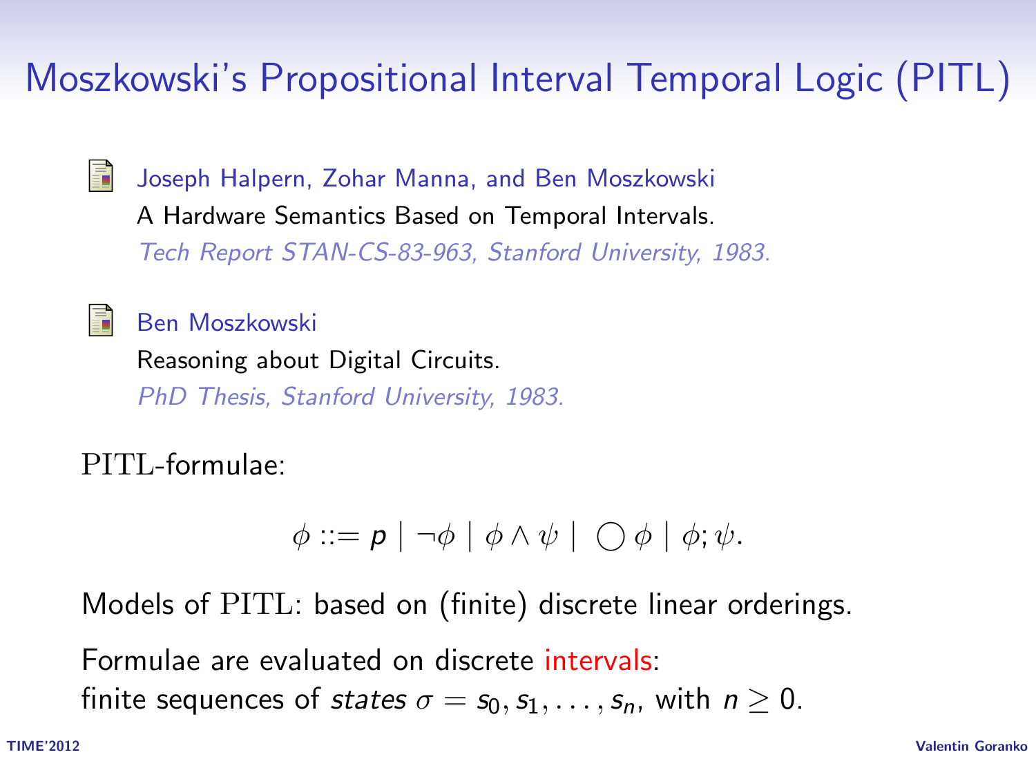# Moszkowski's Propositional Interval Temporal Logic (PITL)

Joseph Halpern, Zohar Manna, and Ben Moszkowski
A Hardware Semantics Based on Temporal Intervals.
*Tech Report STAN-CS-83-963, Stanford University, 1983.*

Ben Moszkowski
Reasoning about Digital Circuits.
*PhD Thesis, Stanford University, 1983.*

PITL-formulae:

$$\phi ::= p \mid \neg\phi \mid \phi \wedge \psi \mid \bigcirc \phi \mid \phi ; \psi.$$

Models of PITL: based on (finite) discrete linear orderings.

Formulae are evaluated on discrete intervals:
finite sequences of *states* $\sigma = s_0, s_1, \ldots, s_n$, with $n \geq 0$.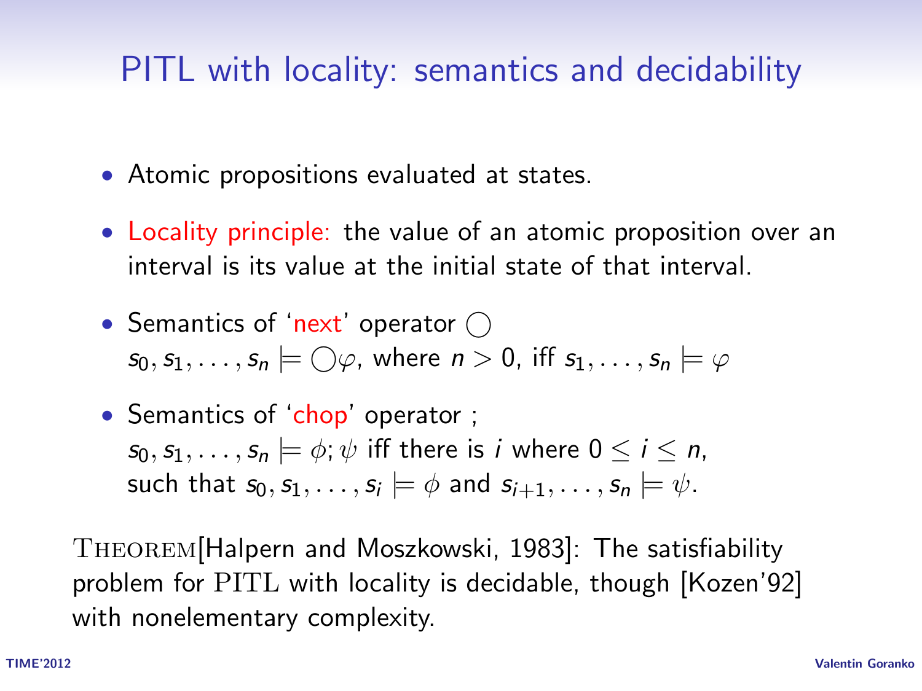# PITL with locality: semantics and decidability

- Atomic propositions evaluated at states.
- Locality principle: the value of an atomic proposition over an interval is its value at the initial state of that interval.
- Semantics of 'next' operator $\bigcirc$
  $s_0, s_1, \ldots, s_n \models \bigcirc\varphi$, where $n > 0$, iff $s_1, \ldots, s_n \models \varphi$
- Semantics of 'chop' operator ;
  $s_0, s_1, \ldots, s_n \models \phi; \psi$ iff there is $i$ where $0 \leq i \leq n$, such that $s_0, s_1, \ldots, s_i \models \phi$ and $s_{i+1}, \ldots, s_n \models \psi$.

THEOREM[Halpern and Moszkowski, 1983]: The satisfiability problem for PITL with locality is decidable, though [Kozen'92] with nonelementary complexity.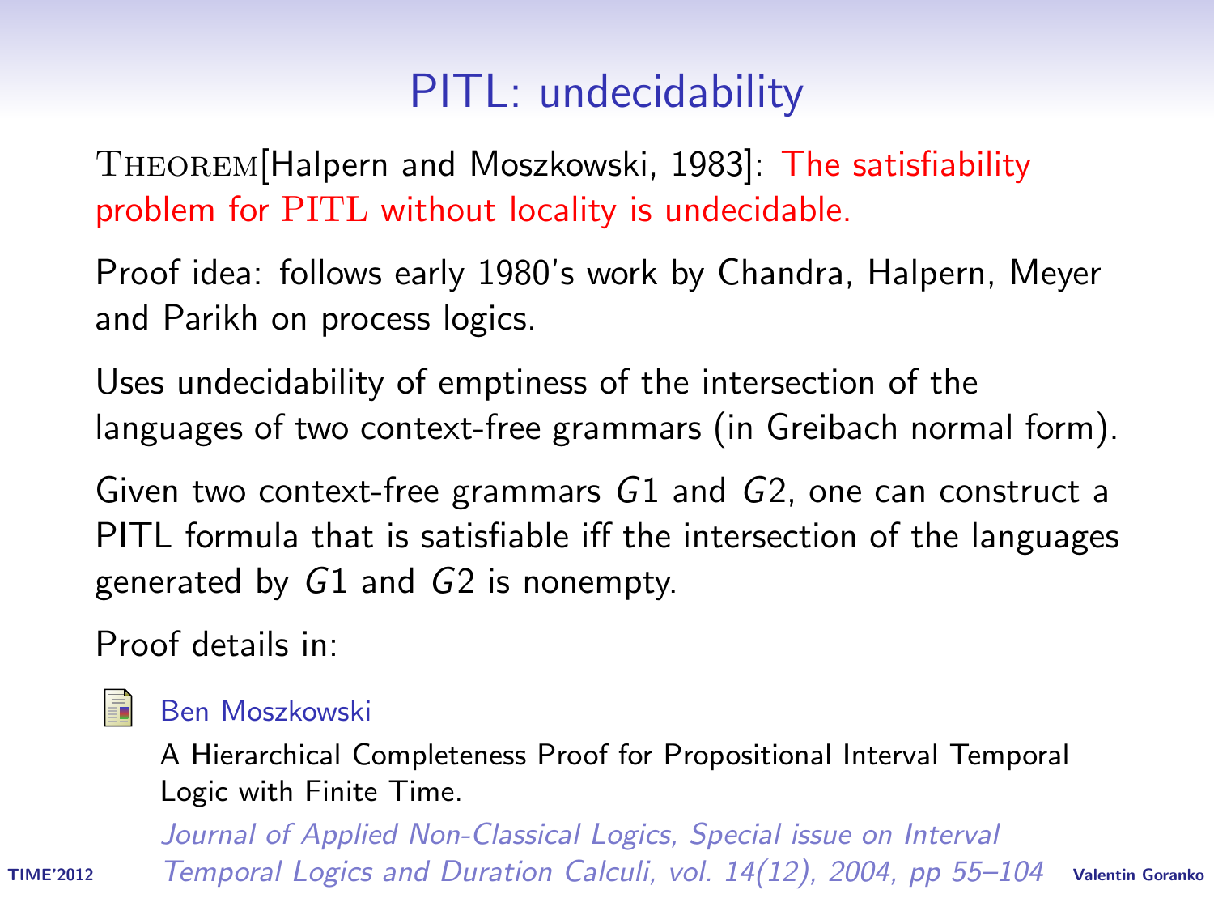# PITL: undecidability

THEOREM[Halpern and Moszkowski, 1983]: The satisfiability problem for PITL without locality is undecidable.

Proof idea: follows early 1980's work by Chandra, Halpern, Meyer and Parikh on process logics.

Uses undecidability of emptiness of the intersection of the languages of two context-free grammars (in Greibach normal form).

Given two context-free grammars $G1$ and $G2$, one can construct a PITL formula that is satisfiable iff the intersection of the languages generated by $G1$ and $G2$ is nonempty.

Proof details in:

Ben Moszkowski
A Hierarchical Completeness Proof for Propositional Interval Temporal Logic with Finite Time.
*Journal of Applied Non-Classical Logics, Special issue on Interval Temporal Logics and Duration Calculi, vol. 14(12), 2004, pp 55–104*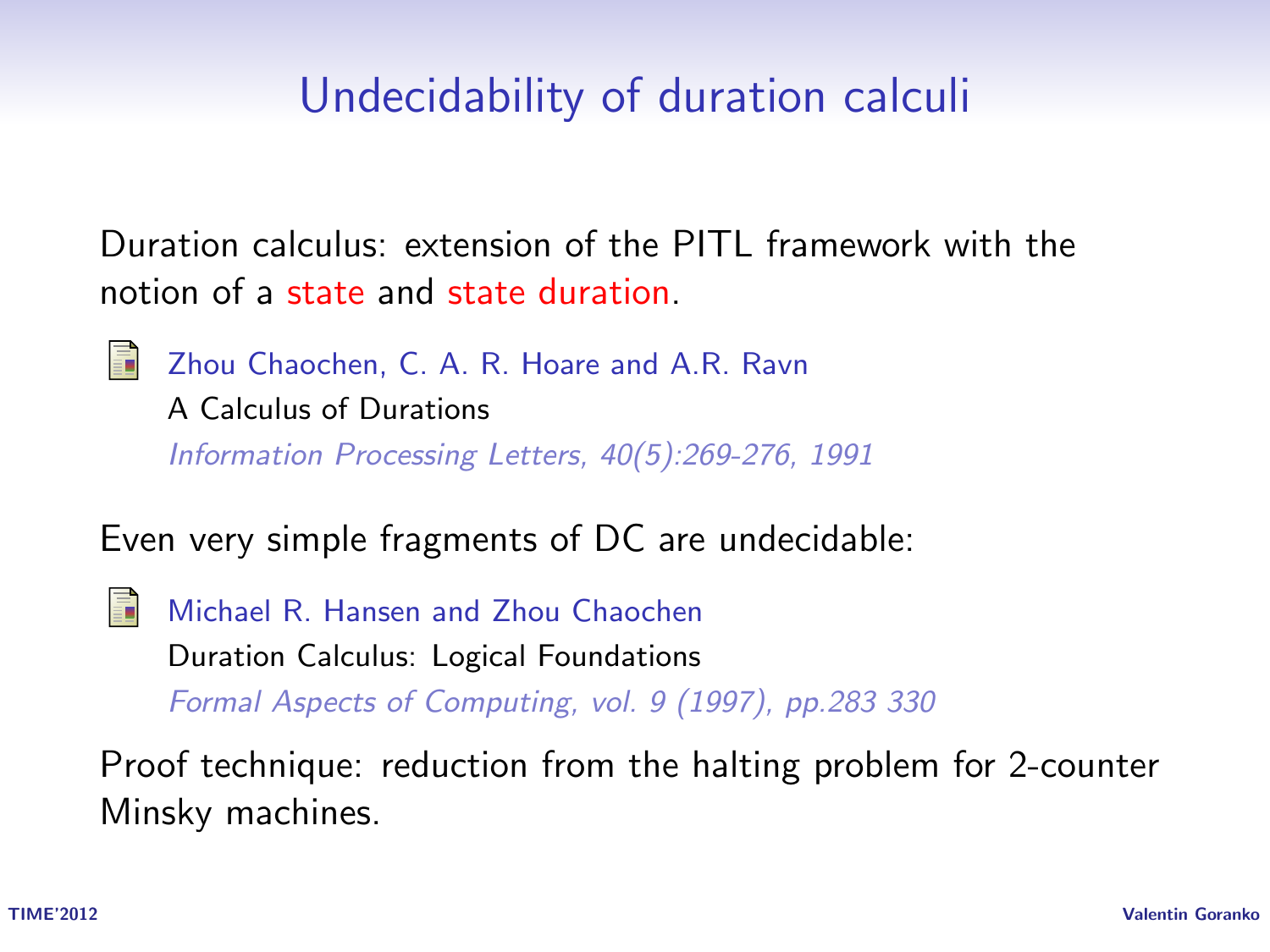# Undecidability of duration calculi

Duration calculus: extension of the PITL framework with the notion of a state and state duration.

Zhou Chaochen, C. A. R. Hoare and A.R. Ravn
A Calculus of Durations
*Information Processing Letters, 40(5):269-276, 1991*

Even very simple fragments of DC are undecidable:

Michael R. Hansen and Zhou Chaochen
Duration Calculus: Logical Foundations
*Formal Aspects of Computing, vol. 9 (1997), pp.283 330*

Proof technique: reduction from the halting problem for 2-counter Minsky machines.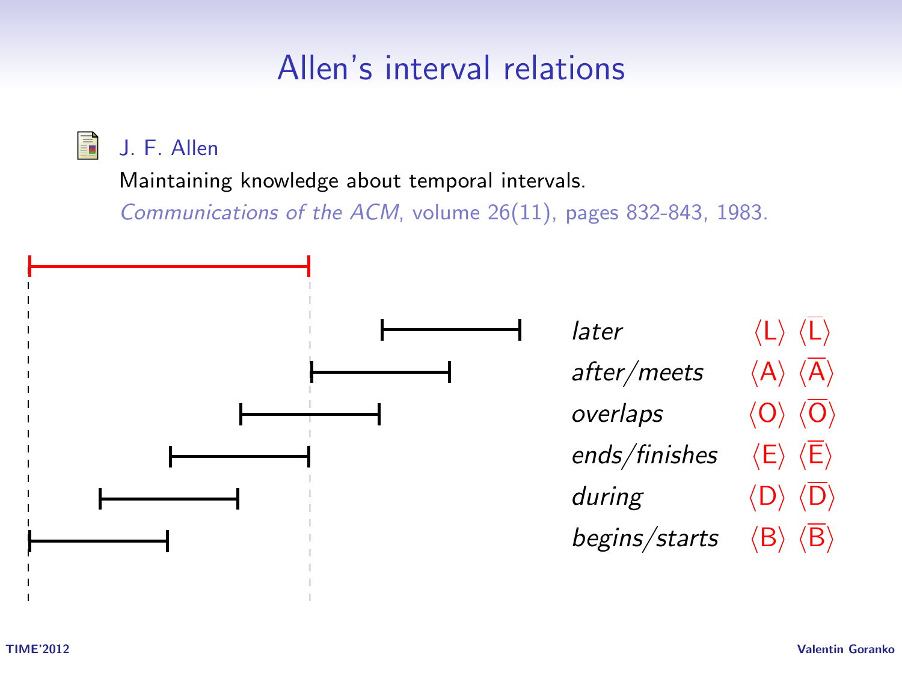# Allen's interval relations

J. F. Allen
Maintaining knowledge about temporal intervals.
*Communications of the ACM*, volume 26(11), pages 832-843, 1983.

| | | |
|---|---|---|
| *later* | $\langle L \rangle$ | $\langle \overline{L} \rangle$ |
| *after/meets* | $\langle A \rangle$ | $\langle \overline{A} \rangle$ |
| *overlaps* | $\langle O \rangle$ | $\langle \overline{O} \rangle$ |
| *ends/finishes* | $\langle E \rangle$ | $\langle \overline{E} \rangle$ |
| *during* | $\langle D \rangle$ | $\langle \overline{D} \rangle$ |
| *begins/starts* | $\langle B \rangle$ | $\langle \overline{B} \rangle$ |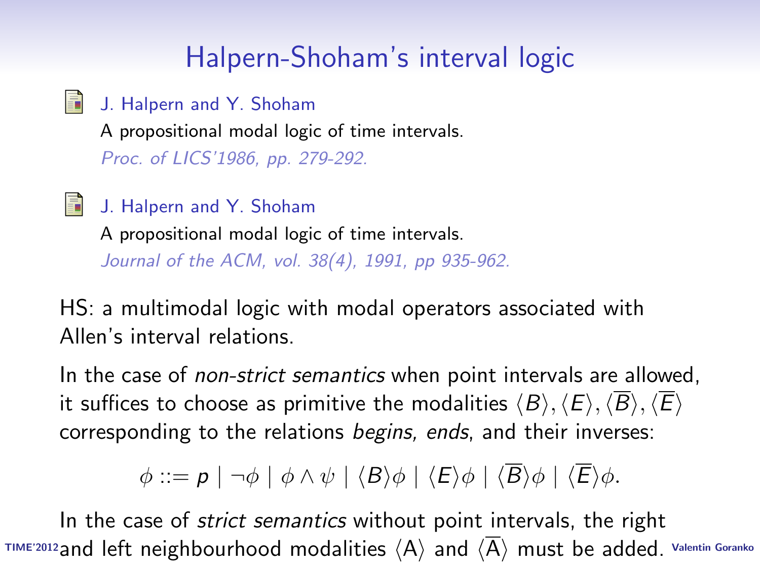# Halpern-Shoham's interval logic

J. Halpern and Y. Shoham
A propositional modal logic of time intervals.
*Proc. of LICS'1986, pp. 279-292.*

J. Halpern and Y. Shoham
A propositional modal logic of time intervals.
*Journal of the ACM, vol. 38(4), 1991, pp 935-962.*

HS: a multimodal logic with modal operators associated with Allen's interval relations.

In the case of *non-strict semantics* when point intervals are allowed, it suffices to choose as primitive the modalities $\langle B \rangle, \langle E \rangle, \langle \overline{B} \rangle, \langle \overline{E} \rangle$ corresponding to the relations *begins, ends*, and their inverses:

$$\phi ::= p \mid \neg\phi \mid \phi \wedge \psi \mid \langle B \rangle\phi \mid \langle E \rangle\phi \mid \langle \overline{B} \rangle\phi \mid \langle \overline{E} \rangle\phi.$$

In the case of *strict semantics* without point intervals, the right and left neighbourhood modalities $\langle \mathrm{A} \rangle$ and $\langle \overline{\mathrm{A}} \rangle$ must be added.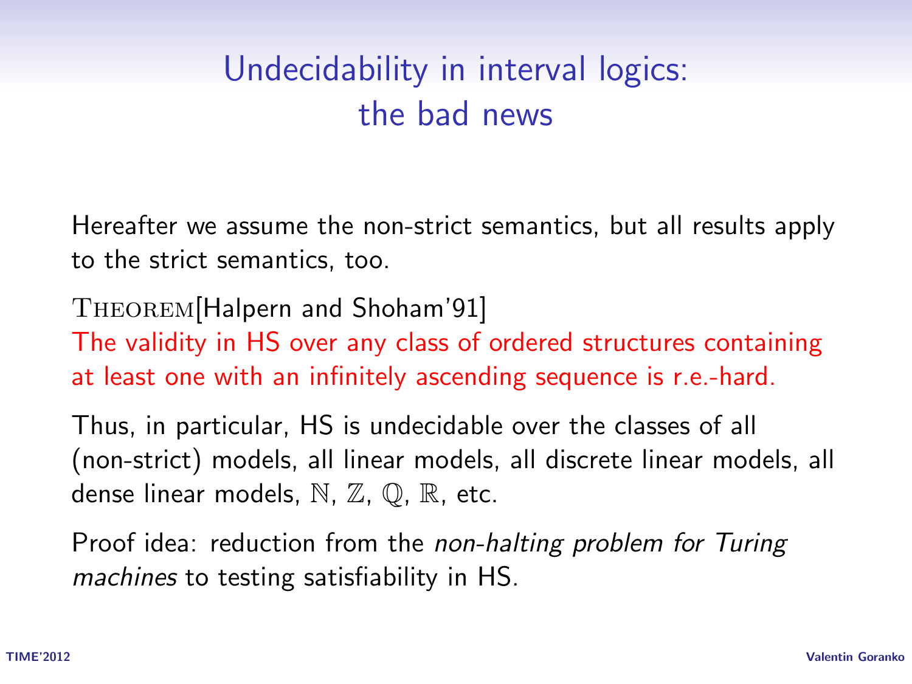# Undecidability in interval logics: the bad news

Hereafter we assume the non-strict semantics, but all results apply to the strict semantics, too.

THEOREM[Halpern and Shoham'91]
The validity in HS over any class of ordered structures containing at least one with an infinitely ascending sequence is r.e.-hard.

Thus, in particular, HS is undecidable over the classes of all (non-strict) models, all linear models, all discrete linear models, all dense linear models, $\mathbb{N}$, $\mathbb{Z}$, $\mathbb{Q}$, $\mathbb{R}$, etc.

Proof idea: reduction from the *non-halting problem for Turing machines* to testing satisfiability in HS.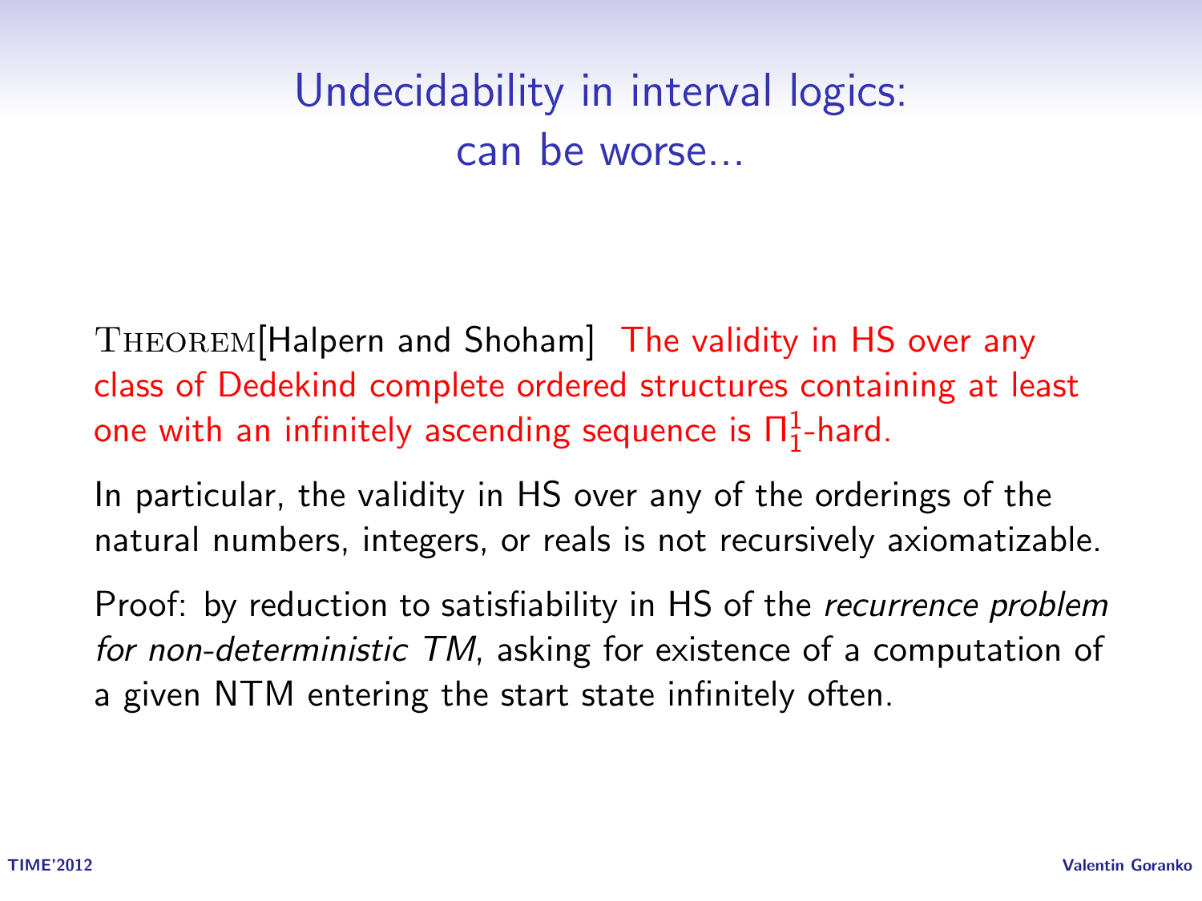# Undecidability in interval logics: can be worse...

THEOREM[Halpern and Shoham] The validity in HS over any class of Dedekind complete ordered structures containing at least one with an infinitely ascending sequence is $\Pi^1_1$-hard.

In particular, the validity in HS over any of the orderings of the natural numbers, integers, or reals is not recursively axiomatizable.

Proof: by reduction to satisfiability in HS of the *recurrence problem for non-deterministic TM*, asking for existence of a computation of a given NTM entering the start state infinitely often.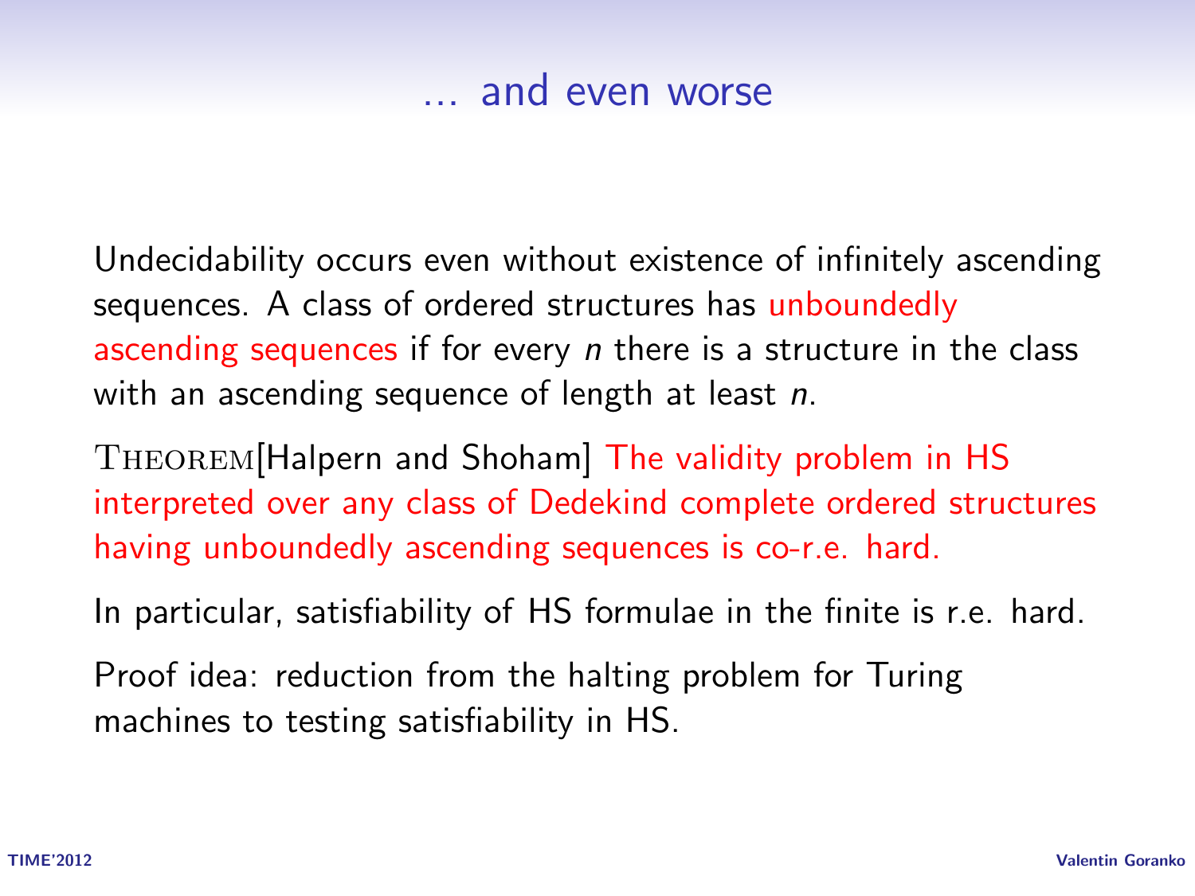# ... and even worse

Undecidability occurs even without existence of infinitely ascending sequences. A class of ordered structures has unboundedly ascending sequences if for every $n$ there is a structure in the class with an ascending sequence of length at least $n$.

THEOREM[Halpern and Shoham] The validity problem in HS interpreted over any class of Dedekind complete ordered structures having unboundedly ascending sequences is co-r.e. hard.

In particular, satisfiability of HS formulae in the finite is r.e. hard.

Proof idea: reduction from the halting problem for Turing machines to testing satisfiability in HS.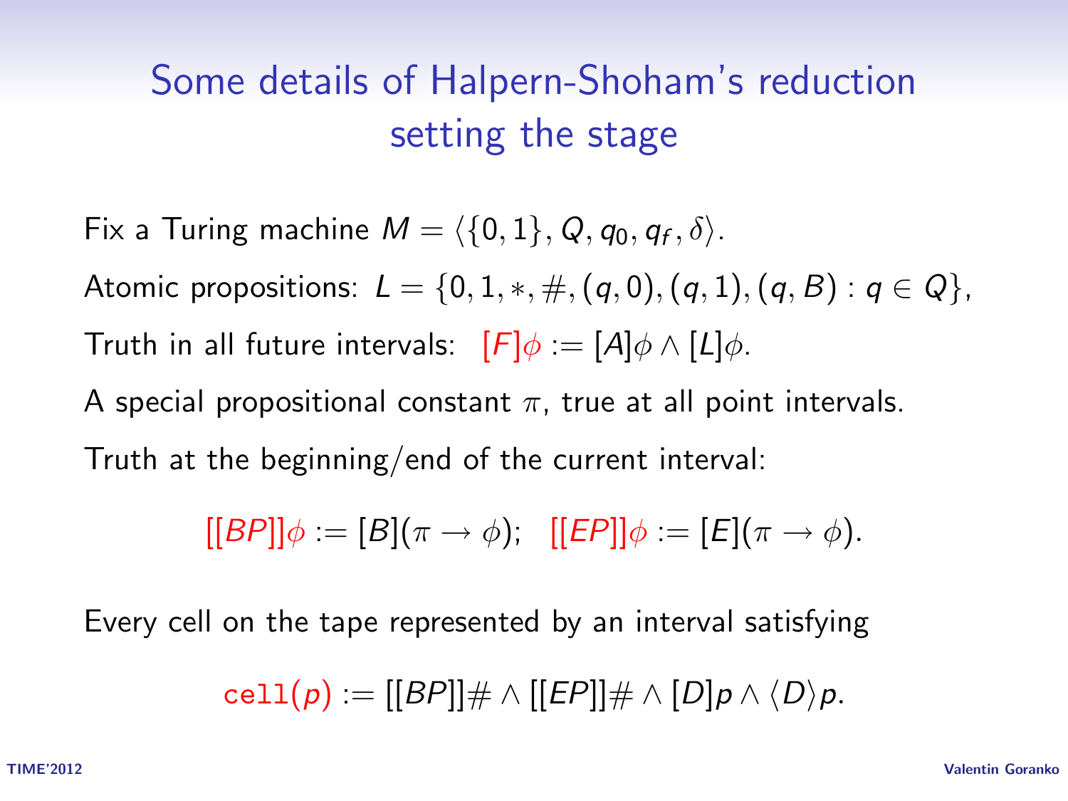# Some details of Halpern-Shoham's reduction setting the stage

Fix a Turing machine $M = \langle \{0,1\}, Q, q_0, q_f, \delta \rangle$.

Atomic propositions: $L = \{0, 1, *, \#, (q, 0), (q, 1), (q, B) : q \in Q\}$,

Truth in all future intervals: $[F]\phi := [A]\phi \wedge [L]\phi$.

A special propositional constant $\pi$, true at all point intervals.

Truth at the beginning/end of the current interval:

$$[[BP]]\phi := [B](\pi \rightarrow \phi); \quad [[EP]]\phi := [E](\pi \rightarrow \phi).$$

Every cell on the tape represented by an interval satisfying

$$\texttt{cell}(p) := [[BP]]\# \wedge [[EP]]\# \wedge [D]p \wedge \langle D \rangle p.$$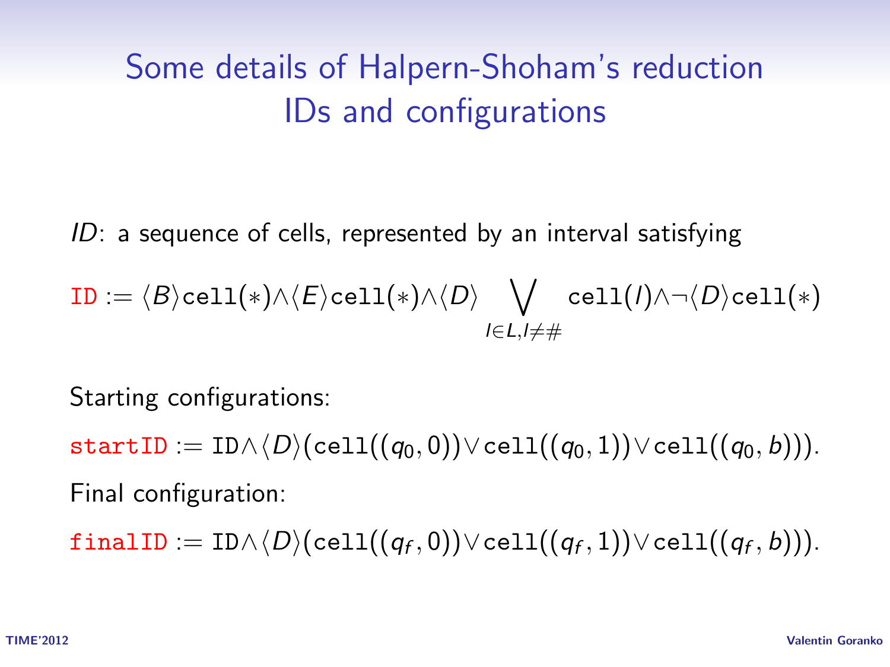# Some details of Halpern-Shoham's reduction
## IDs and configurations

*ID*: a sequence of cells, represented by an interval satisfying

$$\texttt{ID} := \langle B \rangle \texttt{cell}(*) \wedge \langle E \rangle \texttt{cell}(*) \wedge \langle D \rangle \bigvee_{l \in L, l \neq \#} \texttt{cell}(l) \wedge \neg \langle D \rangle \texttt{cell}(*)$$

Starting configurations:

$\texttt{startID} := \texttt{ID} \wedge \langle D \rangle (\texttt{cell}((q_0, 0)) \vee \texttt{cell}((q_0, 1)) \vee \texttt{cell}((q_0, b)))$.

Final configuration:

$\texttt{finalID} := \texttt{ID} \wedge \langle D \rangle (\texttt{cell}((q_f, 0)) \vee \texttt{cell}((q_f, 1)) \vee \texttt{cell}((q_f, b)))$.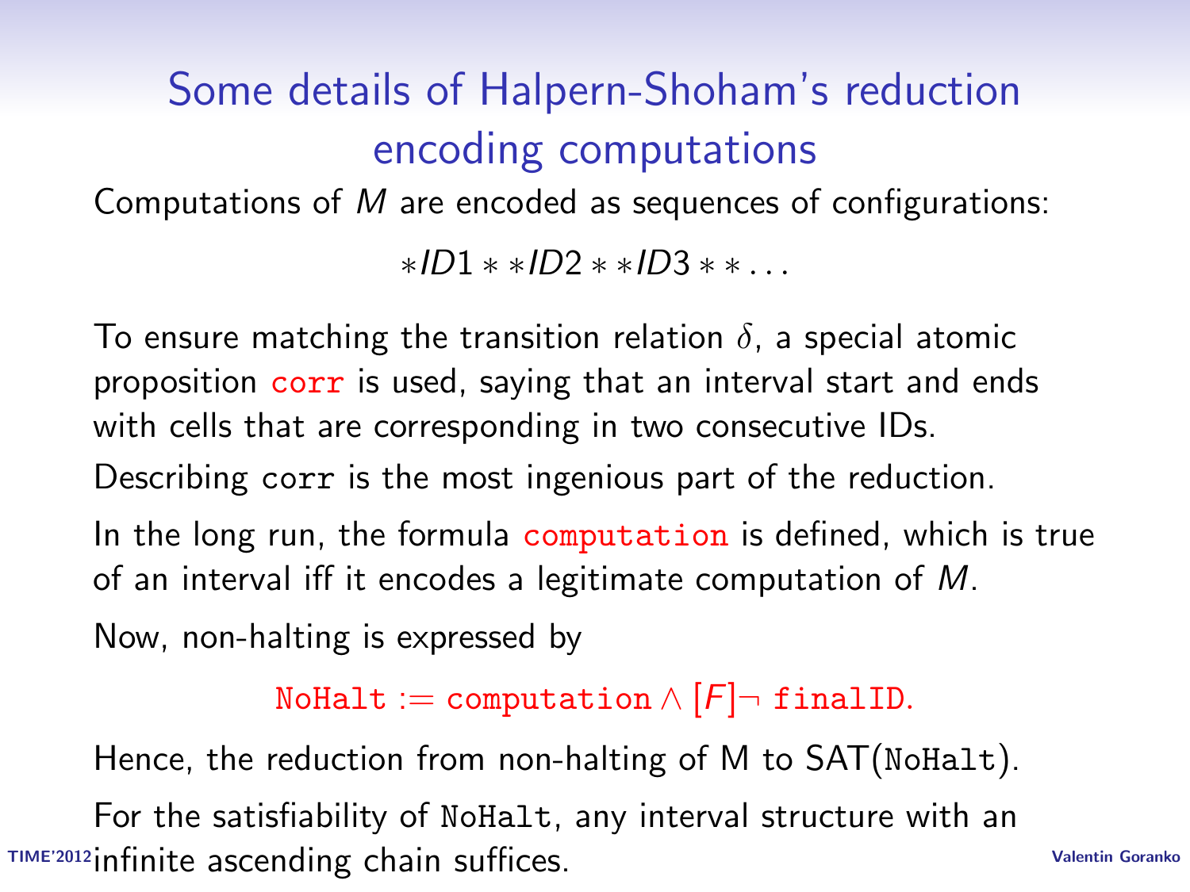# Some details of Halpern-Shoham's reduction encoding computations

Computations of $M$ are encoded as sequences of configurations:

$$*ID1 * *ID2 * *ID3 * * \ldots$$

To ensure matching the transition relation $\delta$, a special atomic proposition `corr` is used, saying that an interval start and ends with cells that are corresponding in two consecutive IDs.

Describing `corr` is the most ingenious part of the reduction.

In the long run, the formula `computation` is defined, which is true of an interval iff it encodes a legitimate computation of $M$.

Now, non-halting is expressed by

$$\texttt{NoHalt} := \texttt{computation} \wedge [F]\neg\, \texttt{finalID}.$$

Hence, the reduction from non-halting of M to SAT(`NoHalt`).

For the satisfiability of `NoHalt`, any interval structure with an infinite ascending chain suffices.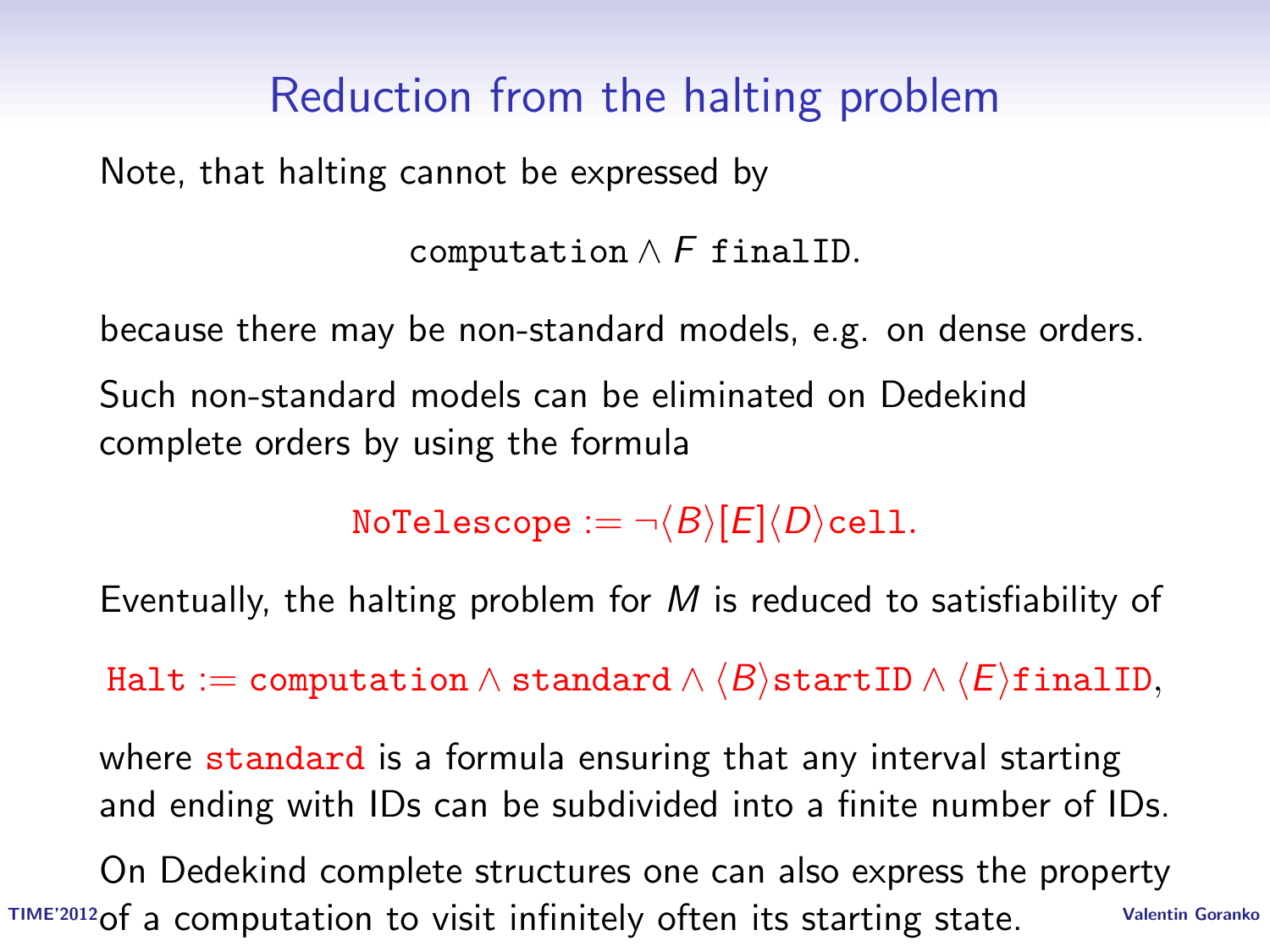# Reduction from the halting problem

Note, that halting cannot be expressed by

$$\texttt{computation} \wedge F\ \texttt{finalID}.$$

because there may be non-standard models, e.g. on dense orders.

Such non-standard models can be eliminated on Dedekind complete orders by using the formula

$$\texttt{NoTelescope} := \neg\langle B\rangle[E]\langle D\rangle\texttt{cell}.$$

Eventually, the halting problem for $M$ is reduced to satisfiability of

$$\texttt{Halt} := \texttt{computation} \wedge \texttt{standard} \wedge \langle B\rangle\texttt{startID} \wedge \langle E\rangle\texttt{finalID},$$

where standard is a formula ensuring that any interval starting and ending with IDs can be subdivided into a finite number of IDs.

On Dedekind complete structures one can also express the property of a computation to visit infinitely often its starting state.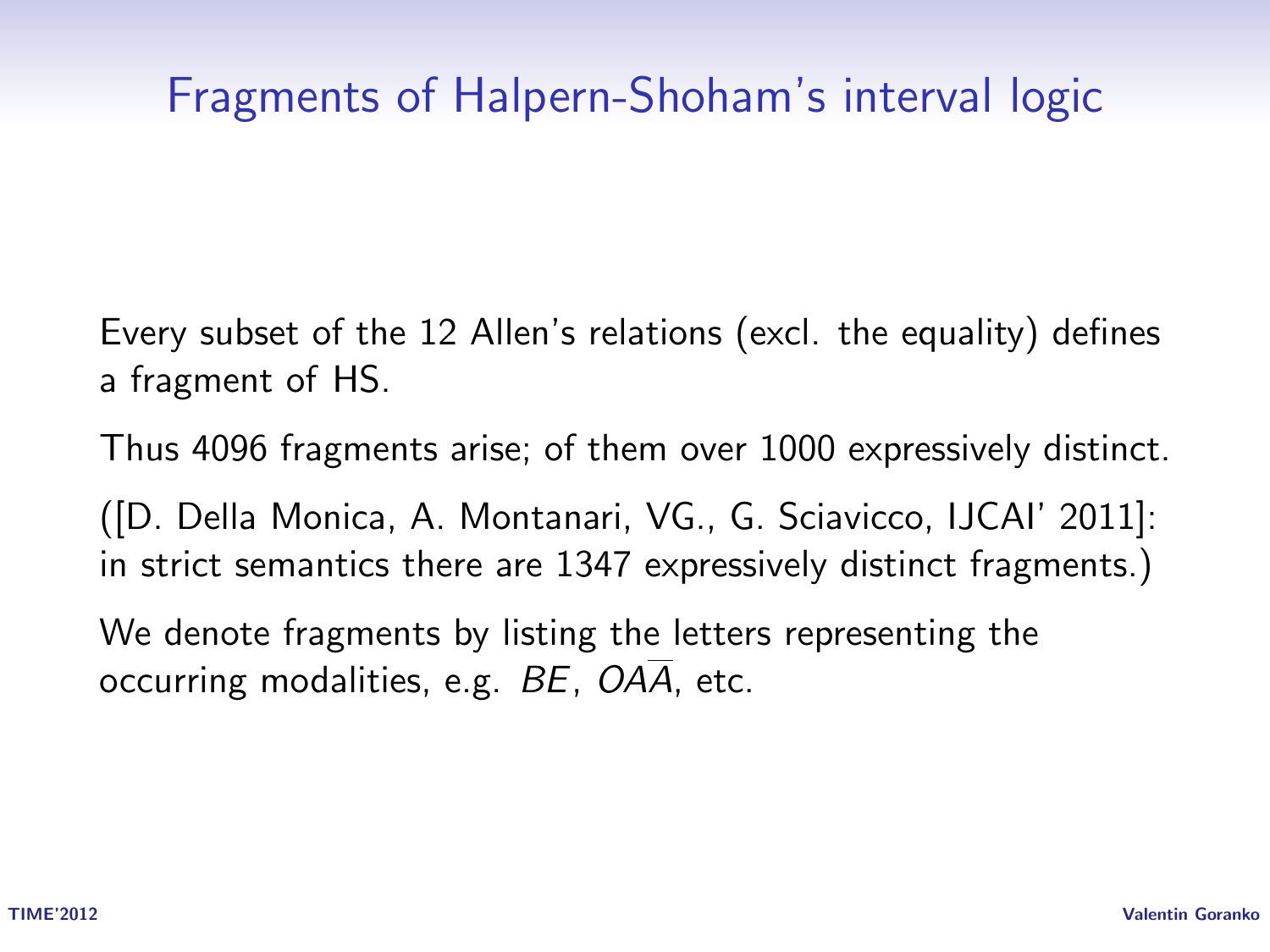# Fragments of Halpern-Shoham's interval logic

Every subset of the 12 Allen's relations (excl. the equality) defines a fragment of HS.

Thus 4096 fragments arise; of them over 1000 expressively distinct.

([D. Della Monica, A. Montanari, VG., G. Sciavicco, IJCAI' 2011]: in strict semantics there are 1347 expressively distinct fragments.)

We denote fragments by listing the letters representing the occurring modalities, e.g. $BE$, $OA\overline{A}$, etc.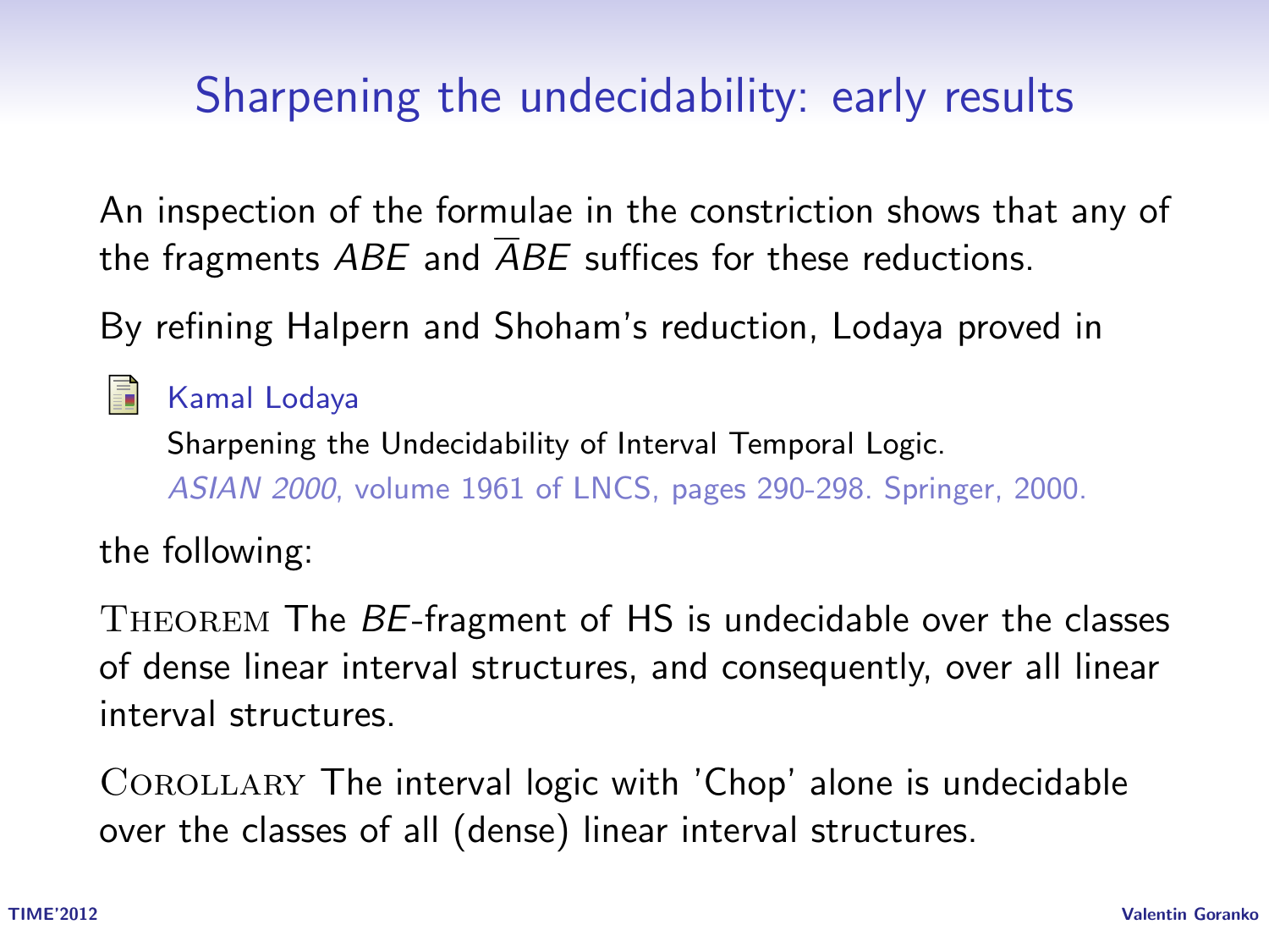## Sharpening the undecidability: early results

An inspection of the formulae in the constriction shows that any of the fragments $ABE$ and $\overline{A}BE$ suffices for these reductions.

By refining Halpern and Shoham's reduction, Lodaya proved in

- Kamal Lodaya
  Sharpening the Undecidability of Interval Temporal Logic.
  *ASIAN 2000*, volume 1961 of LNCS, pages 290-298. Springer, 2000.

the following:

THEOREM The $BE$-fragment of HS is undecidable over the classes of dense linear interval structures, and consequently, over all linear interval structures.

COROLLARY The interval logic with 'Chop' alone is undecidable over the classes of all (dense) linear interval structures.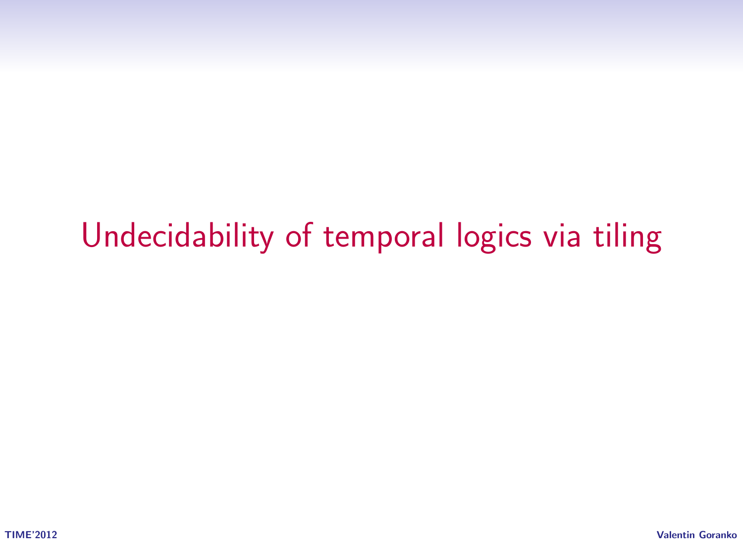# Undecidability of temporal logics via tiling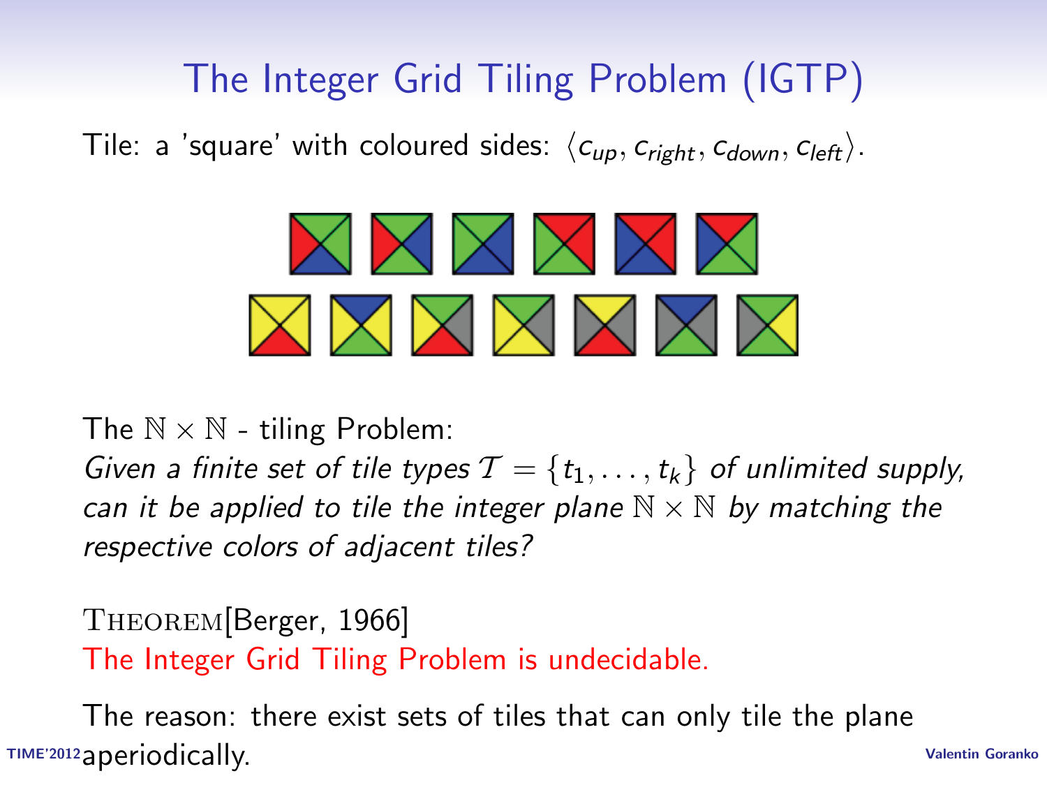# The Integer Grid Tiling Problem (IGTP)

Tile: a 'square' with coloured sides: $\langle c_{up}, c_{right}, c_{down}, c_{left} \rangle$.

The $\mathbb{N} \times \mathbb{N}$ - tiling Problem:
*Given a finite set of tile types $\mathcal{T} = \{t_1, \ldots, t_k\}$ of unlimited supply, can it be applied to tile the integer plane $\mathbb{N} \times \mathbb{N}$ by matching the respective colors of adjacent tiles?*

THEOREM[Berger, 1966]
The Integer Grid Tiling Problem is undecidable.

The reason: there exist sets of tiles that can only tile the plane aperiodically.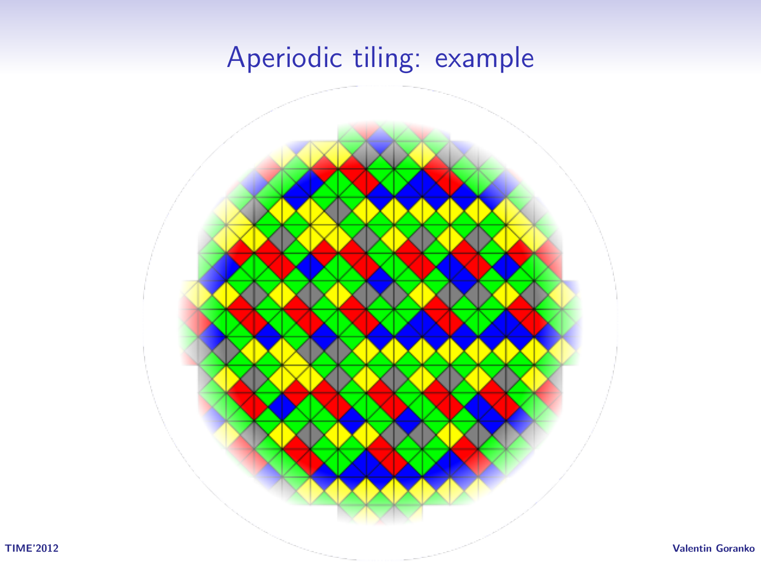# Aperiodic tiling: example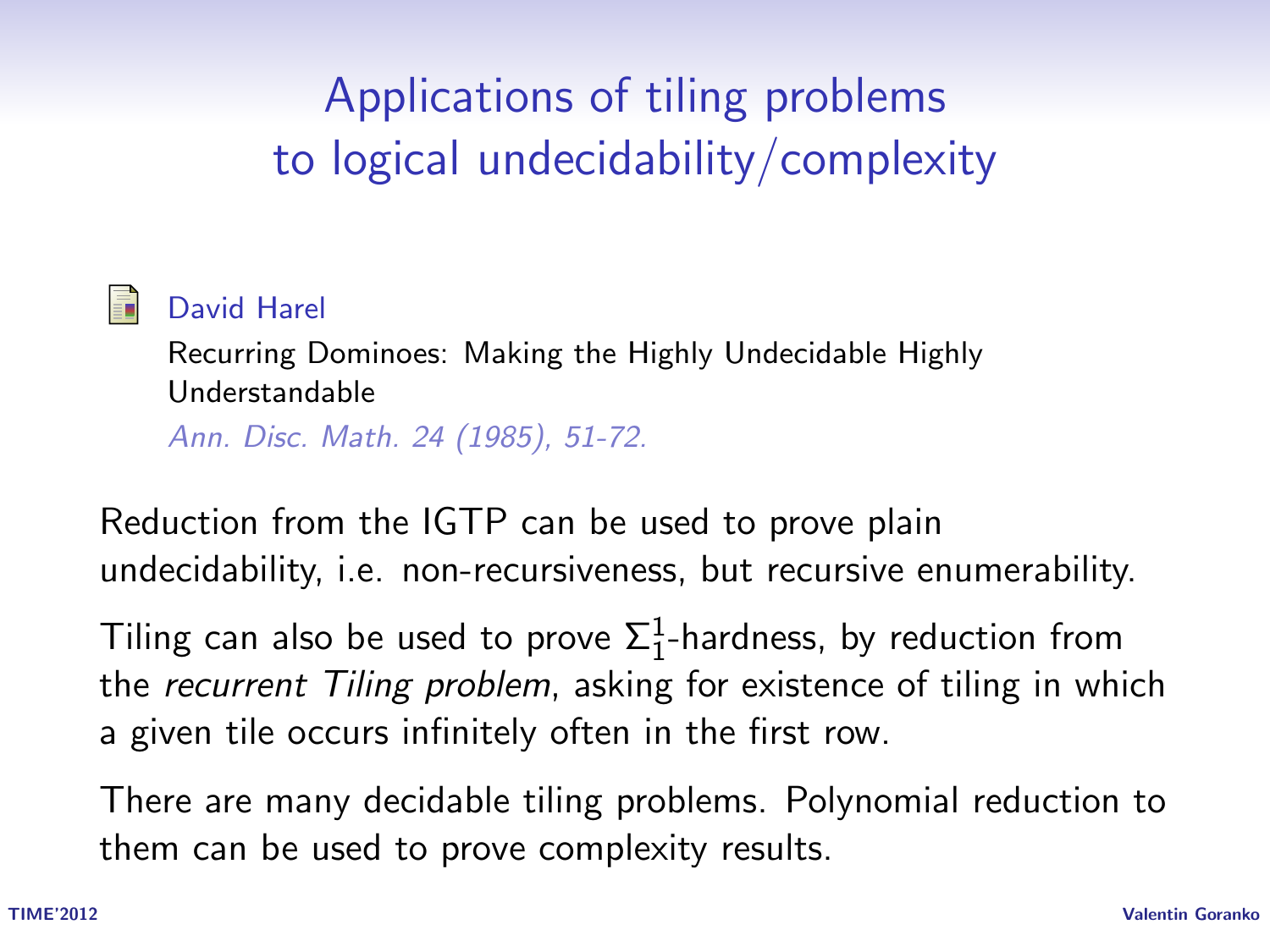# Applications of tiling problems to logical undecidability/complexity

David Harel

Recurring Dominoes: Making the Highly Undecidable Highly Understandable

*Ann. Disc. Math. 24 (1985), 51-72.*

Reduction from the IGTP can be used to prove plain undecidability, i.e. non-recursiveness, but recursive enumerability.

Tiling can also be used to prove $\Sigma_1^1$-hardness, by reduction from the *recurrent Tiling problem*, asking for existence of tiling in which a given tile occurs infinitely often in the first row.

There are many decidable tiling problems. Polynomial reduction to them can be used to prove complexity results.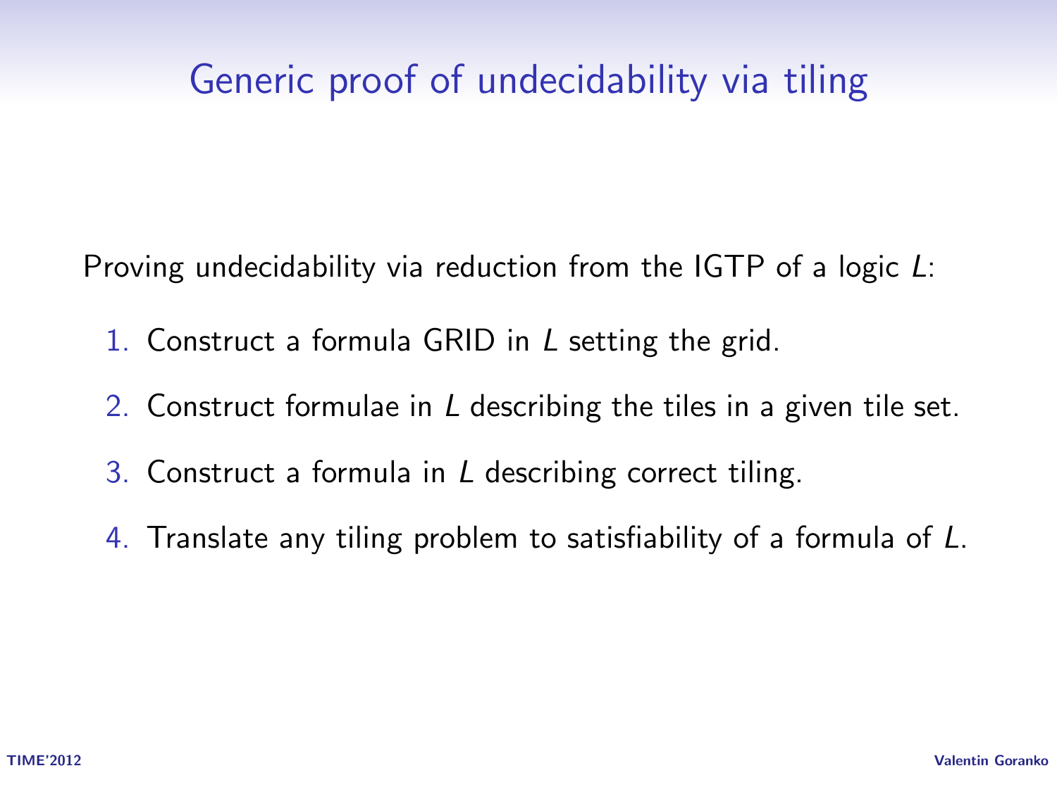# Generic proof of undecidability via tiling

Proving undecidability via reduction from the IGTP of a logic *L*:

1. Construct a formula GRID in *L* setting the grid.
2. Construct formulae in *L* describing the tiles in a given tile set.
3. Construct a formula in *L* describing correct tiling.
4. Translate any tiling problem to satisfiability of a formula of *L*.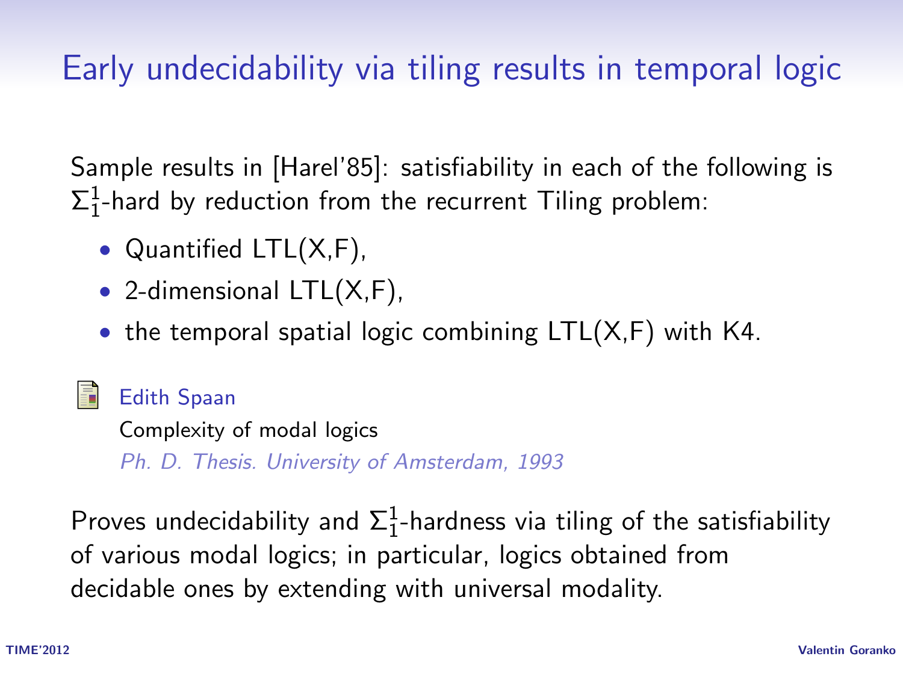# Early undecidability via tiling results in temporal logic

Sample results in [Harel'85]: satisfiability in each of the following is $\Sigma_1^1$-hard by reduction from the recurrent Tiling problem:

- Quantified LTL(X,F),
- 2-dimensional LTL(X,F),
- the temporal spatial logic combining LTL(X,F) with K4.

Edith Spaan
Complexity of modal logics
*Ph. D. Thesis. University of Amsterdam, 1993*

Proves undecidability and $\Sigma_1^1$-hardness via tiling of the satisfiability of various modal logics; in particular, logics obtained from decidable ones by extending with universal modality.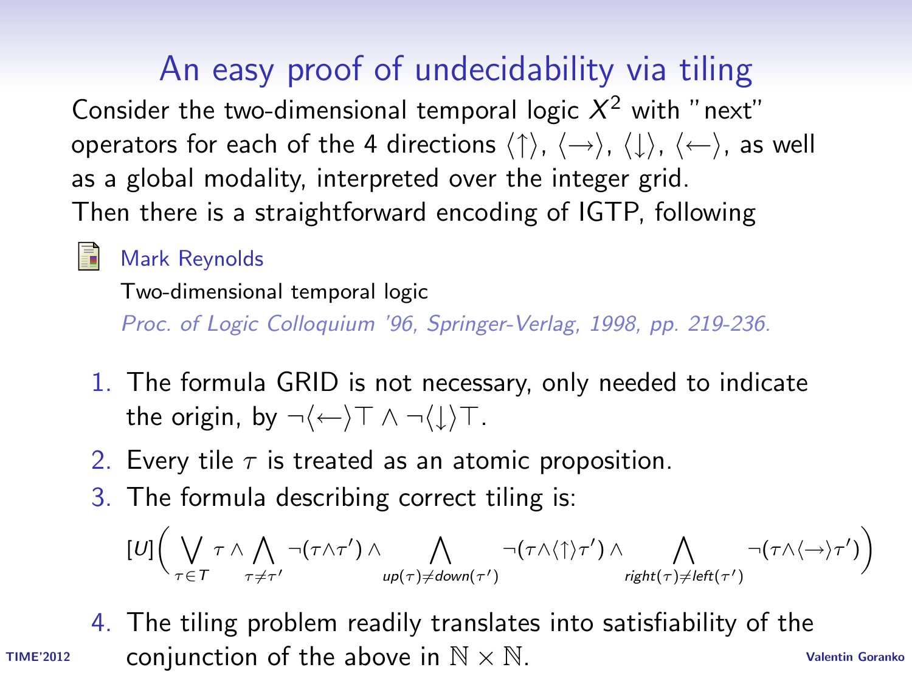# An easy proof of undecidability via tiling

Consider the two-dimensional temporal logic $X^2$ with "next" operators for each of the 4 directions $\langle\uparrow\rangle$, $\langle\rightarrow\rangle$, $\langle\downarrow\rangle$, $\langle\leftarrow\rangle$, as well as a global modality, interpreted over the integer grid. Then there is a straightforward encoding of IGTP, following

Mark Reynolds
Two-dimensional temporal logic
*Proc. of Logic Colloquium '96, Springer-Verlag, 1998, pp. 219-236.*

1. The formula GRID is not necessary, only needed to indicate the origin, by $\neg\langle\leftarrow\rangle\top \wedge \neg\langle\downarrow\rangle\top$.
2. Every tile $\tau$ is treated as an atomic proposition.
3. The formula describing correct tiling is:

$$[U]\Big(\bigvee_{\tau\in T}\tau \wedge \bigwedge_{\tau\neq\tau'}\neg(\tau\wedge\tau') \wedge \bigwedge_{up(\tau)\neq down(\tau')}\neg(\tau\wedge\langle\uparrow\rangle\tau') \wedge \bigwedge_{right(\tau)\neq left(\tau')}\neg(\tau\wedge\langle\rightarrow\rangle\tau')\Big)$$

4. The tiling problem readily translates into satisfiability of the conjunction of the above in $\mathbb{N}\times\mathbb{N}$.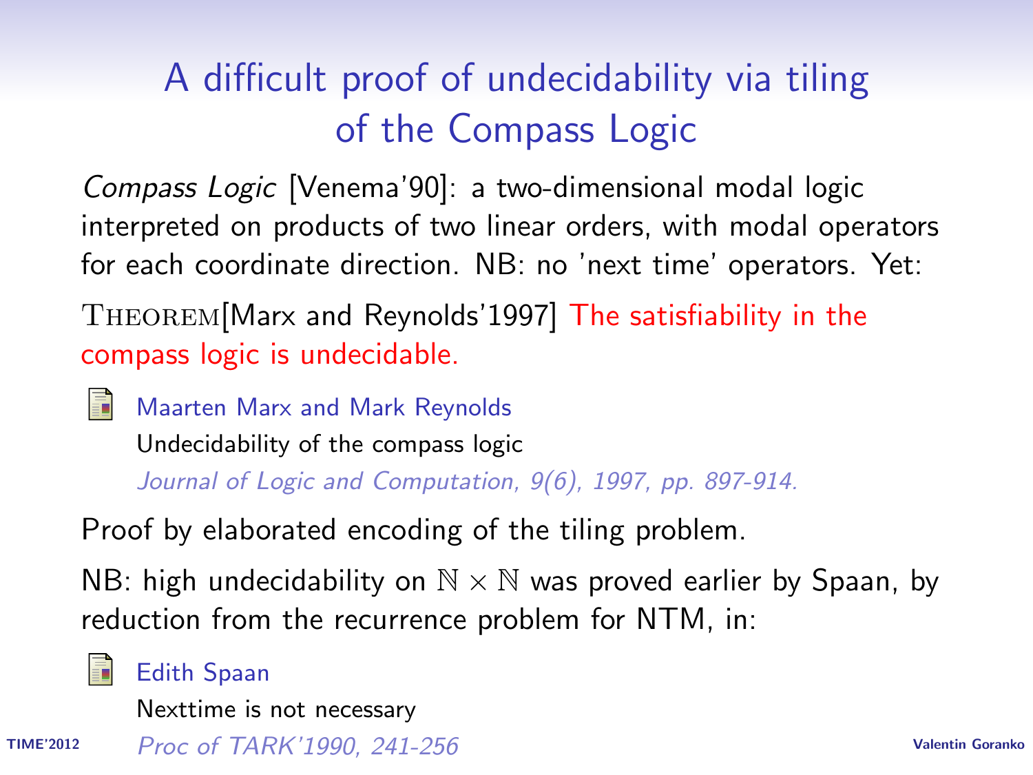# A difficult proof of undecidability via tiling of the Compass Logic

*Compass Logic* [Venema'90]: a two-dimensional modal logic interpreted on products of two linear orders, with modal operators for each coordinate direction. NB: no 'next time' operators. Yet:

THEOREM[Marx and Reynolds'1997] The satisfiability in the compass logic is undecidable.

- Maarten Marx and Mark Reynolds
  Undecidability of the compass logic
  *Journal of Logic and Computation, 9(6), 1997, pp. 897-914.*

Proof by elaborated encoding of the tiling problem.

NB: high undecidability on $\mathbb{N} \times \mathbb{N}$ was proved earlier by Spaan, by reduction from the recurrence problem for NTM, in:

- Edith Spaan
  Nexttime is not necessary
  *Proc of TARK'1990, 241-256*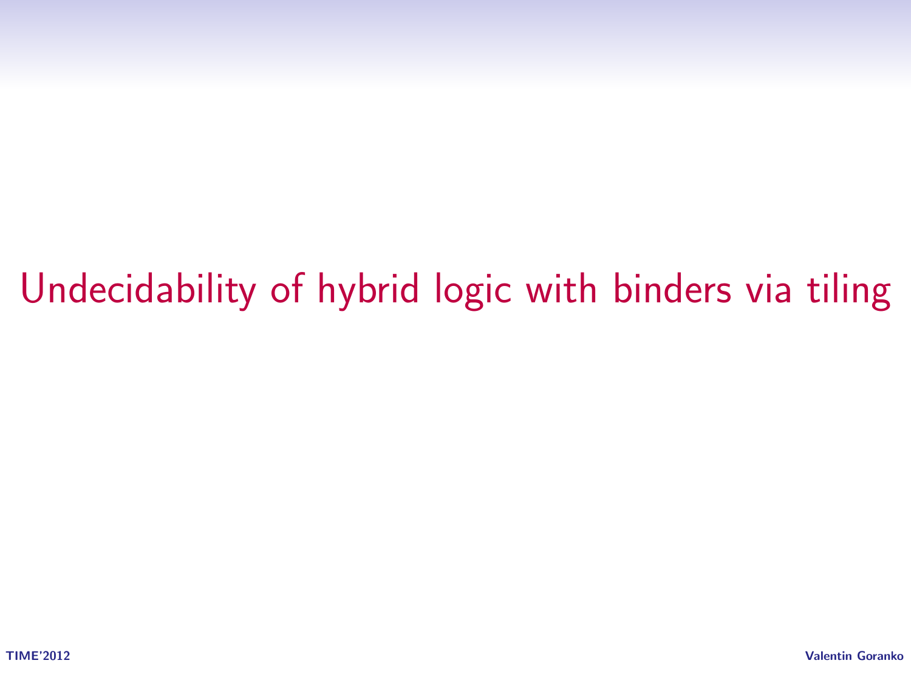# Undecidability of hybrid logic with binders via tiling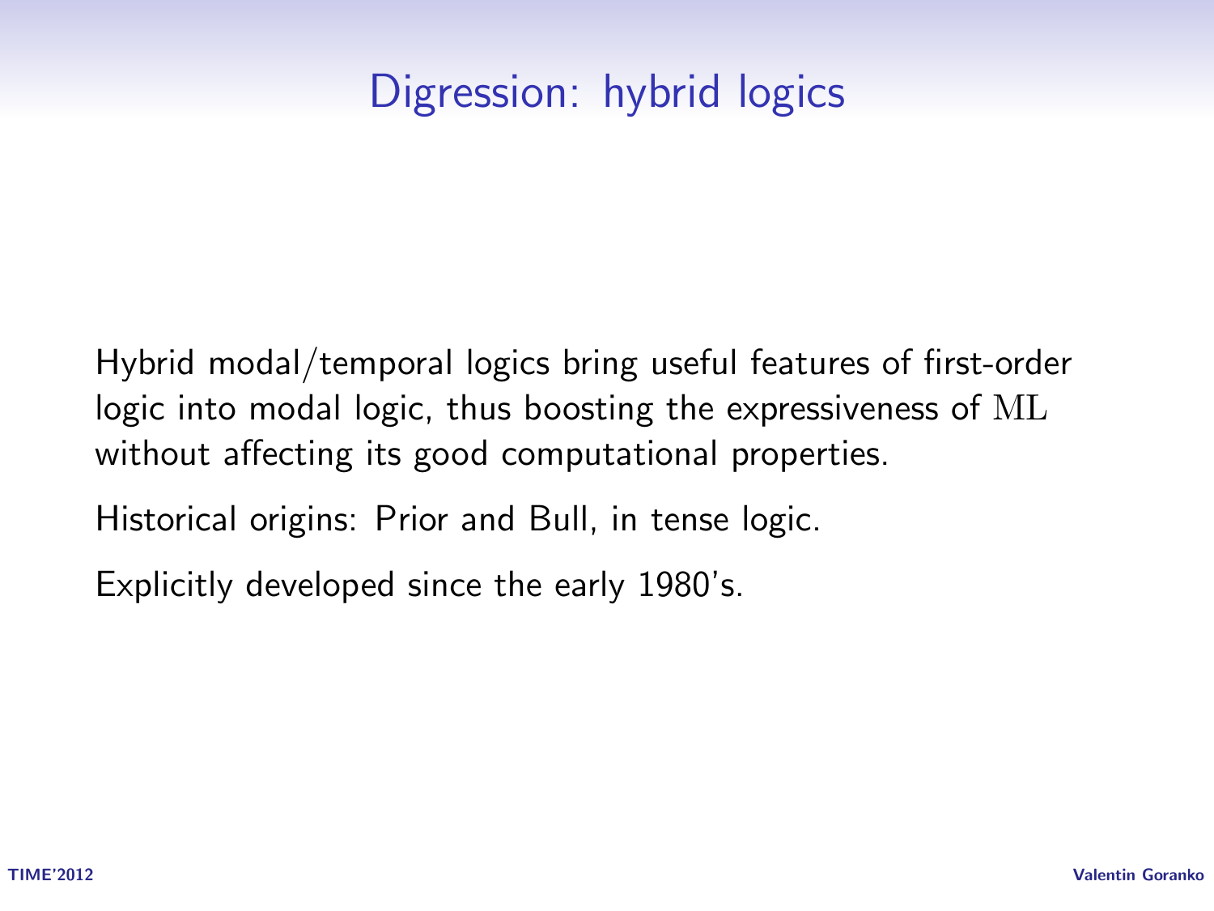# Digression: hybrid logics

Hybrid modal/temporal logics bring useful features of first-order logic into modal logic, thus boosting the expressiveness of $\mathrm{ML}$ without affecting its good computational properties.

Historical origins: Prior and Bull, in tense logic.

Explicitly developed since the early 1980's.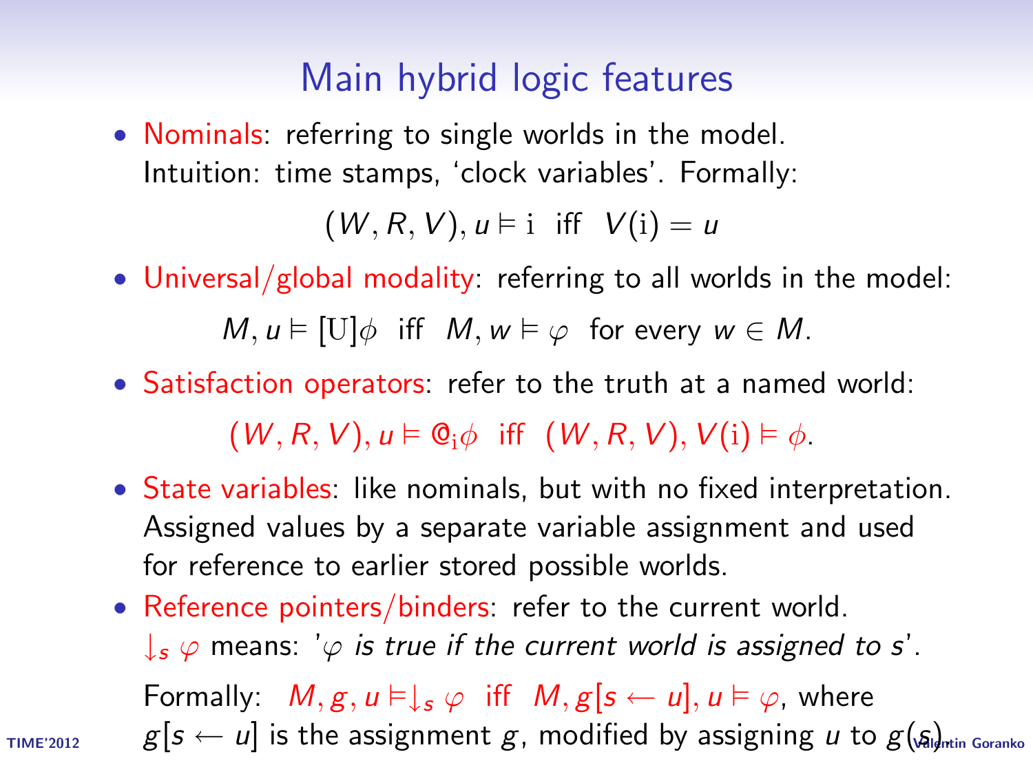# Main hybrid logic features

- Nominals: referring to single worlds in the model.
  Intuition: time stamps, 'clock variables'. Formally:

  $$(W, R, V), u \vDash \mathrm{i} \;\text{ iff }\; V(\mathrm{i}) = u$$

- Universal/global modality: referring to all worlds in the model:

  $$M, u \vDash [\mathrm{U}]\phi \;\text{ iff }\; M, w \vDash \varphi \;\text{ for every } w \in M.$$

- Satisfaction operators: refer to the truth at a named world:

  $$(W, R, V), u \vDash @_{\mathrm{i}}\phi \;\text{ iff }\; (W, R, V), V(\mathrm{i}) \vDash \phi.$$

- State variables: like nominals, but with no fixed interpretation. Assigned values by a separate variable assignment and used for reference to earlier stored possible worlds.

- Reference pointers/binders: refer to the current world.
  $\downarrow_s \varphi$ means: '$\varphi$ *is true if the current world is assigned to s*'.

  Formally: $M, g, u \vDash \downarrow_s \varphi$ iff $M, g[s \leftarrow u], u \vDash \varphi$, where $g[s \leftarrow u]$ is the assignment $g$, modified by assigning $u$ to $g(s)$.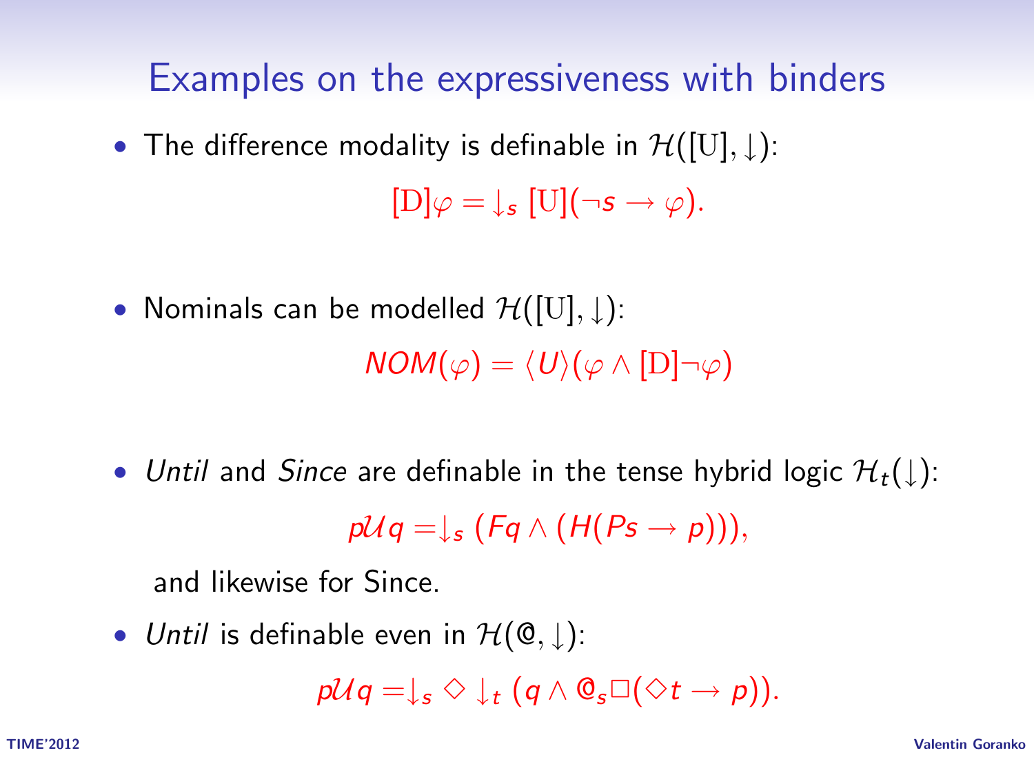# Examples on the expressiveness with binders

- The difference modality is definable in $\mathcal{H}([\mathrm{U}], \downarrow)$:

$$[\mathrm{D}]\varphi = \downarrow_s [\mathrm{U}](\neg s \to \varphi).$$

- Nominals can be modelled $\mathcal{H}([\mathrm{U}], \downarrow)$:

$$NOM(\varphi) = \langle U \rangle(\varphi \wedge [\mathrm{D}]\neg\varphi)$$

- *Until* and *Since* are definable in the tense hybrid logic $\mathcal{H}_t(\downarrow)$:

$$p\mathcal{U}q = \downarrow_s (Fq \wedge (H(Ps \to p))),$$

  and likewise for Since.

- *Until* is definable even in $\mathcal{H}(@, \downarrow)$:

$$p\mathcal{U}q = \downarrow_s \Diamond \downarrow_t (q \wedge @_s \Box(\Diamond t \to p)).$$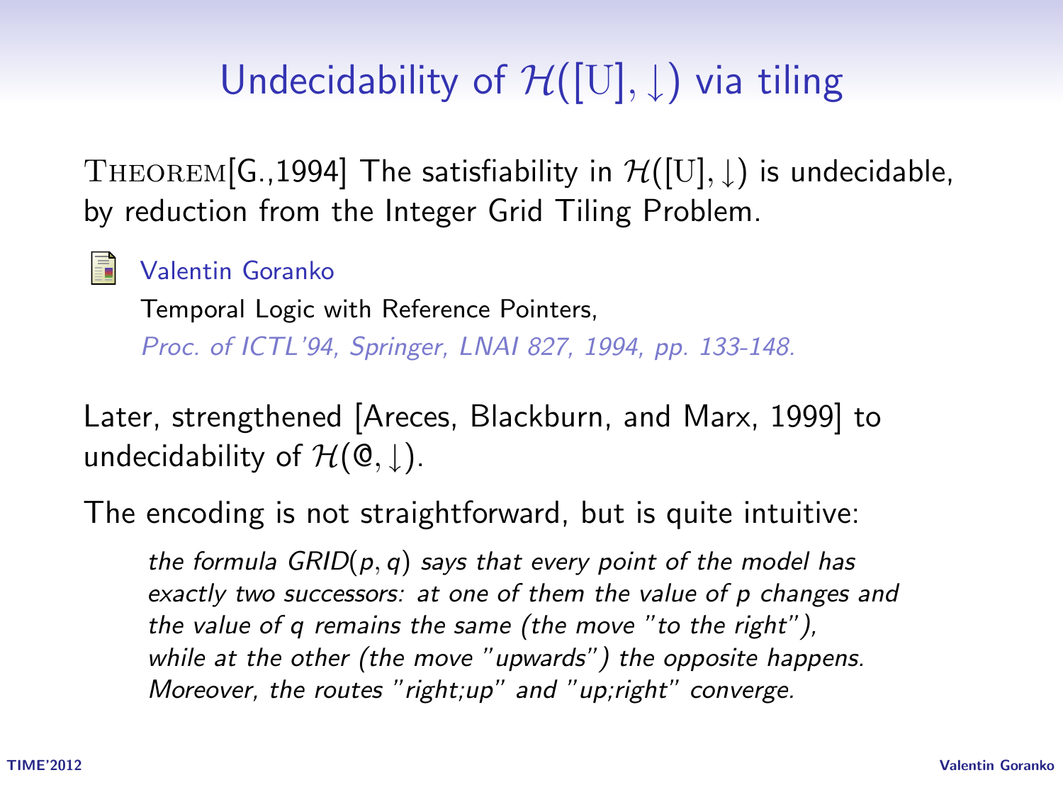# Undecidability of $\mathcal{H}([\mathrm{U}], \downarrow)$ via tiling

THEOREM[G.,1994] The satisfiability in $\mathcal{H}([\mathrm{U}], \downarrow)$ is undecidable, by reduction from the Integer Grid Tiling Problem.

Valentin Goranko
Temporal Logic with Reference Pointers,
*Proc. of ICTL'94, Springer, LNAI 827, 1994, pp. 133-148.*

Later, strengthened [Areces, Blackburn, and Marx, 1999] to undecidability of $\mathcal{H}(@, \downarrow)$.

The encoding is not straightforward, but is quite intuitive:

> *the formula GRID($p, q$) says that every point of the model has exactly two successors: at one of them the value of p changes and the value of q remains the same (the move "to the right"), while at the other (the move "upwards") the opposite happens. Moreover, the routes "right;up" and "up;right" converge.*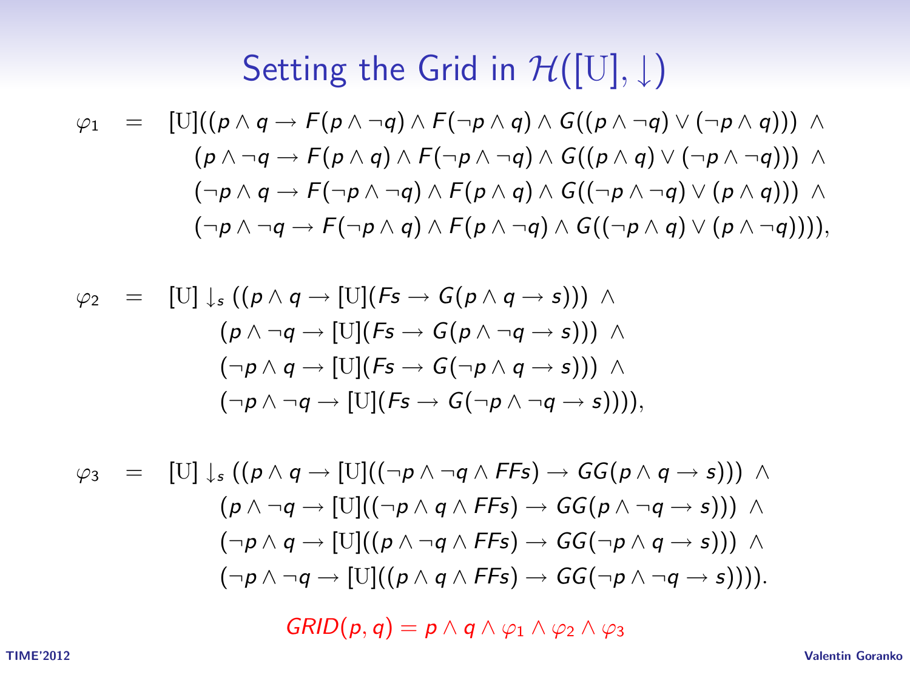# Setting the Grid in $\mathcal{H}([\mathrm{U}], \downarrow)$

$$
\begin{aligned}
\varphi_1 \;=\; & [\mathrm{U}]((p \wedge q \rightarrow F(p \wedge \neg q) \wedge F(\neg p \wedge q) \wedge G((p \wedge \neg q) \vee (\neg p \wedge q))) \;\wedge \\
& (p \wedge \neg q \rightarrow F(p \wedge q) \wedge F(\neg p \wedge \neg q) \wedge G((p \wedge q) \vee (\neg p \wedge \neg q))) \;\wedge \\
& (\neg p \wedge q \rightarrow F(\neg p \wedge \neg q) \wedge F(p \wedge q) \wedge G((\neg p \wedge \neg q) \vee (p \wedge q))) \;\wedge \\
& (\neg p \wedge \neg q \rightarrow F(\neg p \wedge q) \wedge F(p \wedge \neg q) \wedge G((\neg p \wedge q) \vee (p \wedge \neg q)))),
\end{aligned}
$$

$$
\begin{aligned}
\varphi_2 \;=\; & [\mathrm{U}] \downarrow_s ((p \wedge q \rightarrow [\mathrm{U}](Fs \rightarrow G(p \wedge q \rightarrow s))) \;\wedge \\
& (p \wedge \neg q \rightarrow [\mathrm{U}](Fs \rightarrow G(p \wedge \neg q \rightarrow s))) \;\wedge \\
& (\neg p \wedge q \rightarrow [\mathrm{U}](Fs \rightarrow G(\neg p \wedge q \rightarrow s))) \;\wedge \\
& (\neg p \wedge \neg q \rightarrow [\mathrm{U}](Fs \rightarrow G(\neg p \wedge \neg q \rightarrow s)))),
\end{aligned}
$$

$$
\begin{aligned}
\varphi_3 \;=\; & [\mathrm{U}] \downarrow_s ((p \wedge q \rightarrow [\mathrm{U}]((\neg p \wedge \neg q \wedge FFs) \rightarrow GG(p \wedge q \rightarrow s))) \;\wedge \\
& (p \wedge \neg q \rightarrow [\mathrm{U}]((\neg p \wedge q \wedge FFs) \rightarrow GG(p \wedge \neg q \rightarrow s))) \;\wedge \\
& (\neg p \wedge q \rightarrow [\mathrm{U}]((p \wedge \neg q \wedge FFs) \rightarrow GG(\neg p \wedge q \rightarrow s))) \;\wedge \\
& (\neg p \wedge \neg q \rightarrow [\mathrm{U}]((p \wedge q \wedge FFs) \rightarrow GG(\neg p \wedge \neg q \rightarrow s)))).
\end{aligned}
$$

$$
GRID(p, q) = p \wedge q \wedge \varphi_1 \wedge \varphi_2 \wedge \varphi_3
$$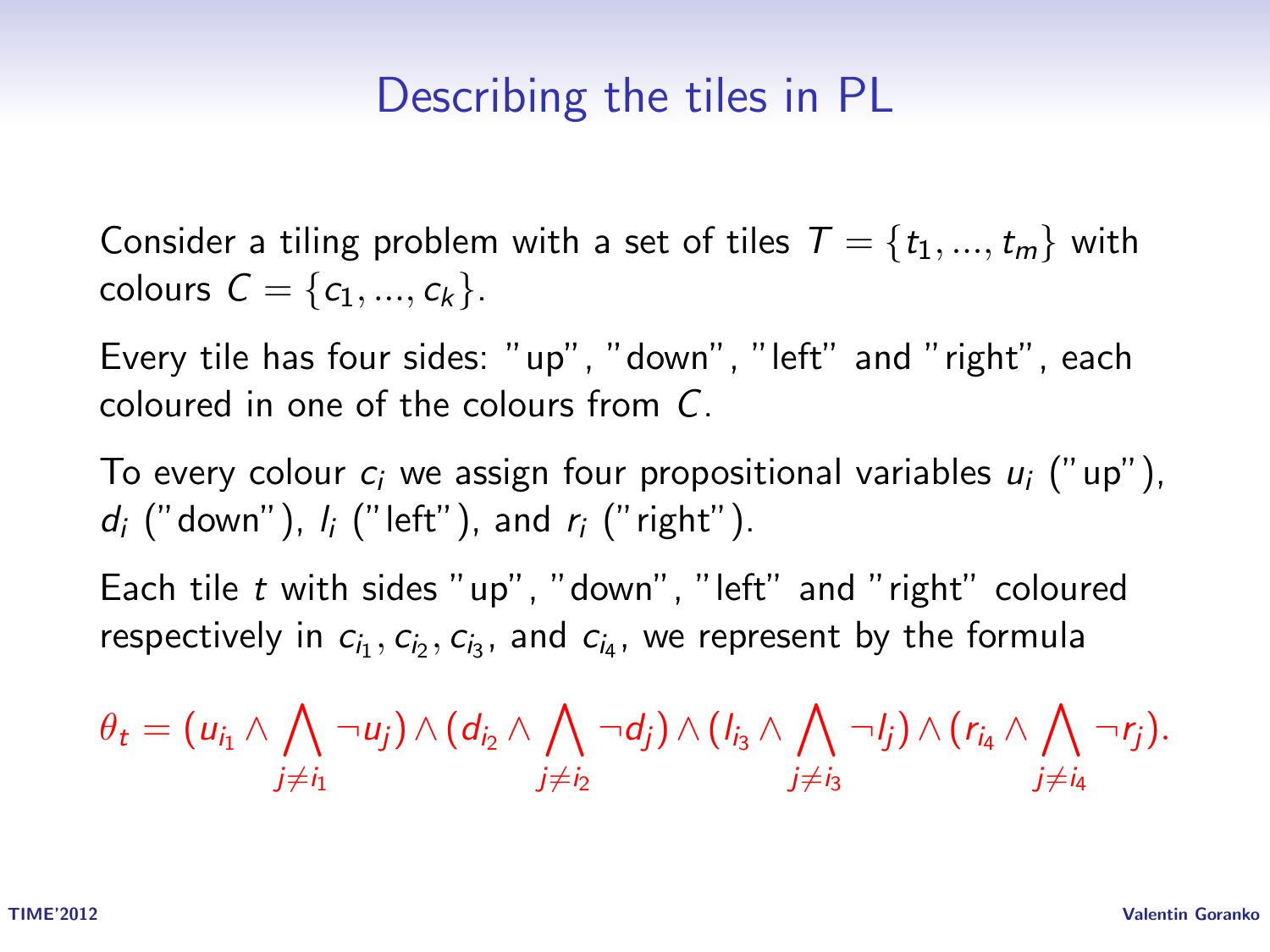# Describing the tiles in PL

Consider a tiling problem with a set of tiles $T = \{t_1, ..., t_m\}$ with colours $C = \{c_1, ..., c_k\}$.

Every tile has four sides: "up", "down", "left" and "right", each coloured in one of the colours from $C$.

To every colour $c_i$ we assign four propositional variables $u_i$ ("up"), $d_i$ ("down"), $l_i$ ("left"), and $r_i$ ("right").

Each tile $t$ with sides "up", "down", "left" and "right" coloured respectively in $c_{i_1}, c_{i_2}, c_{i_3}$, and $c_{i_4}$, we represent by the formula

$$\theta_t = (u_{i_1} \wedge \bigwedge_{j \neq i_1} \neg u_j) \wedge (d_{i_2} \wedge \bigwedge_{j \neq i_2} \neg d_j) \wedge (l_{i_3} \wedge \bigwedge_{j \neq i_3} \neg l_j) \wedge (r_{i_4} \wedge \bigwedge_{j \neq i_4} \neg r_j).$$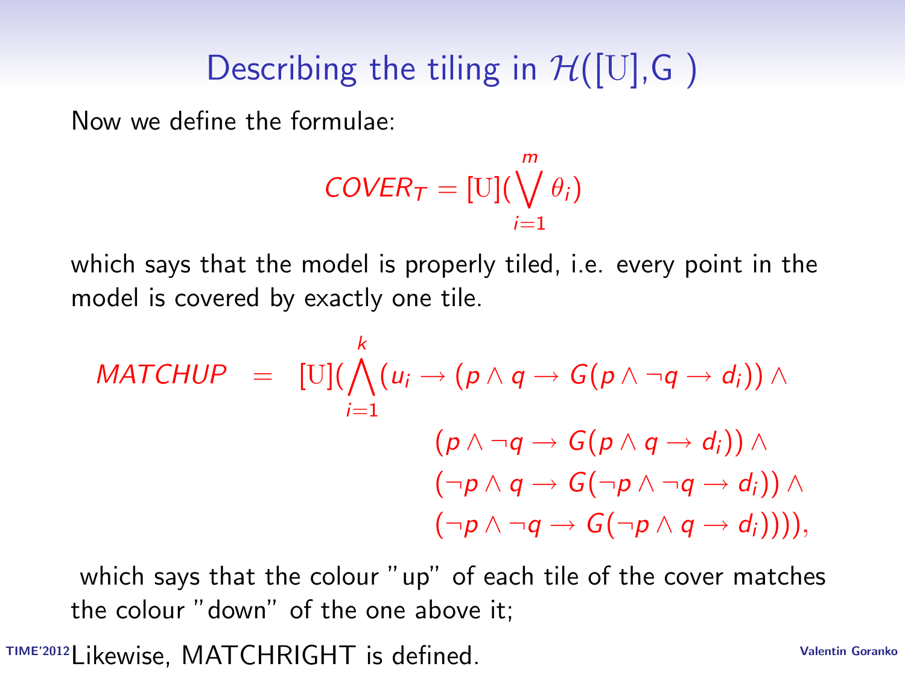# Describing the tiling in $\mathcal{H}([\mathrm{U}],\mathrm{G})$

Now we define the formulae:

$$COVER_T = [\mathrm{U}](\bigvee_{i=1}^{m} \theta_i)$$

which says that the model is properly tiled, i.e. every point in the model is covered by exactly one tile.

$$\begin{aligned} MATCHUP \;\; = \;\; [\mathrm{U}](\bigwedge_{i=1}^{k}(u_i \rightarrow (p \wedge q \rightarrow G(p \wedge \neg q \rightarrow d_i)) \wedge \\ (p \wedge \neg q \rightarrow G(p \wedge q \rightarrow d_i)) \wedge \\ (\neg p \wedge q \rightarrow G(\neg p \wedge \neg q \rightarrow d_i)) \wedge \\ (\neg p \wedge \neg q \rightarrow G(\neg p \wedge q \rightarrow d_i)))), \end{aligned}$$

which says that the colour "up" of each tile of the cover matches the colour "down" of the one above it;

Likewise, MATCHRIGHT is defined.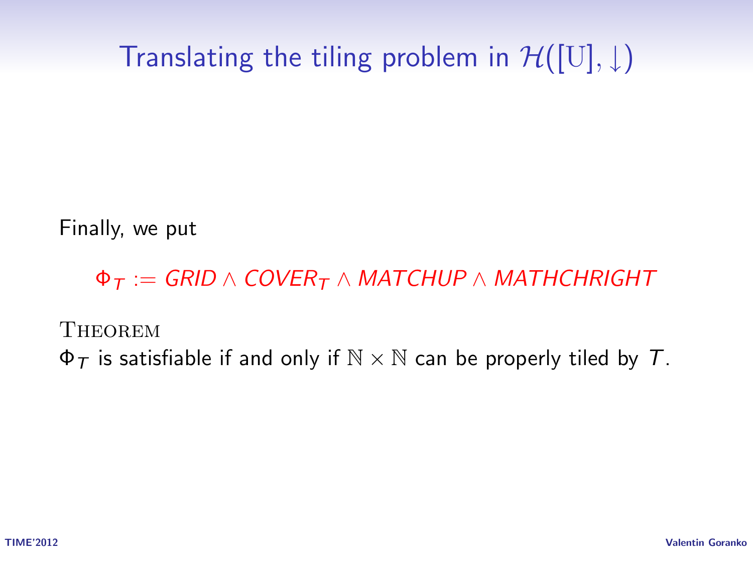# Translating the tiling problem in $\mathcal{H}([\mathrm{U}], \downarrow)$

Finally, we put

$$\Phi_T := GRID \wedge COVER_T \wedge MATCHUP \wedge MATHCHRIGHT$$

THEOREM

$\Phi_T$ is satisfiable if and only if $\mathbb{N} \times \mathbb{N}$ can be properly tiled by $T$.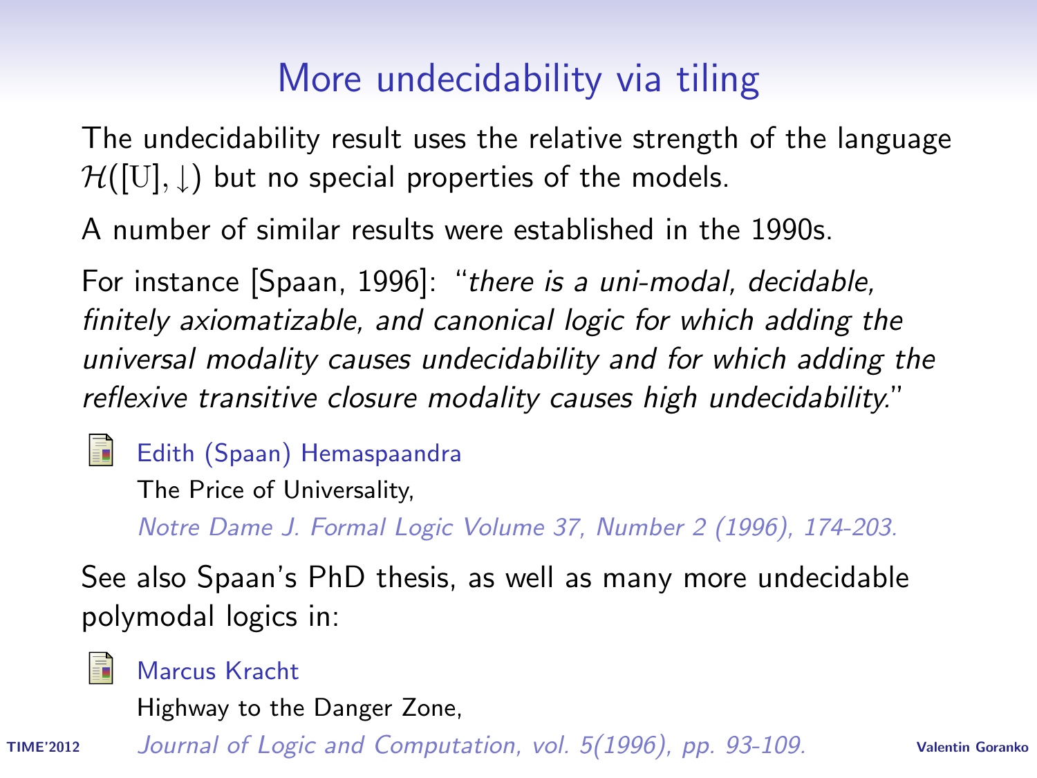# More undecidability via tiling

The undecidability result uses the relative strength of the language $\mathcal{H}([\mathrm{U}], \downarrow)$ but no special properties of the models.

A number of similar results were established in the 1990s.

For instance [Spaan, 1996]: "*there is a uni-modal, decidable, finitely axiomatizable, and canonical logic for which adding the universal modality causes undecidability and for which adding the reflexive transitive closure modality causes high undecidability.*"

- Edith (Spaan) Hemaspaandra
  The Price of Universality,
  *Notre Dame J. Formal Logic Volume 37, Number 2 (1996), 174-203.*

See also Spaan's PhD thesis, as well as many more undecidable polymodal logics in:

- Marcus Kracht
  Highway to the Danger Zone,
  *Journal of Logic and Computation, vol. 5(1996), pp. 93-109.*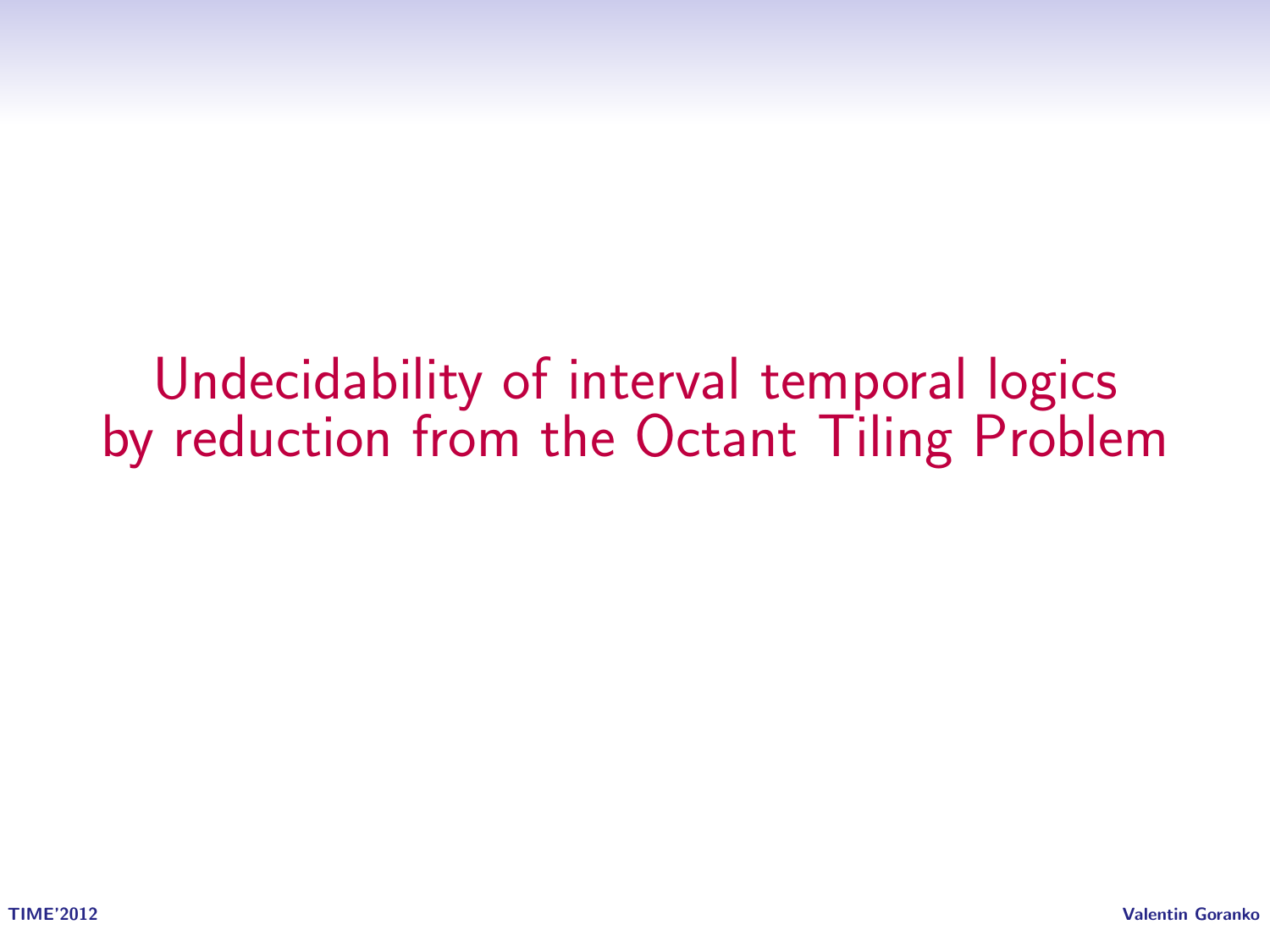# Undecidability of interval temporal logics by reduction from the Octant Tiling Problem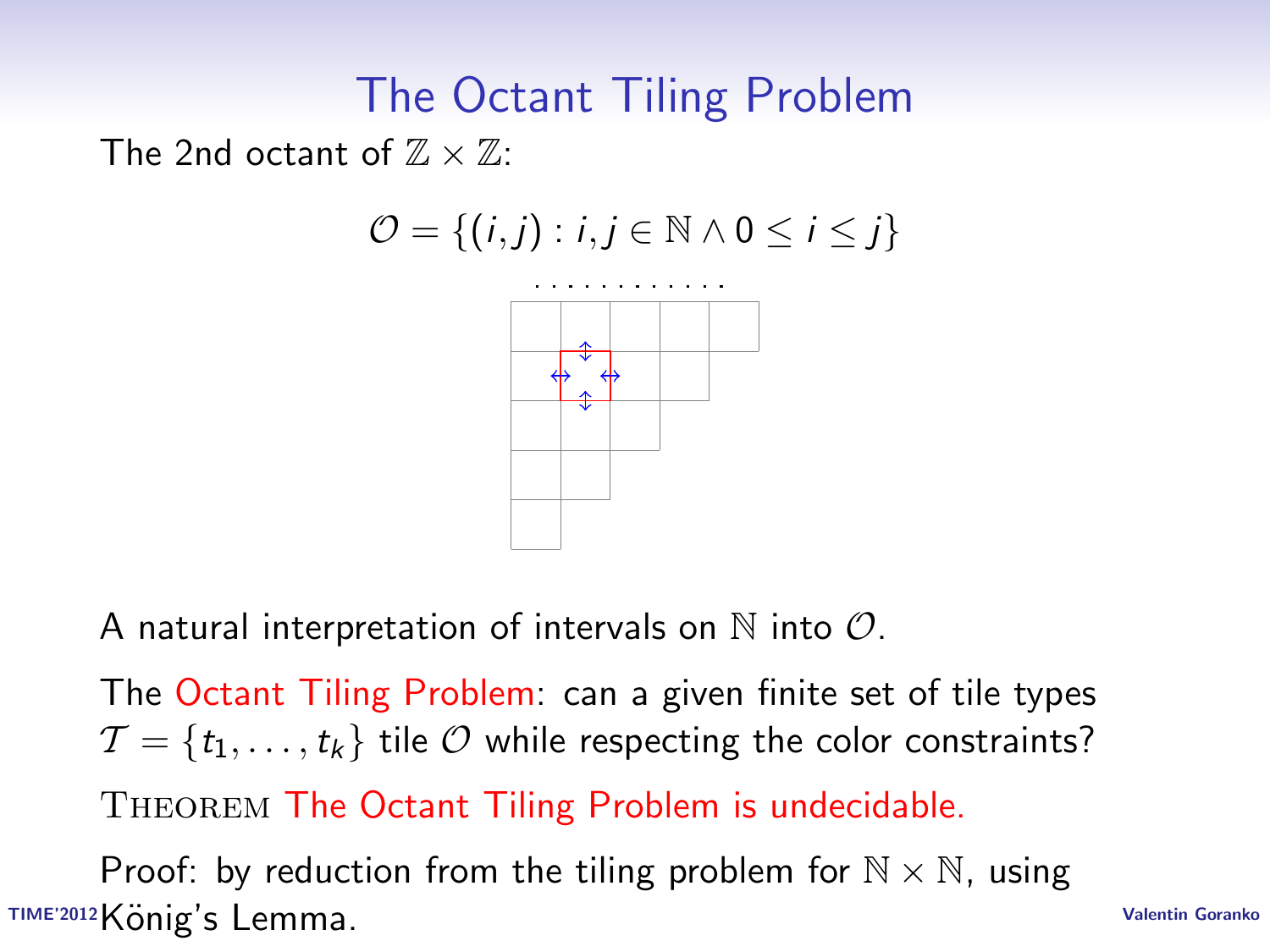# The Octant Tiling Problem

The 2nd octant of $\mathbb{Z} \times \mathbb{Z}$:

$$\mathcal{O} = \{(i, j) : i, j \in \mathbb{N} \land 0 \leq i \leq j\}$$

A natural interpretation of intervals on $\mathbb{N}$ into $\mathcal{O}$.

The Octant Tiling Problem: can a given finite set of tile types $\mathcal{T} = \{t_1, \ldots, t_k\}$ tile $\mathcal{O}$ while respecting the color constraints?

THEOREM The Octant Tiling Problem is undecidable.

Proof: by reduction from the tiling problem for $\mathbb{N} \times \mathbb{N}$, using König's Lemma.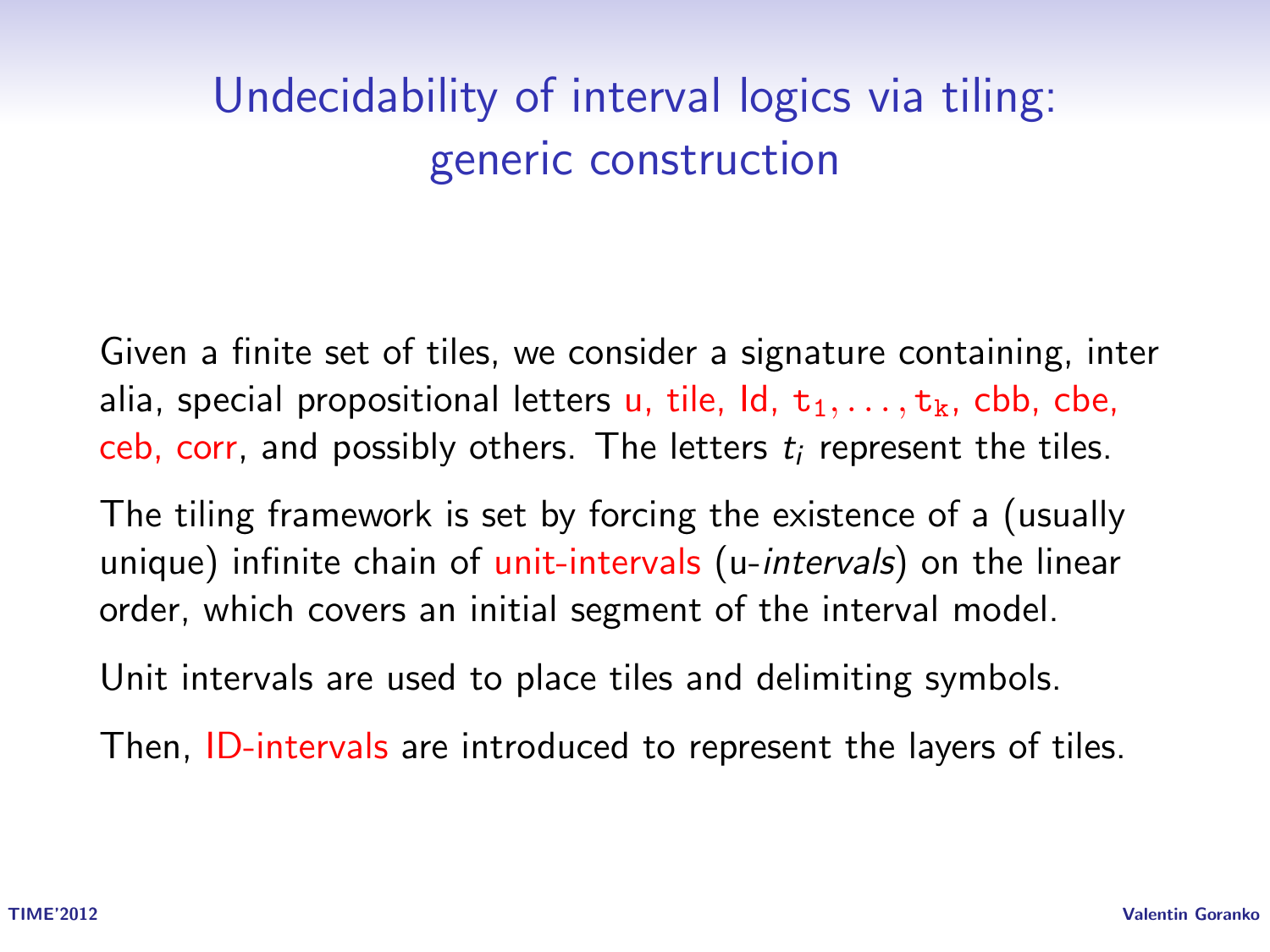# Undecidability of interval logics via tiling: generic construction

Given a finite set of tiles, we consider a signature containing, inter alia, special propositional letters u, tile, Id, $\mathtt{t}_1, \ldots, \mathtt{t}_k$, cbb, cbe, ceb, corr, and possibly others. The letters $t_i$ represent the tiles.

The tiling framework is set by forcing the existence of a (usually unique) infinite chain of unit-intervals (u-*intervals*) on the linear order, which covers an initial segment of the interval model.

Unit intervals are used to place tiles and delimiting symbols.

Then, ID-intervals are introduced to represent the layers of tiles.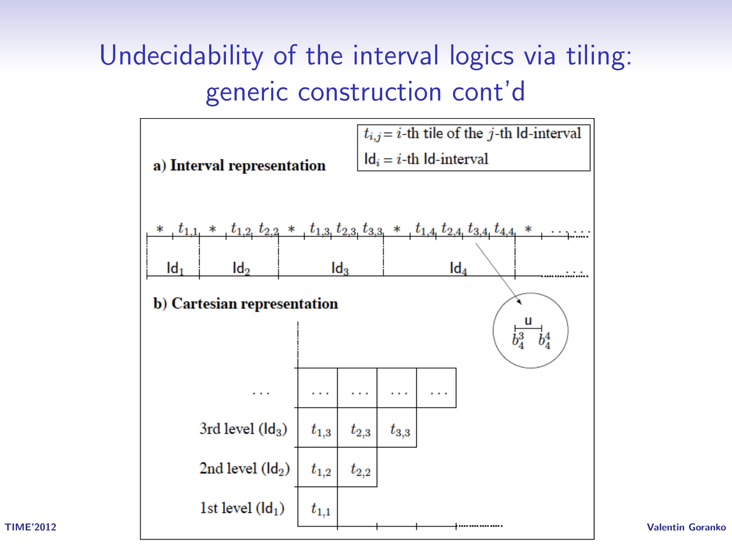# Undecidability of the interval logics via tiling: generic construction cont'd

$t_{i,j}$ = $i$-th tile of the $j$-th Id-interval

$\mathsf{Id}_i$ = $i$-th Id-interval

**a) Interval representation**

$*$ $t_{1,1}$ $*$ $t_{1,2}$ $t_{2,2}$ $*$ $t_{1,3}$ $t_{2,3}$ $t_{3,3}$ $*$ $t_{1,4}$ $t_{2,4}$ $t_{3,4}$ $t_{4,4}$ $*$ ...

$\mathsf{Id}_1$ $\mathsf{Id}_2$ $\mathsf{Id}_3$ $\mathsf{Id}_4$ ...

u: $b_4^3$ $b_4^4$

**b) Cartesian representation**

| | | | | |
|---|---|---|---|---|
| ... | ... | ... | ... | ... |
| 3rd level ($\mathsf{Id}_3$) | $t_{1,3}$ | $t_{2,3}$ | $t_{3,3}$ | |
| 2nd level ($\mathsf{Id}_2$) | $t_{1,2}$ | $t_{2,2}$ | | |
| 1st level ($\mathsf{Id}_1$) | $t_{1,1}$ | | | |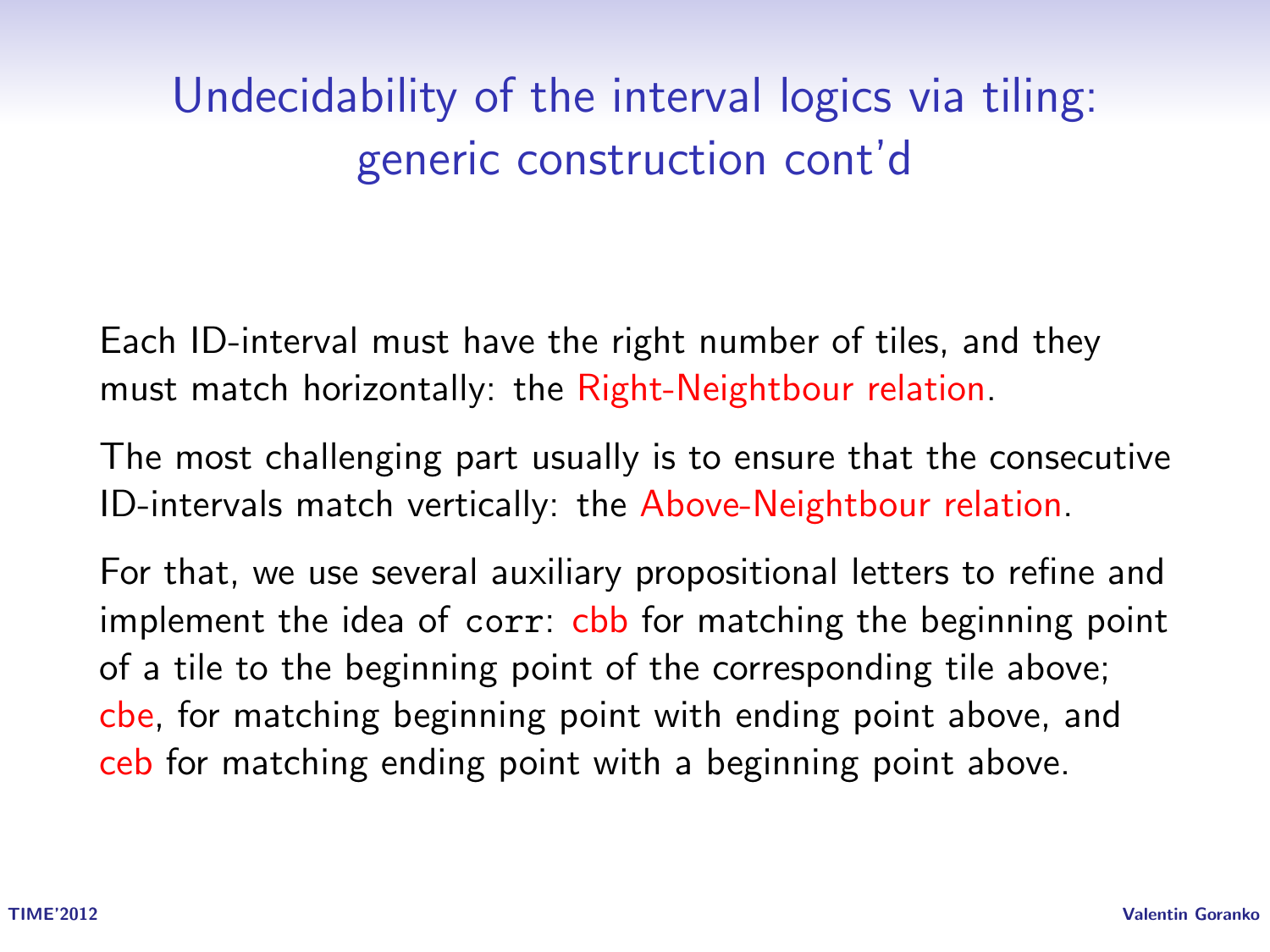# Undecidability of the interval logics via tiling: generic construction cont'd

Each ID-interval must have the right number of tiles, and they must match horizontally: the Right-Neightbour relation.

The most challenging part usually is to ensure that the consecutive ID-intervals match vertically: the Above-Neightbour relation.

For that, we use several auxiliary propositional letters to refine and implement the idea of `corr`: cbb for matching the beginning point of a tile to the beginning point of the corresponding tile above; cbe, for matching beginning point with ending point above, and ceb for matching ending point with a beginning point above.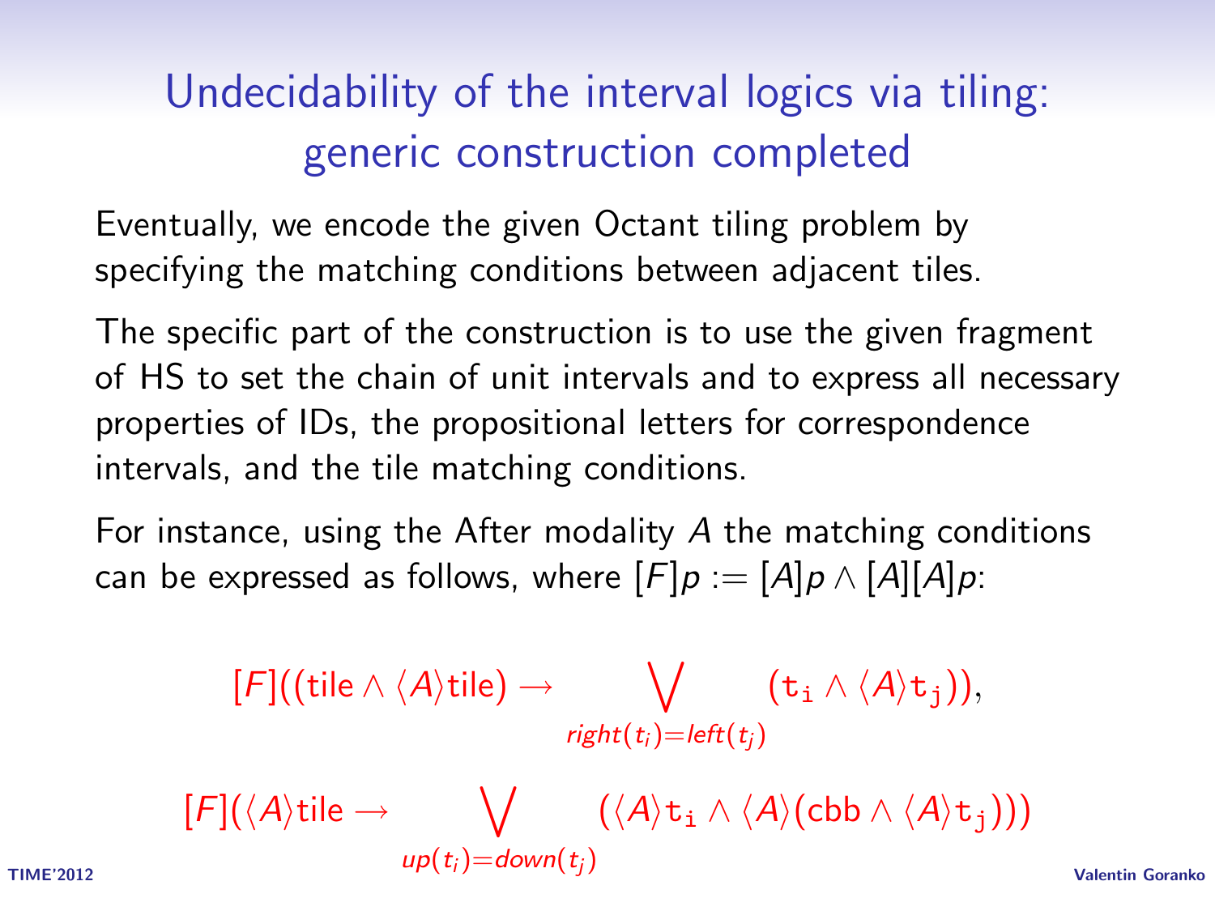# Undecidability of the interval logics via tiling: generic construction completed

Eventually, we encode the given Octant tiling problem by specifying the matching conditions between adjacent tiles.

The specific part of the construction is to use the given fragment of HS to set the chain of unit intervals and to express all necessary properties of IDs, the propositional letters for correspondence intervals, and the tile matching conditions.

For instance, using the After modality $A$ the matching conditions can be expressed as follows, where $[F]p := [A]p \wedge [A][A]p$:

$$[F]((\mathsf{tile} \wedge \langle A \rangle \mathsf{tile}) \rightarrow \bigvee_{right(t_i)=left(t_j)} (\mathtt{t_i} \wedge \langle A \rangle \mathtt{t_j})),$$

$$[F](\langle A \rangle \mathsf{tile} \rightarrow \bigvee_{up(t_i)=down(t_j)} (\langle A \rangle \mathtt{t_i} \wedge \langle A \rangle (\mathsf{cbb} \wedge \langle A \rangle \mathtt{t_j})))$$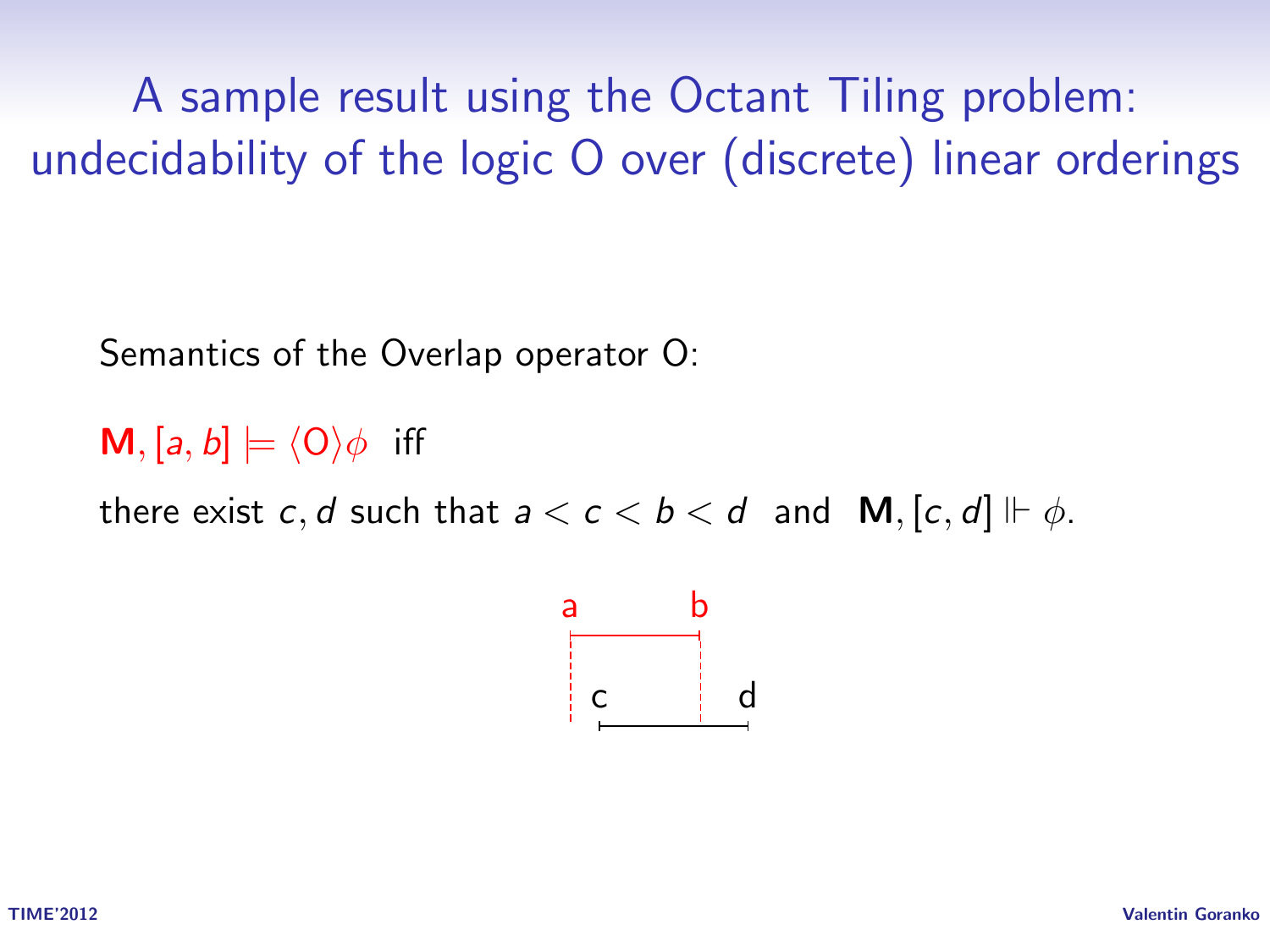# A sample result using the Octant Tiling problem: undecidability of the logic O over (discrete) linear orderings

Semantics of the Overlap operator O:

$\mathbf{M}, [a, b] \models \langle O \rangle \phi$ iff

there exist $c, d$ such that $a < c < b < d$ and $\mathbf{M}, [c, d] \Vdash \phi$.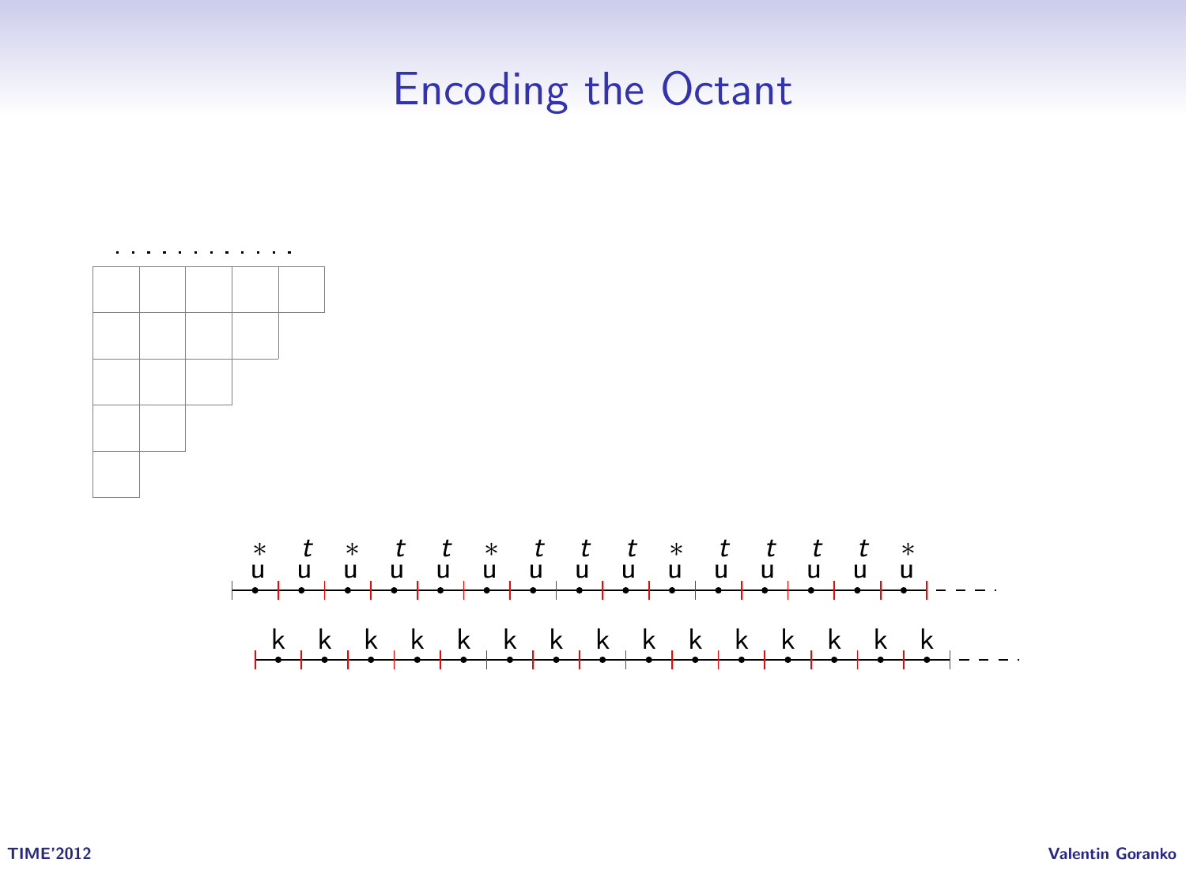# Encoding the Octant

$*$ $t$ $*$ $t$ $t$ $*$ $t$ $t$ $t$ $*$ $t$ $t$ $t$ $t$ $*$

u u u u u u u u u u u u u u u

k k k k k k k k k k k k k k k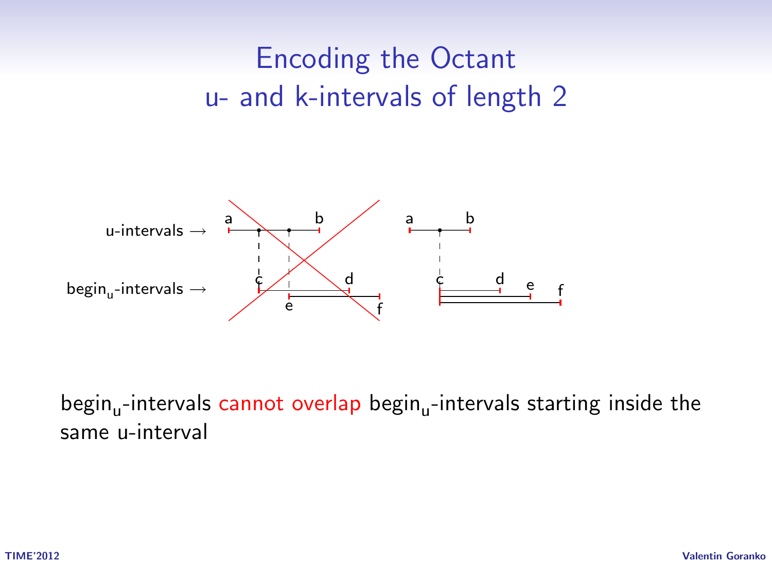# Encoding the Octant
## u- and k-intervals of length 2

u-intervals →

begin$_u$-intervals →

begin$_u$-intervals cannot overlap begin$_u$-intervals starting inside the same u-interval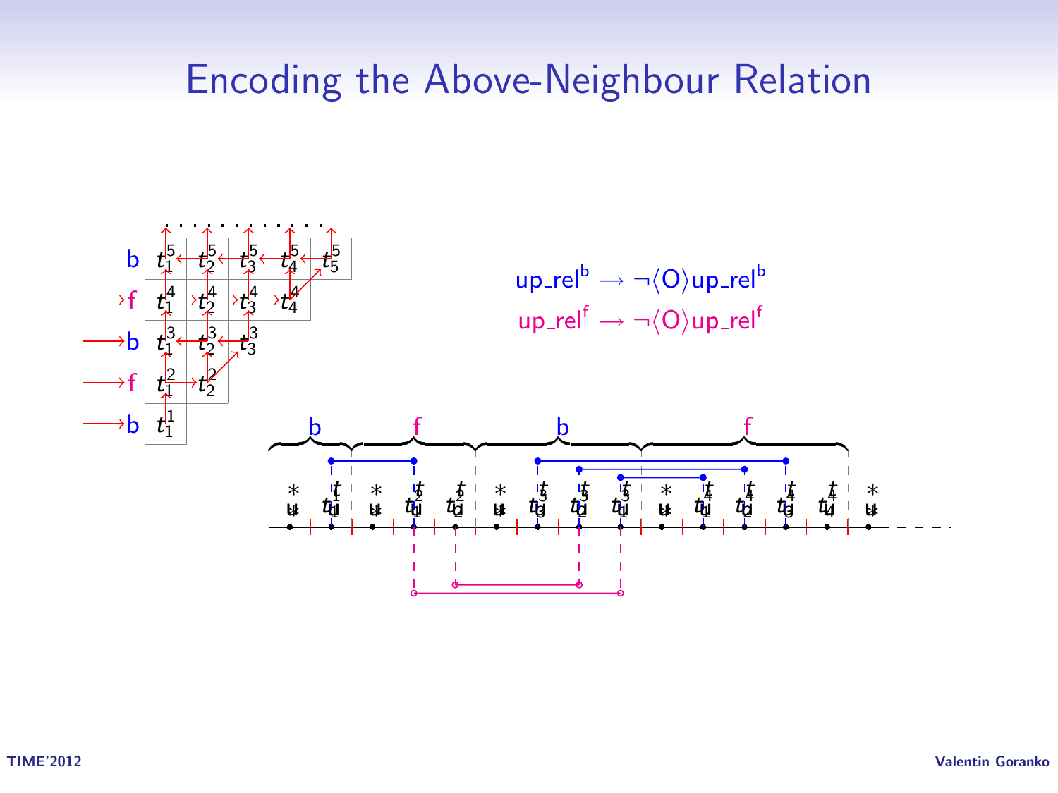# Encoding the Above-Neighbour Relation

$\mathsf{up\_rel}^{\mathsf{b}} \rightarrow \neg\langle O\rangle \mathsf{up\_rel}^{\mathsf{b}}$

$\mathsf{up\_rel}^{\mathsf{f}} \rightarrow \neg\langle O\rangle \mathsf{up\_rel}^{\mathsf{f}}$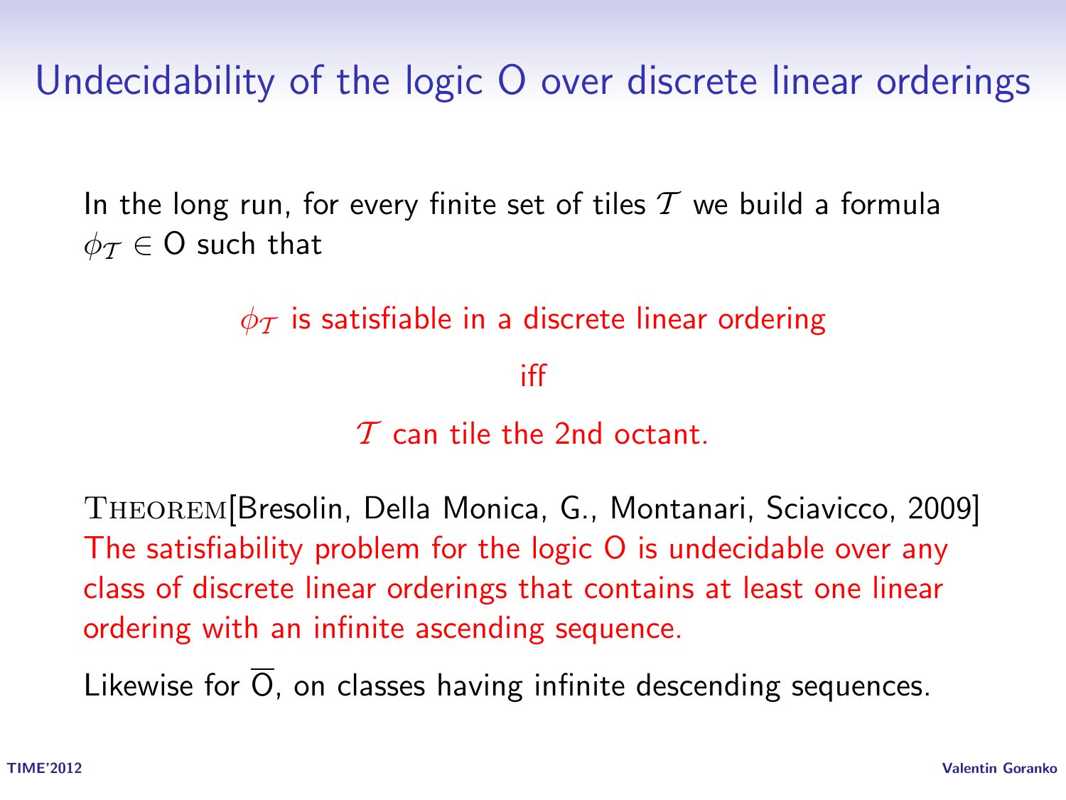# Undecidability of the logic O over discrete linear orderings

In the long run, for every finite set of tiles $\mathcal{T}$ we build a formula $\phi_{\mathcal{T}} \in \mathsf{O}$ such that

$\phi_{\mathcal{T}}$ is satisfiable in a discrete linear ordering

iff

$\mathcal{T}$ can tile the 2nd octant.

THEOREM[Bresolin, Della Monica, G., Montanari, Sciavicco, 2009]
The satisfiability problem for the logic O is undecidable over any class of discrete linear orderings that contains at least one linear ordering with an infinite ascending sequence.

Likewise for $\overline{\mathsf{O}}$, on classes having infinite descending sequences.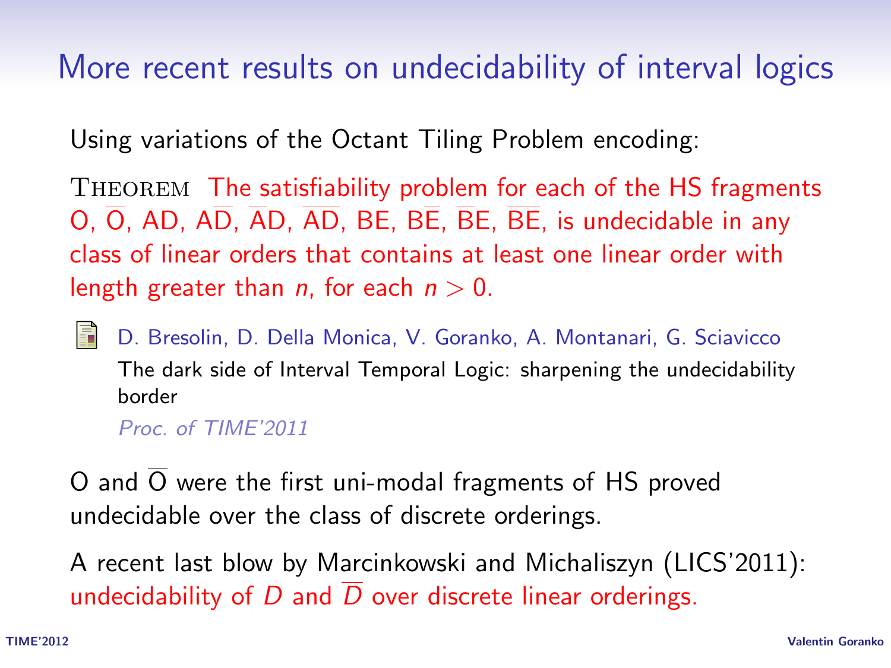# More recent results on undecidability of interval logics

Using variations of the Octant Tiling Problem encoding:

THEOREM The satisfiability problem for each of the HS fragments O, $\overline{\text{O}}$, AD, A$\overline{\text{D}}$, $\overline{\text{A}}$D, $\overline{\text{AD}}$, BE, B$\overline{\text{E}}$, $\overline{\text{B}}$E, $\overline{\text{BE}}$, is undecidable in any class of linear orders that contains at least one linear order with length greater than $n$, for each $n > 0$.

D. Bresolin, D. Della Monica, V. Goranko, A. Montanari, G. Sciavicco
The dark side of Interval Temporal Logic: sharpening the undecidability border
*Proc. of TIME'2011*

O and $\overline{\text{O}}$ were the first uni-modal fragments of HS proved undecidable over the class of discrete orderings.

A recent last blow by Marcinkowski and Michaliszyn (LICS'2011): undecidability of $D$ and $\overline{D}$ over discrete linear orderings.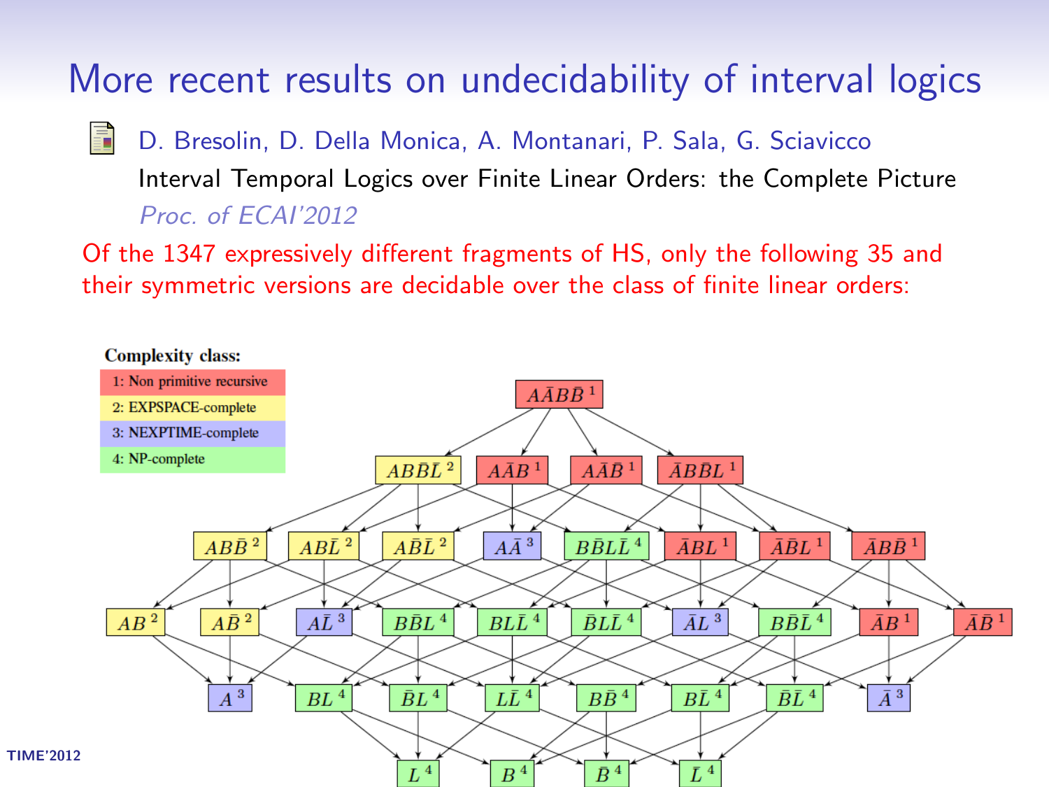# More recent results on undecidability of interval logics

D. Bresolin, D. Della Monica, A. Montanari, P. Sala, G. Sciavicco
Interval Temporal Logics over Finite Linear Orders: the Complete Picture
*Proc. of ECAI'2012*

Of the 1347 expressively different fragments of HS, only the following 35 and their symmetric versions are decidable over the class of finite linear orders:

**Complexity class:**

- 1: Non primitive recursive
- 2: EXPSPACE-complete
- 3: NEXPTIME-complete
- 4: NP-complete

$A\bar{A}B\bar{B}$ [1]

$AB\bar{B}\bar{L}$ [2], $A\bar{A}B$ [1], $A\bar{A}\bar{B}$ [1], $\bar{A}B\bar{B}L$ [1]

$AB\bar{B}$ [2], $AB\bar{L}$ [2], $A\bar{B}\bar{L}$ [2], $A\bar{A}$ [3], $B\bar{B}L\bar{L}$ [4], $\bar{A}BL$ [1], $\bar{A}\bar{B}L$ [1], $\bar{A}B\bar{B}$ [1]

$AB$ [2], $A\bar{B}$ [2], $A\bar{L}$ [3], $B\bar{B}L$ [4], $BL\bar{L}$ [4], $\bar{B}L\bar{L}$ [4], $\bar{A}L$ [3], $B\bar{B}\bar{L}$ [4], $\bar{A}B$ [1], $\bar{A}\bar{B}$ [1]

$A$ [3], $BL$ [4], $\bar{B}L$ [4], $L\bar{L}$ [4], $B\bar{B}$ [4], $B\bar{L}$ [4], $\bar{B}\bar{L}$ [4], $\bar{A}$ [3]

$L$ [4], $B$ [4], $\bar{B}$ [4], $\bar{L}$ [4]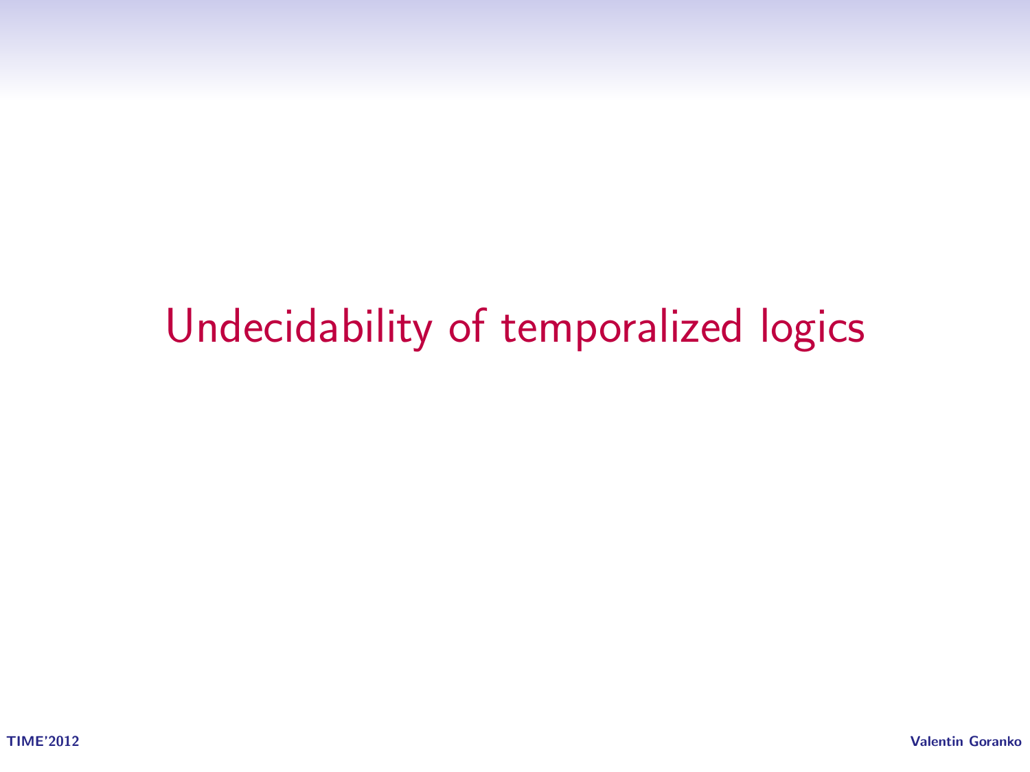# Undecidability of temporalized logics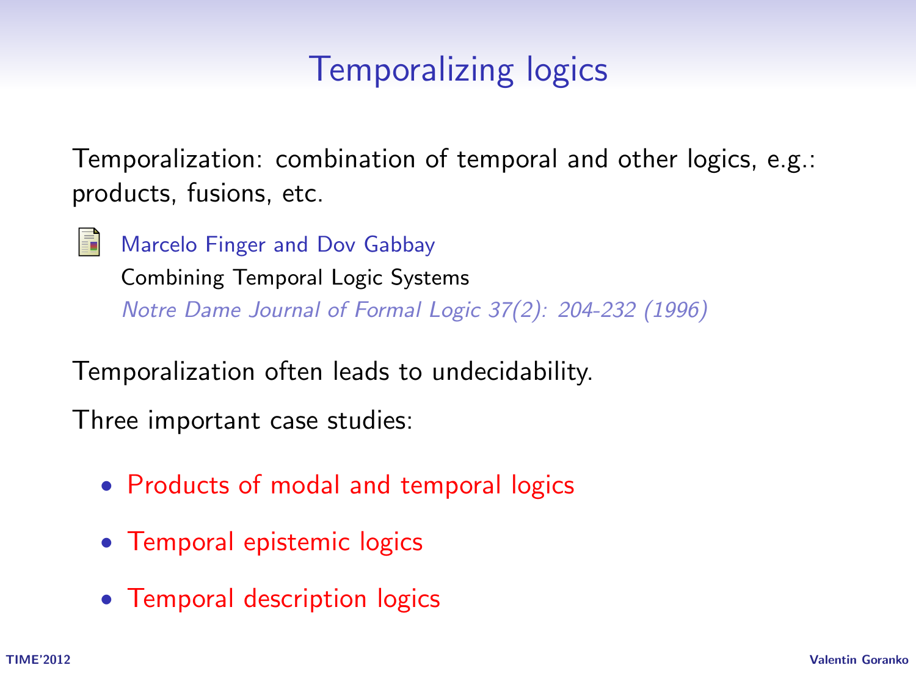# Temporalizing logics

Temporalization: combination of temporal and other logics, e.g.: products, fusions, etc.

Marcelo Finger and Dov Gabbay
Combining Temporal Logic Systems
*Notre Dame Journal of Formal Logic 37(2): 204-232 (1996)*

Temporalization often leads to undecidability.

Three important case studies:

- Products of modal and temporal logics
- Temporal epistemic logics
- Temporal description logics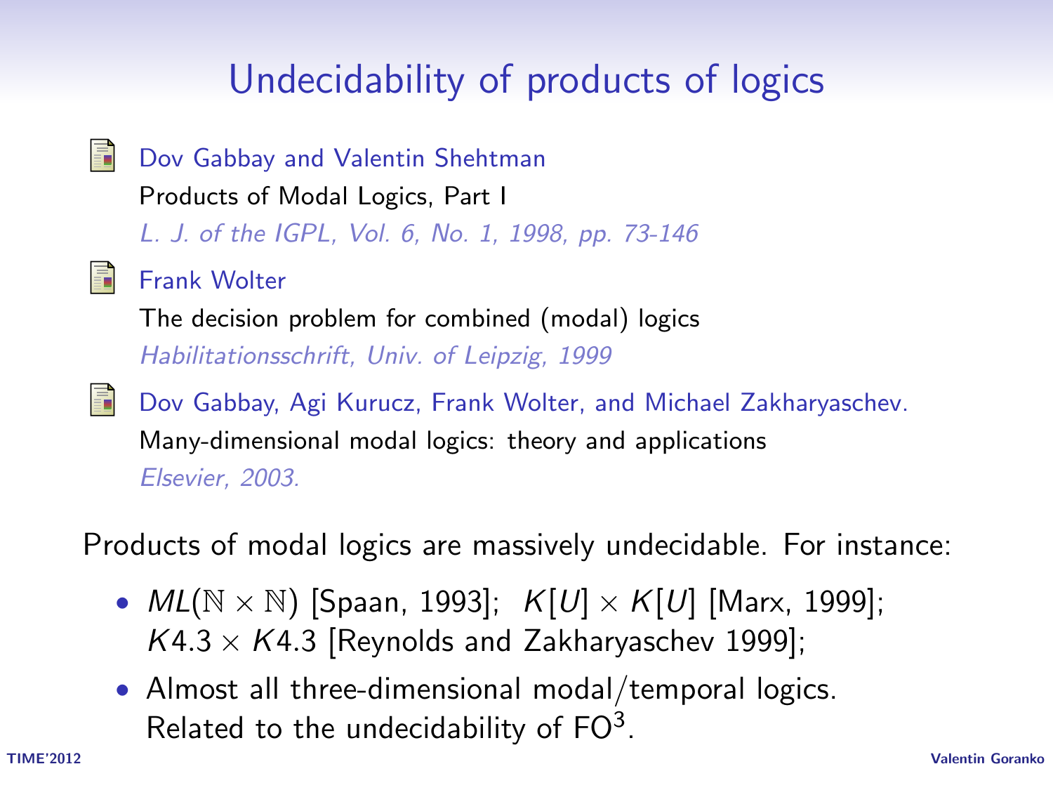# Undecidability of products of logics

- Dov Gabbay and Valentin Shehtman
  Products of Modal Logics, Part I
  *L. J. of the IGPL, Vol. 6, No. 1, 1998, pp. 73-146*

- Frank Wolter
  The decision problem for combined (modal) logics
  *Habilitationsschrift, Univ. of Leipzig, 1999*

- Dov Gabbay, Agi Kurucz, Frank Wolter, and Michael Zakharyaschev.
  Many-dimensional modal logics: theory and applications
  *Elsevier, 2003.*

Products of modal logics are massively undecidable. For instance:

- $ML(\mathbb{N} \times \mathbb{N})$ [Spaan, 1993]; $K[U] \times K[U]$ [Marx, 1999]; $K4.3 \times K4.3$ [Reynolds and Zakharyaschev 1999];
- Almost all three-dimensional modal/temporal logics. Related to the undecidability of $\mathrm{FO}^3$.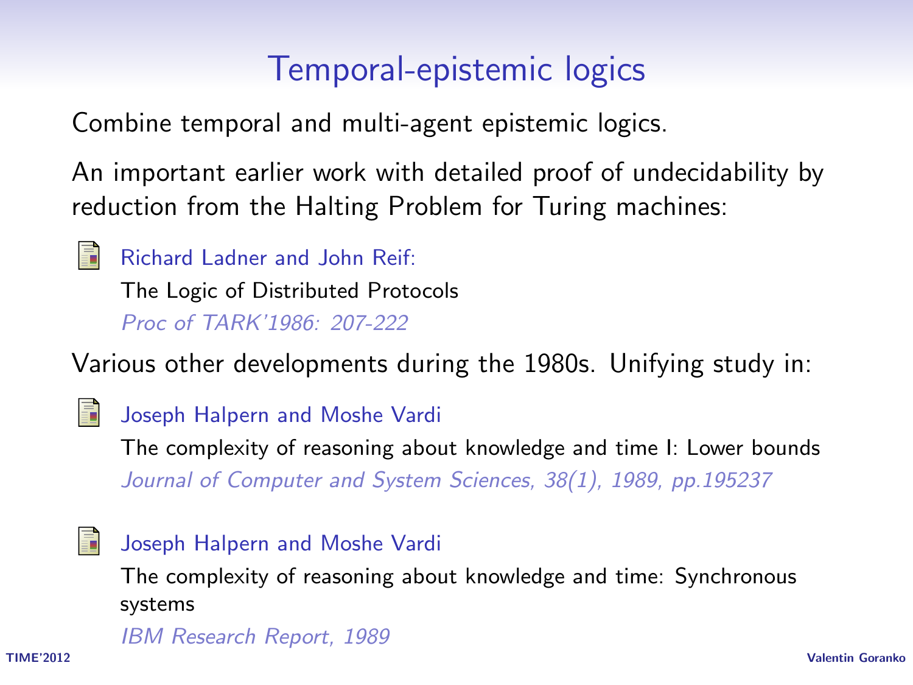# Temporal-epistemic logics

Combine temporal and multi-agent epistemic logics.

An important earlier work with detailed proof of undecidability by reduction from the Halting Problem for Turing machines:

- Richard Ladner and John Reif:
  The Logic of Distributed Protocols
  *Proc of TARK'1986: 207-222*

Various other developments during the 1980s. Unifying study in:

- Joseph Halpern and Moshe Vardi
  The complexity of reasoning about knowledge and time I: Lower bounds
  *Journal of Computer and System Sciences, 38(1), 1989, pp.195237*

- Joseph Halpern and Moshe Vardi
  The complexity of reasoning about knowledge and time: Synchronous systems
  *IBM Research Report, 1989*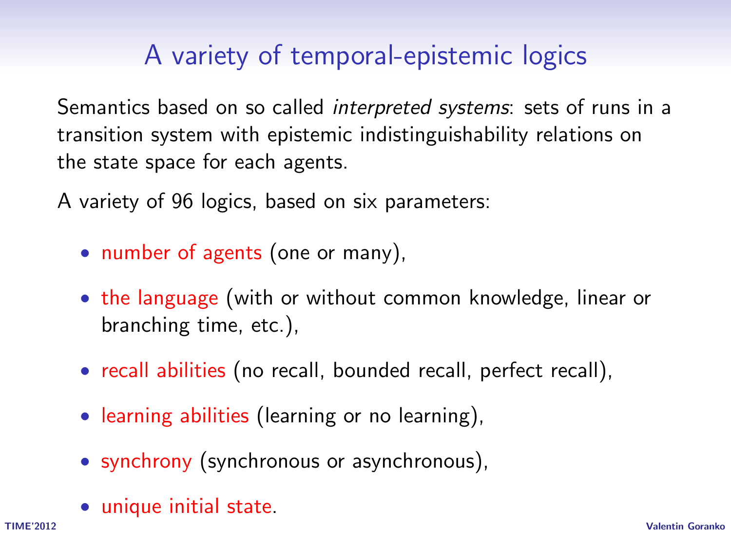# A variety of temporal-epistemic logics

Semantics based on so called *interpreted systems*: sets of runs in a transition system with epistemic indistinguishability relations on the state space for each agents.

A variety of 96 logics, based on six parameters:

- number of agents (one or many),
- the language (with or without common knowledge, linear or branching time, etc.),
- recall abilities (no recall, bounded recall, perfect recall),
- learning abilities (learning or no learning),
- synchrony (synchronous or asynchronous),
- unique initial state.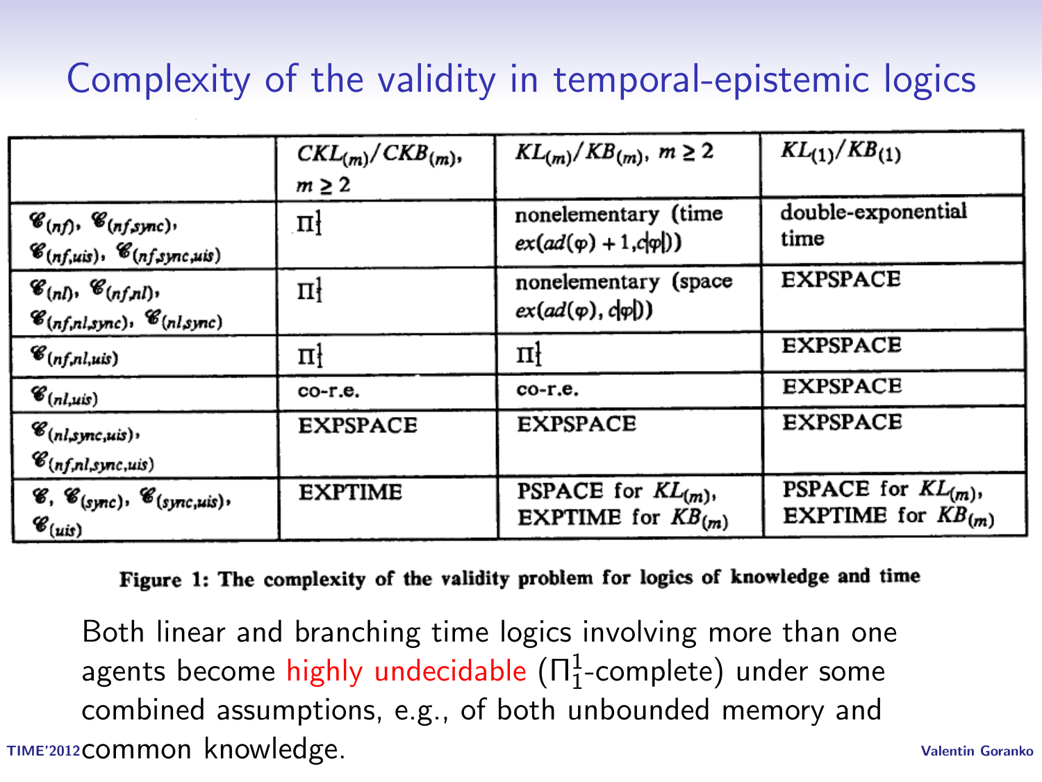# Complexity of the validity in temporal-epistemic logics

| | $CKL_{(m)}/CKB_{(m)}$, $m \geq 2$ | $KL_{(m)}/KB_{(m)}$, $m \geq 2$ | $KL_{(1)}/KB_{(1)}$ |
|---|---|---|---|
| $\mathscr{C}_{(nf)}$, $\mathscr{C}_{(nf,sync)}$, $\mathscr{C}_{(nf,uis)}$, $\mathscr{C}_{(nf,sync,uis)}$ | $\Pi^1_1$ | nonelementary (time $ex(ad(\varphi)+1, c\|\varphi\|)$) | double-exponential time |
| $\mathscr{C}_{(nl)}$, $\mathscr{C}_{(nf,nl)}$, $\mathscr{C}_{(nf,nl,sync)}$, $\mathscr{C}_{(nl,sync)}$ | $\Pi^1_1$ | nonelementary (space $ex(ad(\varphi), c\|\varphi\|)$) | EXPSPACE |
| $\mathscr{C}_{(nf,nl,uis)}$ | $\Pi^1_1$ | $\Pi^1_1$ | EXPSPACE |
| $\mathscr{C}_{(nl,uis)}$ | co-r.e. | co-r.e. | EXPSPACE |
| $\mathscr{C}_{(nl,sync,uis)}$, $\mathscr{C}_{(nf,nl,sync,uis)}$ | EXPSPACE | EXPSPACE | EXPSPACE |
| $\mathscr{C}$, $\mathscr{C}_{(sync)}$, $\mathscr{C}_{(sync,uis)}$, $\mathscr{C}_{(uis)}$ | EXPTIME | PSPACE for $KL_{(m)}$, EXPTIME for $KB_{(m)}$ | PSPACE for $KL_{(m)}$, EXPTIME for $KB_{(m)}$ |

**Figure 1: The complexity of the validity problem for logics of knowledge and time**

Both linear and branching time logics involving more than one agents become highly undecidable ($\Pi^1_1$-complete) under some combined assumptions, e.g., of both unbounded memory and common knowledge.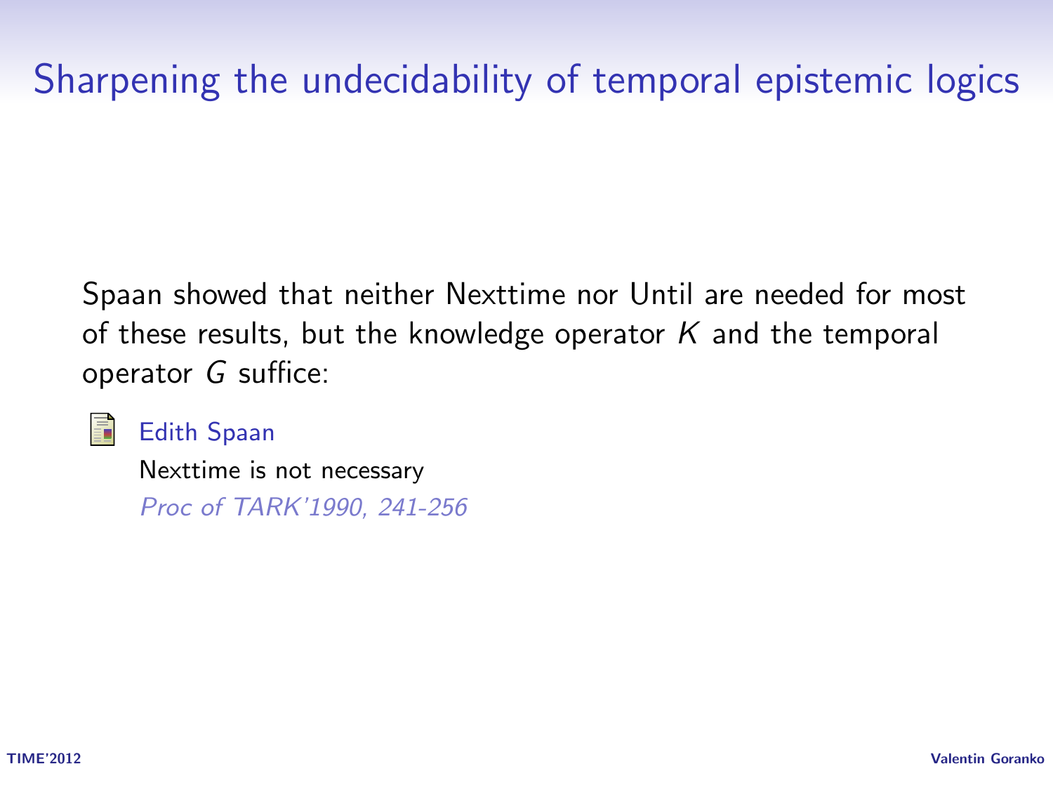# Sharpening the undecidability of temporal epistemic logics

Spaan showed that neither Nexttime nor Until are needed for most of these results, but the knowledge operator $K$ and the temporal operator $G$ suffice:

Edith Spaan
Nexttime is not necessary
*Proc of TARK'1990, 241-256*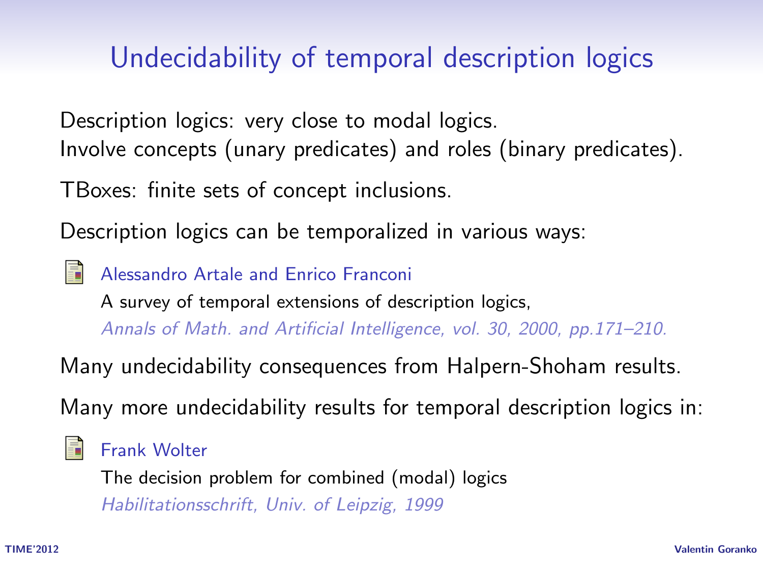# Undecidability of temporal description logics

Description logics: very close to modal logics.
Involve concepts (unary predicates) and roles (binary predicates).

TBoxes: finite sets of concept inclusions.

Description logics can be temporalized in various ways:

- Alessandro Artale and Enrico Franconi
  A survey of temporal extensions of description logics,
  *Annals of Math. and Artificial Intelligence, vol. 30, 2000, pp.171–210.*

Many undecidability consequences from Halpern-Shoham results.

Many more undecidability results for temporal description logics in:

- Frank Wolter
  The decision problem for combined (modal) logics
  *Habilitationsschrift, Univ. of Leipzig, 1999*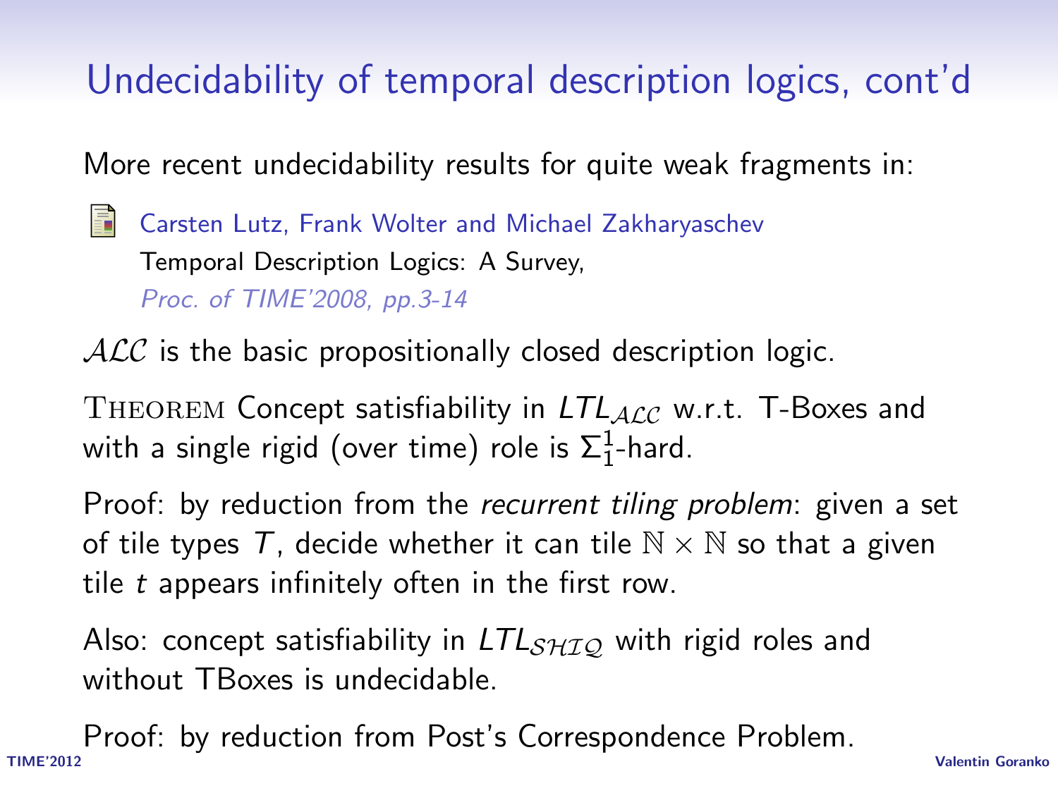# Undecidability of temporal description logics, cont'd

More recent undecidability results for quite weak fragments in:

Carsten Lutz, Frank Wolter and Michael Zakharyaschev
Temporal Description Logics: A Survey,
*Proc. of TIME'2008, pp.3-14*

$\mathcal{ALC}$ is the basic propositionally closed description logic.

THEOREM Concept satisfiability in $LTL_{\mathcal{ALC}}$ w.r.t. T-Boxes and with a single rigid (over time) role is $\Sigma^1_1$-hard.

Proof: by reduction from the *recurrent tiling problem*: given a set of tile types $T$, decide whether it can tile $\mathbb{N} \times \mathbb{N}$ so that a given tile $t$ appears infinitely often in the first row.

Also: concept satisfiability in $LTL_{\mathcal{SHIQ}}$ with rigid roles and without TBoxes is undecidable.

Proof: by reduction from Post's Correspondence Problem.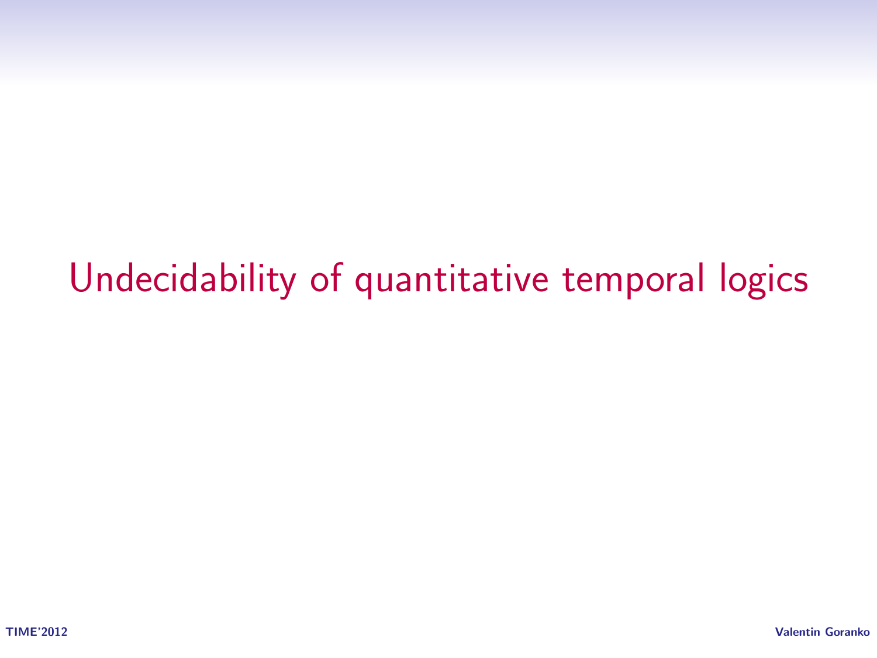# Undecidability of quantitative temporal logics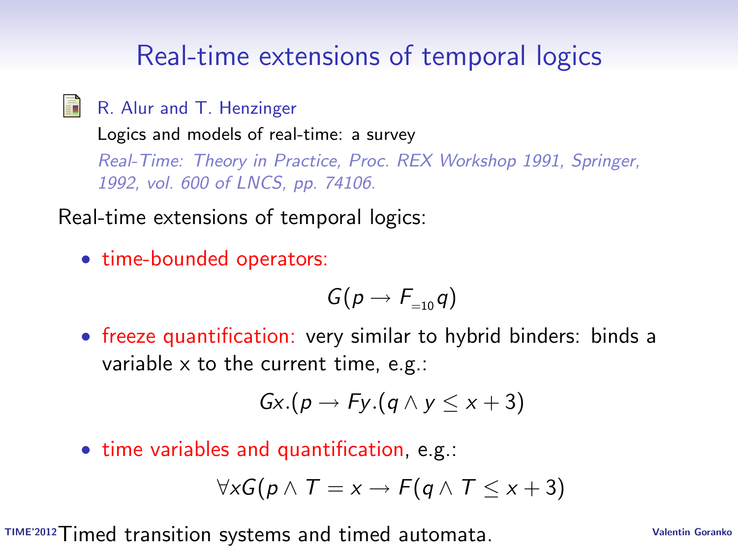# Real-time extensions of temporal logics

R. Alur and T. Henzinger
Logics and models of real-time: a survey
*Real-Time: Theory in Practice, Proc. REX Workshop 1991, Springer, 1992, vol. 600 of LNCS, pp. 74106.*

Real-time extensions of temporal logics:

- time-bounded operators:

$$G(p \rightarrow F_{=10} q)$$

- freeze quantification: very similar to hybrid binders: binds a variable x to the current time, e.g.:

$$Gx.(p \rightarrow Fy.(q \wedge y \leq x + 3)$$

- time variables and quantification, e.g.:

$$\forall x G(p \wedge T = x \rightarrow F(q \wedge T \leq x + 3)$$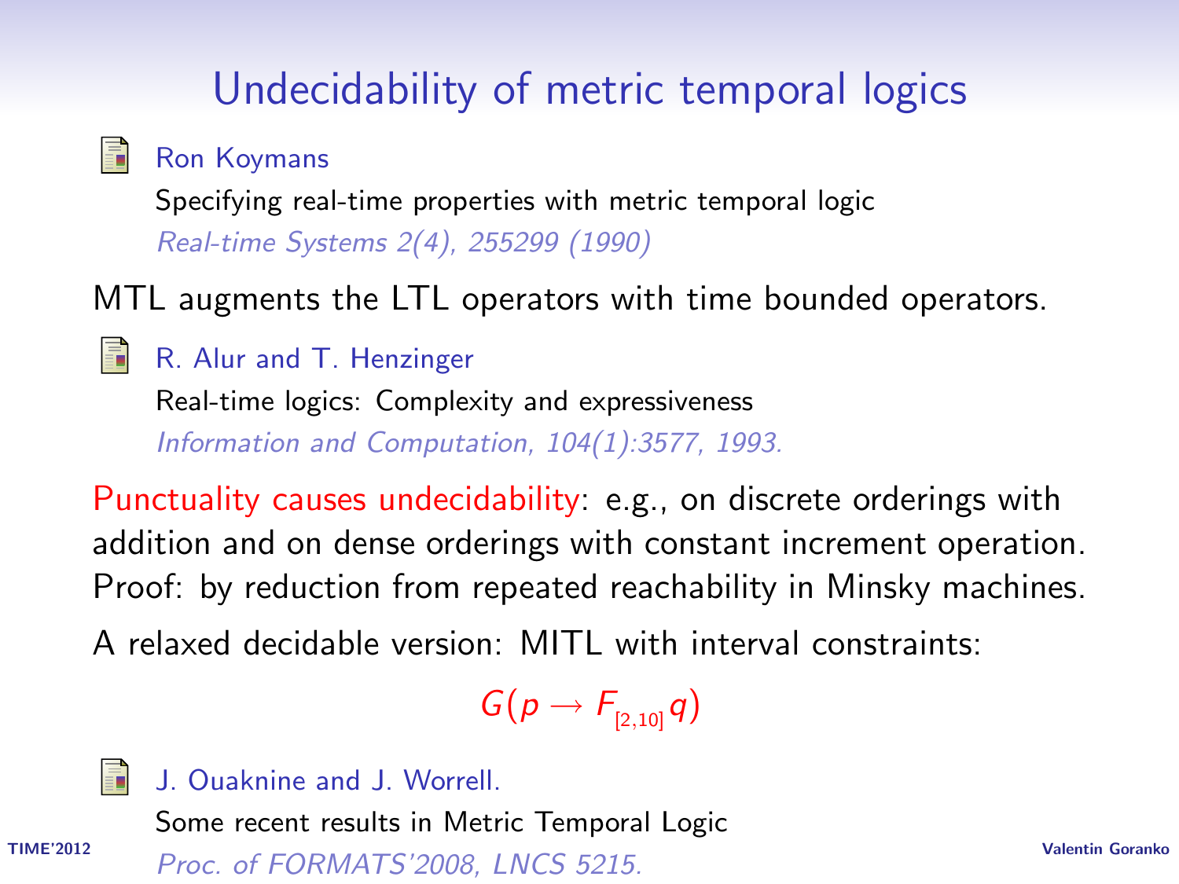# Undecidability of metric temporal logics

Ron Koymans
Specifying real-time properties with metric temporal logic
*Real-time Systems 2(4), 255299 (1990)*

MTL augments the LTL operators with time bounded operators.

R. Alur and T. Henzinger
Real-time logics: Complexity and expressiveness
*Information and Computation, 104(1):3577, 1993.*

Punctuality causes undecidability: e.g., on discrete orderings with addition and on dense orderings with constant increment operation. Proof: by reduction from repeated reachability in Minsky machines.

A relaxed decidable version: MITL with interval constraints:

$$G(p \rightarrow F_{[2,10]} q)$$

J. Ouaknine and J. Worrell.
Some recent results in Metric Temporal Logic
*Proc. of FORMATS'2008, LNCS 5215.*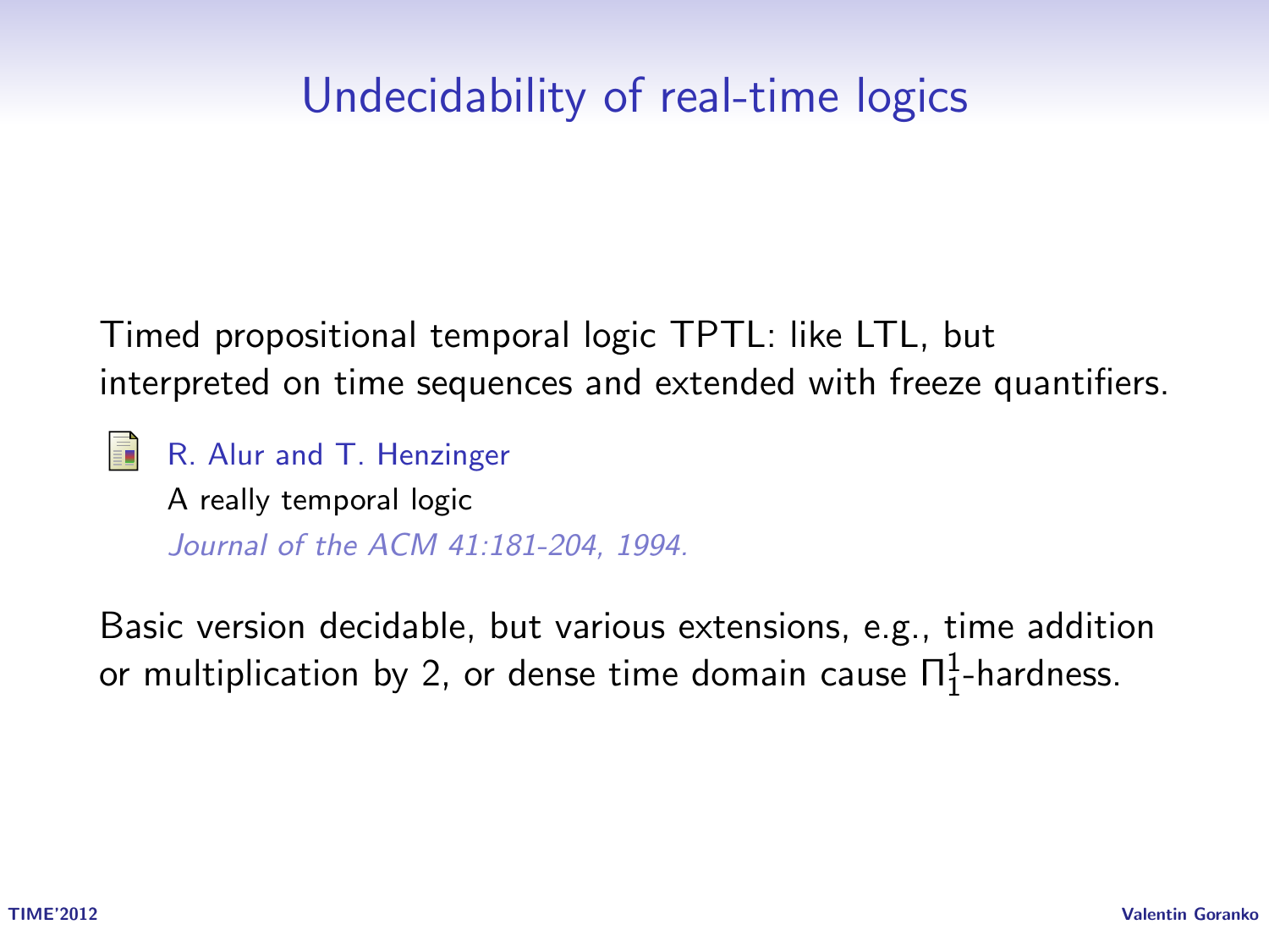# Undecidability of real-time logics

Timed propositional temporal logic TPTL: like LTL, but interpreted on time sequences and extended with freeze quantifiers.

R. Alur and T. Henzinger
A really temporal logic
*Journal of the ACM 41:181-204, 1994.*

Basic version decidable, but various extensions, e.g., time addition or multiplication by 2, or dense time domain cause $\Pi^1_1$-hardness.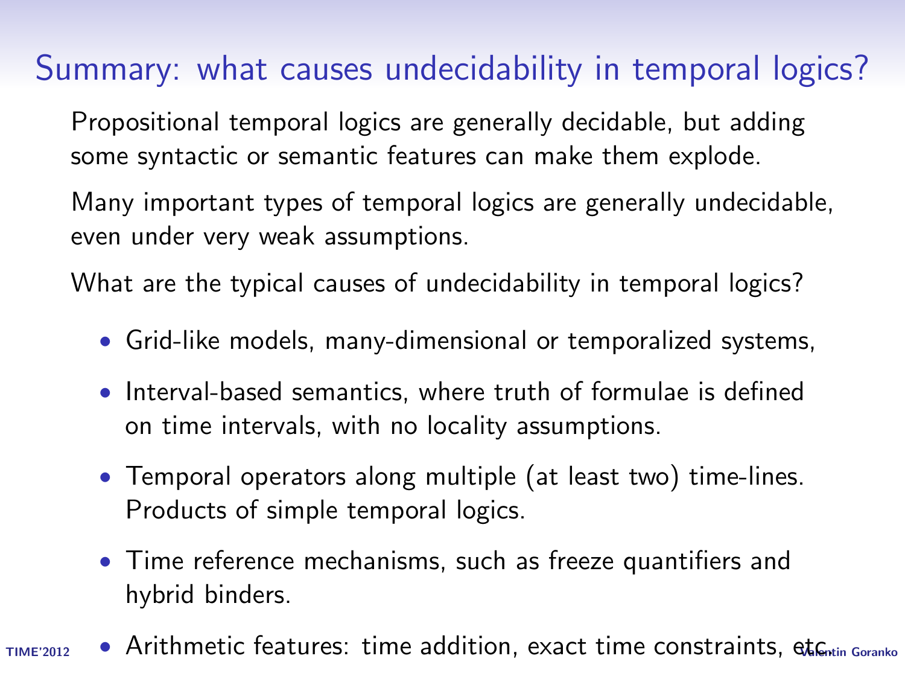# Summary: what causes undecidability in temporal logics?

Propositional temporal logics are generally decidable, but adding some syntactic or semantic features can make them explode.

Many important types of temporal logics are generally undecidable, even under very weak assumptions.

What are the typical causes of undecidability in temporal logics?

- Grid-like models, many-dimensional or temporalized systems,
- Interval-based semantics, where truth of formulae is defined on time intervals, with no locality assumptions.
- Temporal operators along multiple (at least two) time-lines. Products of simple temporal logics.
- Time reference mechanisms, such as freeze quantifiers and hybrid binders.
- Arithmetic features: time addition, exact time constraints, etc.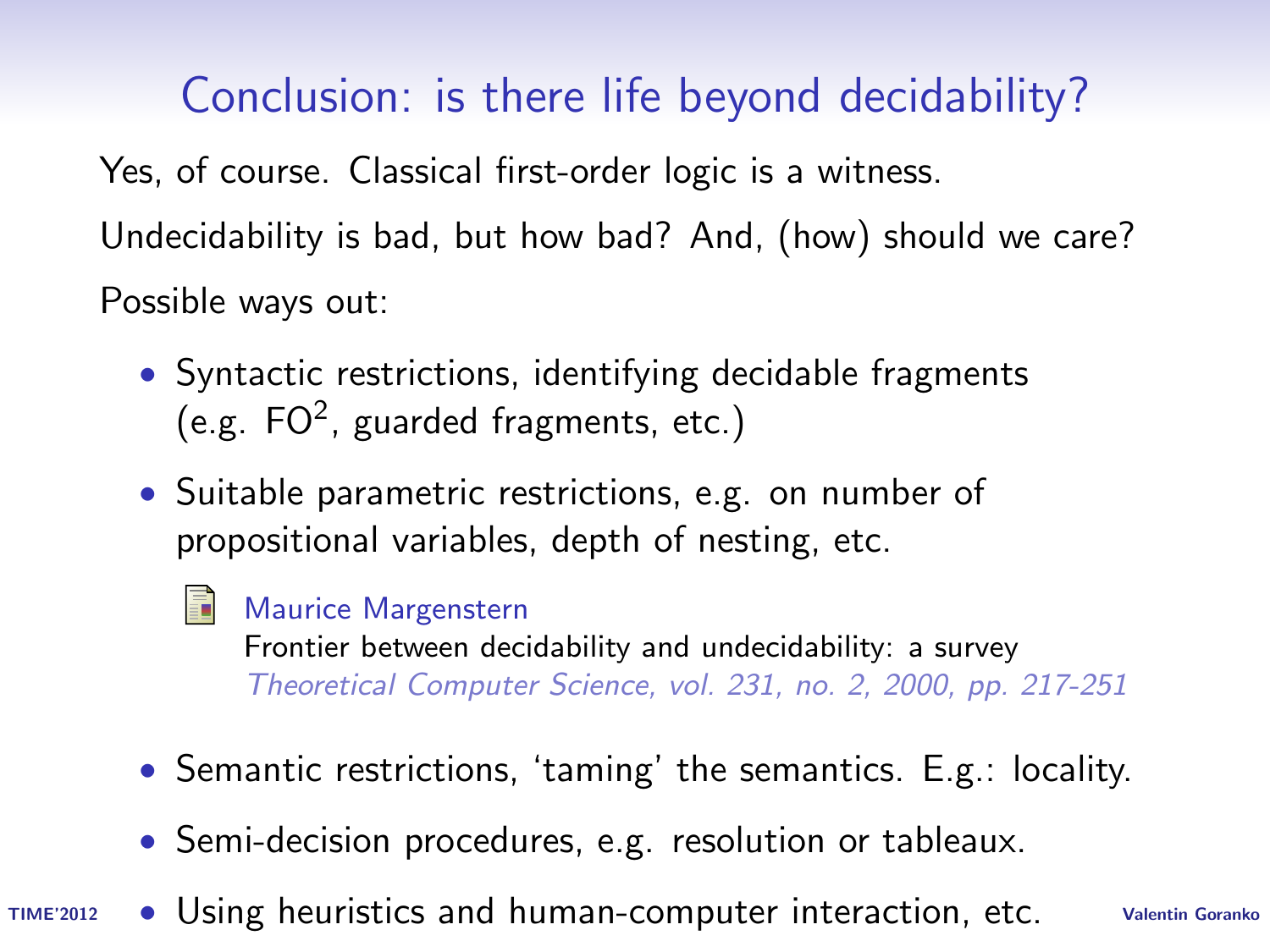# Conclusion: is there life beyond decidability?

Yes, of course. Classical first-order logic is a witness.

Undecidability is bad, but how bad? And, (how) should we care?

Possible ways out:

- Syntactic restrictions, identifying decidable fragments (e.g. $FO^2$, guarded fragments, etc.)
- Suitable parametric restrictions, e.g. on number of propositional variables, depth of nesting, etc.

  Maurice Margenstern
  Frontier between decidability and undecidability: a survey
  *Theoretical Computer Science, vol. 231, no. 2, 2000, pp. 217-251*

- Semantic restrictions, 'taming' the semantics. E.g.: locality.
- Semi-decision procedures, e.g. resolution or tableaux.
- Using heuristics and human-computer interaction, etc.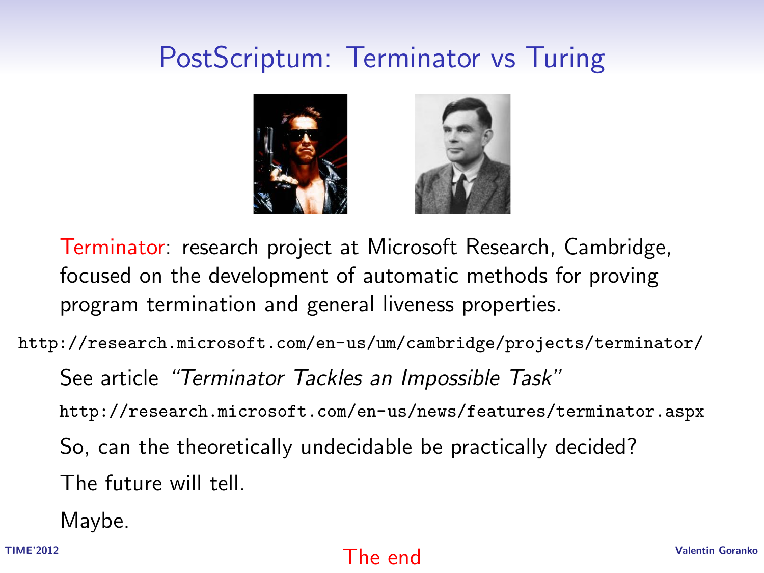# PostScriptum: Terminator vs Turing

Terminator: research project at Microsoft Research, Cambridge, focused on the development of automatic methods for proving program termination and general liveness properties.

http://research.microsoft.com/en-us/um/cambridge/projects/terminator/

See article *"Terminator Tackles an Impossible Task"*

http://research.microsoft.com/en-us/news/features/terminator.aspx

So, can the theoretically undecidable be practically decided?

The future will tell.

Maybe.

The end